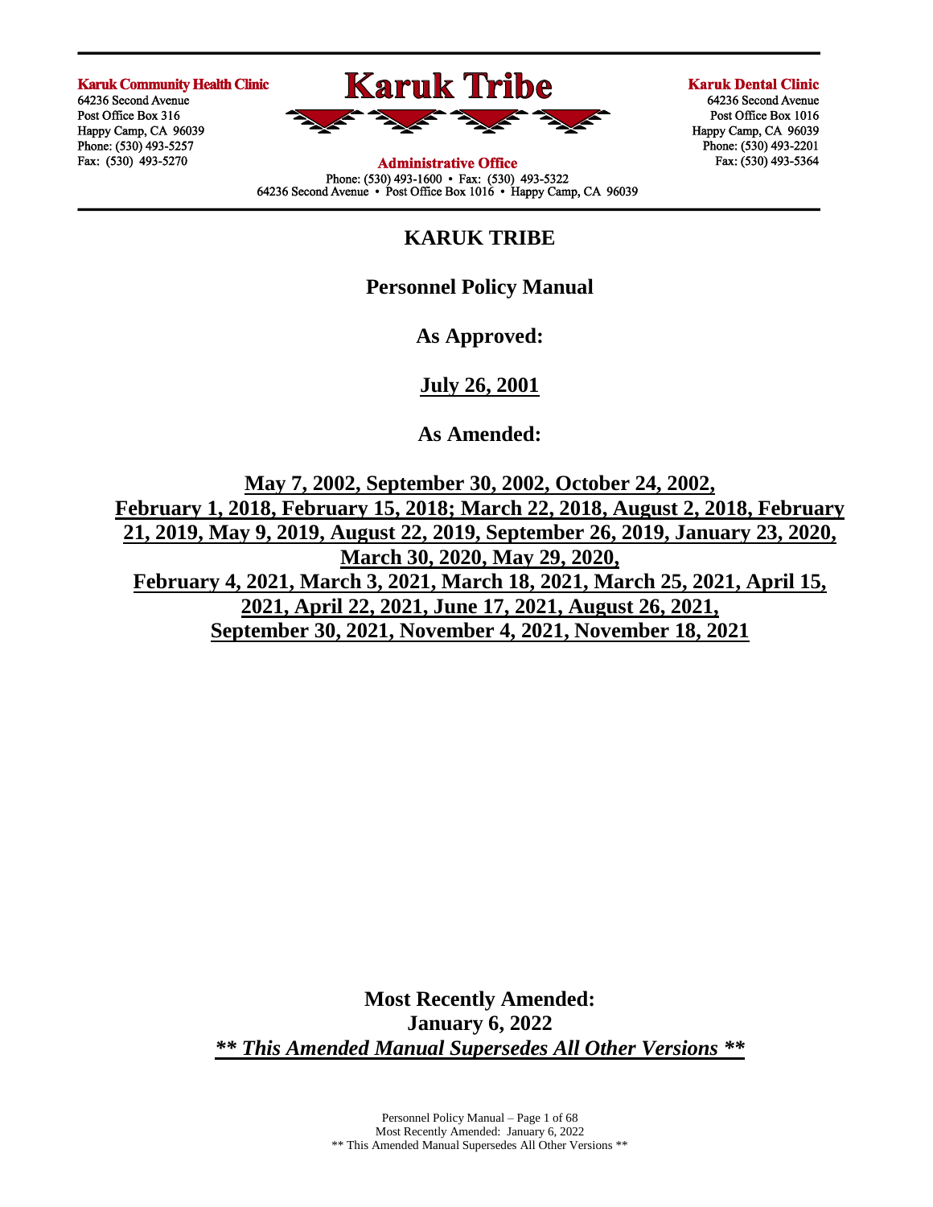**Karuk Community Health Clinic**
64236 Second Avenue
Post Office Box 316
Happy Camp, CA 96039
Phone: (530) 493-5257
Fax: (530) 493-5270

**Karuk Tribe**

**Administrative Office**
Phone: (530) 493-1600 • Fax: (530) 493-5322
64236 Second Avenue • Post Office Box 1016 • Happy Camp, CA 96039

**Karuk Dental Clinic**
64236 Second Avenue
Post Office Box 1016
Happy Camp, CA 96039
Phone: (530) 493-2201
Fax: (530) 493-5364

# KARUK TRIBE

## Personnel Policy Manual

**As Approved:**

**July 26, 2001**

**As Amended:**

**May 7, 2002, September 30, 2002, October 24, 2002, February 1, 2018, February 15, 2018; March 22, 2018, August 2, 2018, February 21, 2019, May 9, 2019, August 22, 2019, September 26, 2019, January 23, 2020, March 30, 2020, May 29, 2020, February 4, 2021, March 3, 2021, March 18, 2021, March 25, 2021, April 15, 2021, April 22, 2021, June 17, 2021, August 26, 2021, September 30, 2021, November 4, 2021, November 18, 2021**

**Most Recently Amended:**
**January 6, 2022**
***\*\* This Amended Manual Supersedes All Other Versions \*\****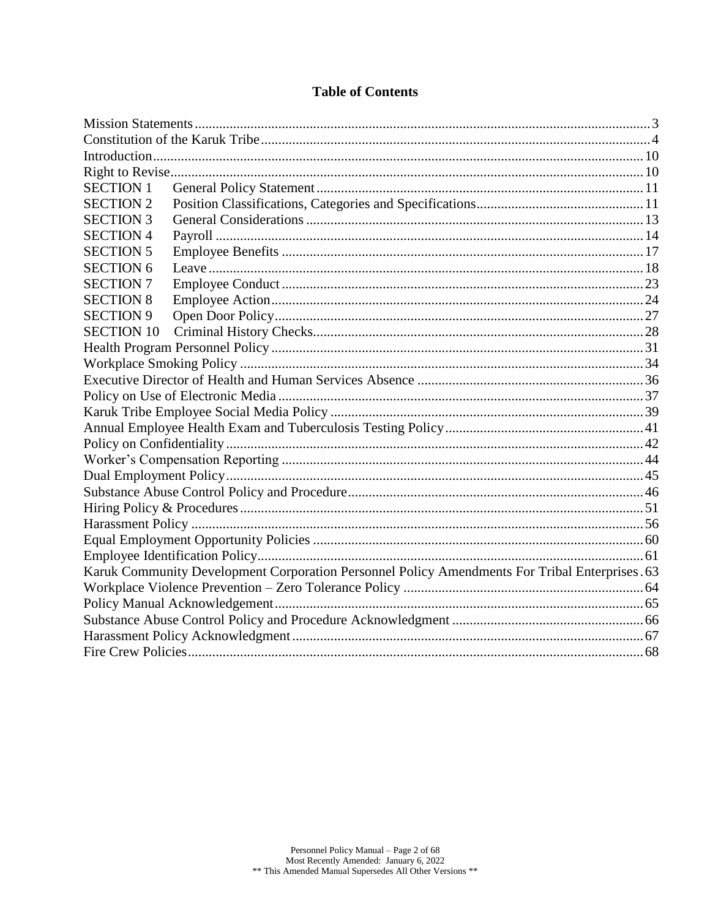# Table of Contents

| | |
|---|---|
| Mission Statements | 3 |
| Constitution of the Karuk Tribe | 4 |
| Introduction | 10 |
| Right to Revise | 10 |
| SECTION 1 General Policy Statement | 11 |
| SECTION 2 Position Classifications, Categories and Specifications | 11 |
| SECTION 3 General Considerations | 13 |
| SECTION 4 Payroll | 14 |
| SECTION 5 Employee Benefits | 17 |
| SECTION 6 Leave | 18 |
| SECTION 7 Employee Conduct | 23 |
| SECTION 8 Employee Action | 24 |
| SECTION 9 Open Door Policy | 27 |
| SECTION 10 Criminal History Checks | 28 |
| Health Program Personnel Policy | 31 |
| Workplace Smoking Policy | 34 |
| Executive Director of Health and Human Services Absence | 36 |
| Policy on Use of Electronic Media | 37 |
| Karuk Tribe Employee Social Media Policy | 39 |
| Annual Employee Health Exam and Tuberculosis Testing Policy | 41 |
| Policy on Confidentiality | 42 |
| Worker's Compensation Reporting | 44 |
| Dual Employment Policy | 45 |
| Substance Abuse Control Policy and Procedure | 46 |
| Hiring Policy & Procedures | 51 |
| Harassment Policy | 56 |
| Equal Employment Opportunity Policies | 60 |
| Employee Identification Policy | 61 |
| Karuk Community Development Corporation Personnel Policy Amendments For Tribal Enterprises | 63 |
| Workplace Violence Prevention – Zero Tolerance Policy | 64 |
| Policy Manual Acknowledgement | 65 |
| Substance Abuse Control Policy and Procedure Acknowledgment | 66 |
| Harassment Policy Acknowledgment | 67 |
| Fire Crew Policies | 68 |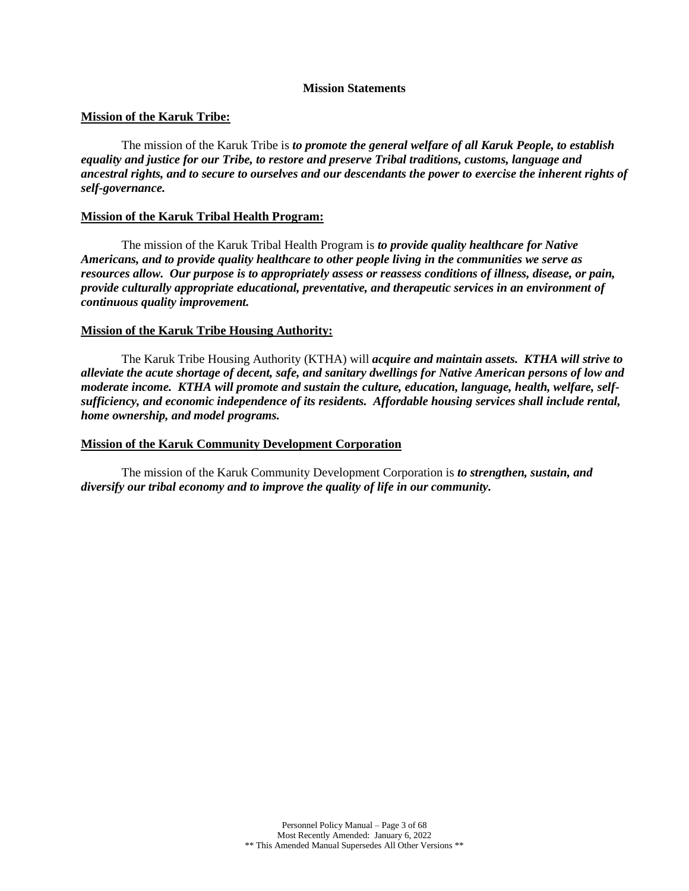## Mission Statements

**Mission of the Karuk Tribe:**

The mission of the Karuk Tribe is ***to promote the general welfare of all Karuk People, to establish equality and justice for our Tribe, to restore and preserve Tribal traditions, customs, language and ancestral rights, and to secure to ourselves and our descendants the power to exercise the inherent rights of self-governance.***

**Mission of the Karuk Tribal Health Program:**

The mission of the Karuk Tribal Health Program is ***to provide quality healthcare for Native Americans, and to provide quality healthcare to other people living in the communities we serve as resources allow. Our purpose is to appropriately assess or reassess conditions of illness, disease, or pain, provide culturally appropriate educational, preventative, and therapeutic services in an environment of continuous quality improvement.***

**Mission of the Karuk Tribe Housing Authority:**

The Karuk Tribe Housing Authority (KTHA) will ***acquire and maintain assets. KTHA will strive to alleviate the acute shortage of decent, safe, and sanitary dwellings for Native American persons of low and moderate income. KTHA will promote and sustain the culture, education, language, health, welfare, self-sufficiency, and economic independence of its residents. Affordable housing services shall include rental, home ownership, and model programs.***

**Mission of the Karuk Community Development Corporation**

The mission of the Karuk Community Development Corporation is ***to strengthen, sustain, and diversify our tribal economy and to improve the quality of life in our community.***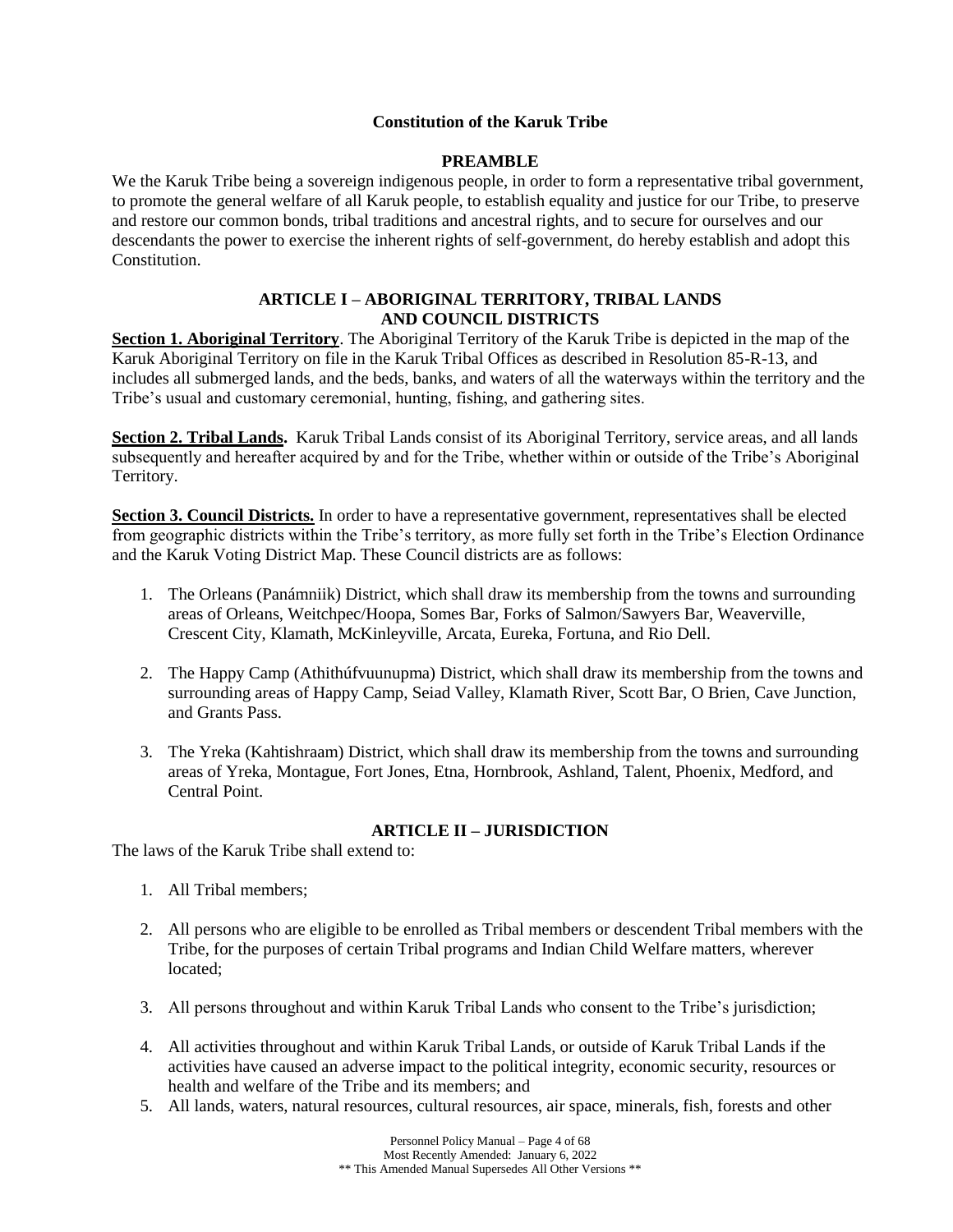**Constitution of the Karuk Tribe**

**PREAMBLE**

We the Karuk Tribe being a sovereign indigenous people, in order to form a representative tribal government, to promote the general welfare of all Karuk people, to establish equality and justice for our Tribe, to preserve and restore our common bonds, tribal traditions and ancestral rights, and to secure for ourselves and our descendants the power to exercise the inherent rights of self-government, do hereby establish and adopt this Constitution.

**ARTICLE I – ABORIGINAL TERRITORY, TRIBAL LANDS AND COUNCIL DISTRICTS**

**Section 1. Aboriginal Territory**. The Aboriginal Territory of the Karuk Tribe is depicted in the map of the Karuk Aboriginal Territory on file in the Karuk Tribal Offices as described in Resolution 85-R-13, and includes all submerged lands, and the beds, banks, and waters of all the waterways within the territory and the Tribe's usual and customary ceremonial, hunting, fishing, and gathering sites.

**Section 2. Tribal Lands.** Karuk Tribal Lands consist of its Aboriginal Territory, service areas, and all lands subsequently and hereafter acquired by and for the Tribe, whether within or outside of the Tribe's Aboriginal Territory.

**Section 3. Council Districts.** In order to have a representative government, representatives shall be elected from geographic districts within the Tribe's territory, as more fully set forth in the Tribe's Election Ordinance and the Karuk Voting District Map. These Council districts are as follows:

1. The Orleans (Panámniik) District, which shall draw its membership from the towns and surrounding areas of Orleans, Weitchpec/Hoopa, Somes Bar, Forks of Salmon/Sawyers Bar, Weaverville, Crescent City, Klamath, McKinleyville, Arcata, Eureka, Fortuna, and Rio Dell.

2. The Happy Camp (Athithúfvuunupma) District, which shall draw its membership from the towns and surrounding areas of Happy Camp, Seiad Valley, Klamath River, Scott Bar, O Brien, Cave Junction, and Grants Pass.

3. The Yreka (Kahtishraam) District, which shall draw its membership from the towns and surrounding areas of Yreka, Montague, Fort Jones, Etna, Hornbrook, Ashland, Talent, Phoenix, Medford, and Central Point.

**ARTICLE II – JURISDICTION**

The laws of the Karuk Tribe shall extend to:

1. All Tribal members;

2. All persons who are eligible to be enrolled as Tribal members or descendent Tribal members with the Tribe, for the purposes of certain Tribal programs and Indian Child Welfare matters, wherever located;

3. All persons throughout and within Karuk Tribal Lands who consent to the Tribe's jurisdiction;

4. All activities throughout and within Karuk Tribal Lands, or outside of Karuk Tribal Lands if the activities have caused an adverse impact to the political integrity, economic security, resources or health and welfare of the Tribe and its members; and

5. All lands, waters, natural resources, cultural resources, air space, minerals, fish, forests and other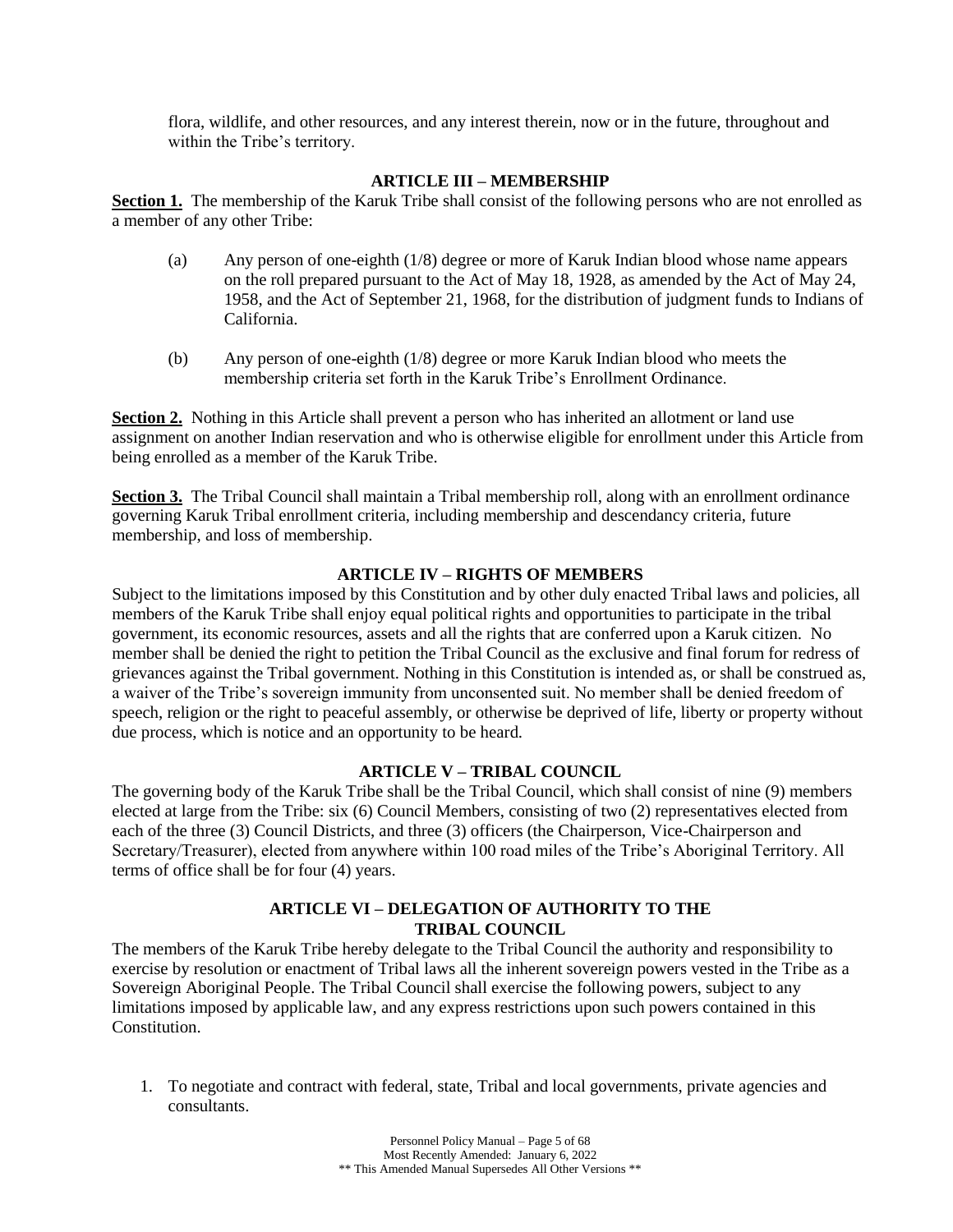flora, wildlife, and other resources, and any interest therein, now or in the future, throughout and within the Tribe's territory.

## ARTICLE III – MEMBERSHIP

**Section 1.** The membership of the Karuk Tribe shall consist of the following persons who are not enrolled as a member of any other Tribe:

(a) Any person of one-eighth (1/8) degree or more of Karuk Indian blood whose name appears on the roll prepared pursuant to the Act of May 18, 1928, as amended by the Act of May 24, 1958, and the Act of September 21, 1968, for the distribution of judgment funds to Indians of California.

(b) Any person of one-eighth (1/8) degree or more Karuk Indian blood who meets the membership criteria set forth in the Karuk Tribe's Enrollment Ordinance.

**Section 2.** Nothing in this Article shall prevent a person who has inherited an allotment or land use assignment on another Indian reservation and who is otherwise eligible for enrollment under this Article from being enrolled as a member of the Karuk Tribe.

**Section 3.** The Tribal Council shall maintain a Tribal membership roll, along with an enrollment ordinance governing Karuk Tribal enrollment criteria, including membership and descendancy criteria, future membership, and loss of membership.

## ARTICLE IV – RIGHTS OF MEMBERS

Subject to the limitations imposed by this Constitution and by other duly enacted Tribal laws and policies, all members of the Karuk Tribe shall enjoy equal political rights and opportunities to participate in the tribal government, its economic resources, assets and all the rights that are conferred upon a Karuk citizen. No member shall be denied the right to petition the Tribal Council as the exclusive and final forum for redress of grievances against the Tribal government. Nothing in this Constitution is intended as, or shall be construed as, a waiver of the Tribe's sovereign immunity from unconsented suit. No member shall be denied freedom of speech, religion or the right to peaceful assembly, or otherwise be deprived of life, liberty or property without due process, which is notice and an opportunity to be heard.

## ARTICLE V – TRIBAL COUNCIL

The governing body of the Karuk Tribe shall be the Tribal Council, which shall consist of nine (9) members elected at large from the Tribe: six (6) Council Members, consisting of two (2) representatives elected from each of the three (3) Council Districts, and three (3) officers (the Chairperson, Vice-Chairperson and Secretary/Treasurer), elected from anywhere within 100 road miles of the Tribe's Aboriginal Territory. All terms of office shall be for four (4) years.

## ARTICLE VI – DELEGATION OF AUTHORITY TO THE TRIBAL COUNCIL

The members of the Karuk Tribe hereby delegate to the Tribal Council the authority and responsibility to exercise by resolution or enactment of Tribal laws all the inherent sovereign powers vested in the Tribe as a Sovereign Aboriginal People. The Tribal Council shall exercise the following powers, subject to any limitations imposed by applicable law, and any express restrictions upon such powers contained in this Constitution.

1. To negotiate and contract with federal, state, Tribal and local governments, private agencies and consultants.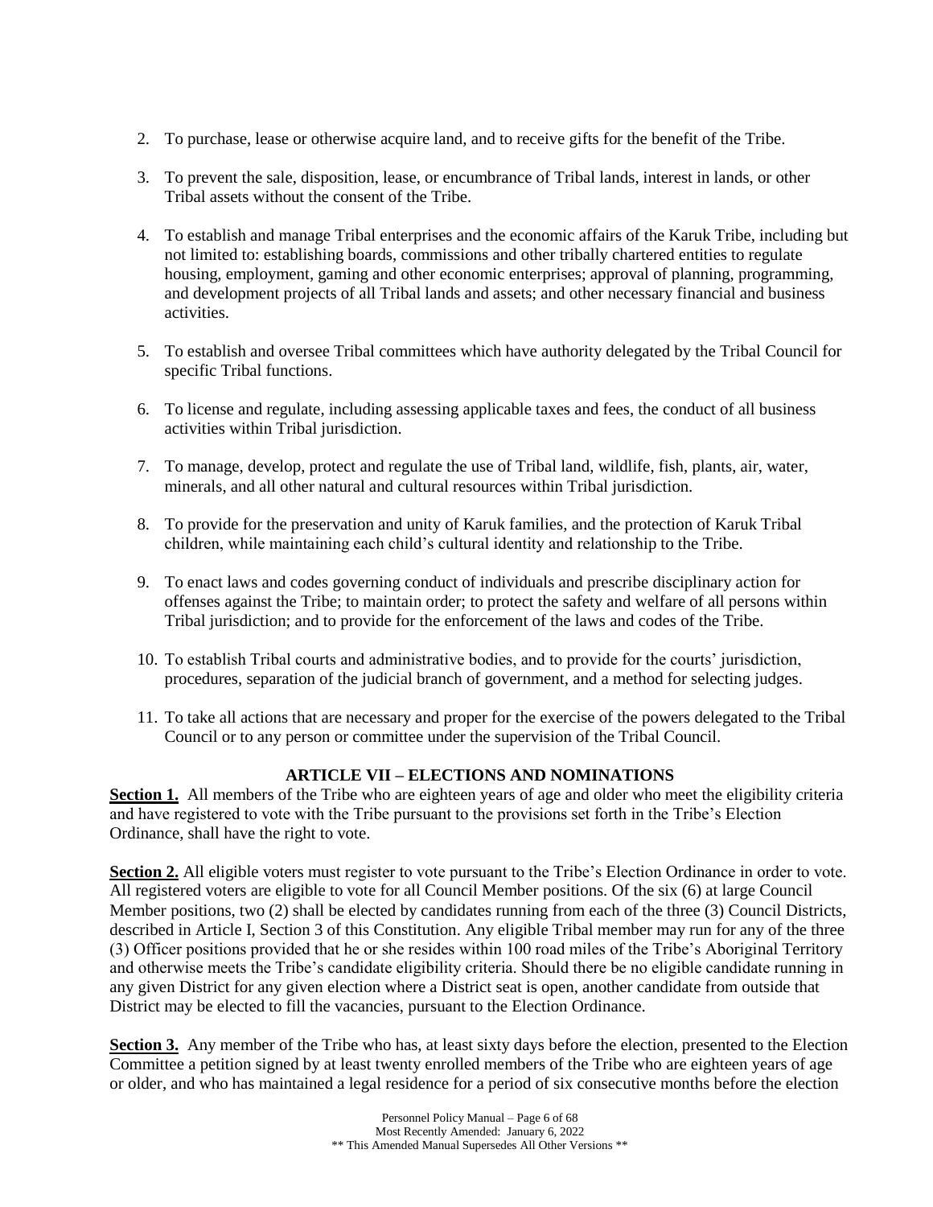2. To purchase, lease or otherwise acquire land, and to receive gifts for the benefit of the Tribe.

3. To prevent the sale, disposition, lease, or encumbrance of Tribal lands, interest in lands, or other Tribal assets without the consent of the Tribe.

4. To establish and manage Tribal enterprises and the economic affairs of the Karuk Tribe, including but not limited to: establishing boards, commissions and other tribally chartered entities to regulate housing, employment, gaming and other economic enterprises; approval of planning, programming, and development projects of all Tribal lands and assets; and other necessary financial and business activities.

5. To establish and oversee Tribal committees which have authority delegated by the Tribal Council for specific Tribal functions.

6. To license and regulate, including assessing applicable taxes and fees, the conduct of all business activities within Tribal jurisdiction.

7. To manage, develop, protect and regulate the use of Tribal land, wildlife, fish, plants, air, water, minerals, and all other natural and cultural resources within Tribal jurisdiction.

8. To provide for the preservation and unity of Karuk families, and the protection of Karuk Tribal children, while maintaining each child's cultural identity and relationship to the Tribe.

9. To enact laws and codes governing conduct of individuals and prescribe disciplinary action for offenses against the Tribe; to maintain order; to protect the safety and welfare of all persons within Tribal jurisdiction; and to provide for the enforcement of the laws and codes of the Tribe.

10. To establish Tribal courts and administrative bodies, and to provide for the courts' jurisdiction, procedures, separation of the judicial branch of government, and a method for selecting judges.

11. To take all actions that are necessary and proper for the exercise of the powers delegated to the Tribal Council or to any person or committee under the supervision of the Tribal Council.

## ARTICLE VII – ELECTIONS AND NOMINATIONS

**Section 1.** All members of the Tribe who are eighteen years of age and older who meet the eligibility criteria and have registered to vote with the Tribe pursuant to the provisions set forth in the Tribe's Election Ordinance, shall have the right to vote.

**Section 2.** All eligible voters must register to vote pursuant to the Tribe's Election Ordinance in order to vote. All registered voters are eligible to vote for all Council Member positions. Of the six (6) at large Council Member positions, two (2) shall be elected by candidates running from each of the three (3) Council Districts, described in Article I, Section 3 of this Constitution. Any eligible Tribal member may run for any of the three (3) Officer positions provided that he or she resides within 100 road miles of the Tribe's Aboriginal Territory and otherwise meets the Tribe's candidate eligibility criteria. Should there be no eligible candidate running in any given District for any given election where a District seat is open, another candidate from outside that District may be elected to fill the vacancies, pursuant to the Election Ordinance.

**Section 3.** Any member of the Tribe who has, at least sixty days before the election, presented to the Election Committee a petition signed by at least twenty enrolled members of the Tribe who are eighteen years of age or older, and who has maintained a legal residence for a period of six consecutive months before the election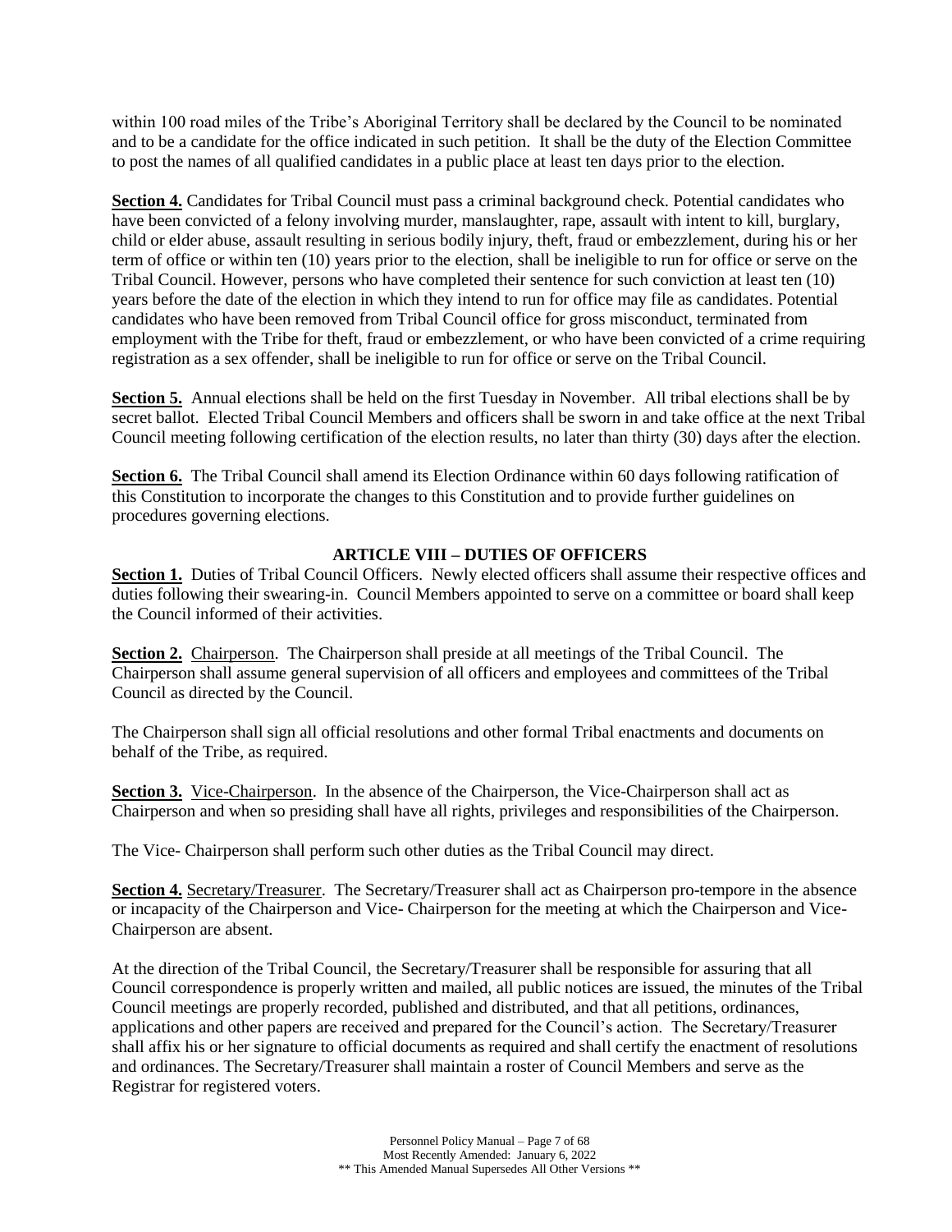within 100 road miles of the Tribe's Aboriginal Territory shall be declared by the Council to be nominated and to be a candidate for the office indicated in such petition. It shall be the duty of the Election Committee to post the names of all qualified candidates in a public place at least ten days prior to the election.

**Section 4.** Candidates for Tribal Council must pass a criminal background check. Potential candidates who have been convicted of a felony involving murder, manslaughter, rape, assault with intent to kill, burglary, child or elder abuse, assault resulting in serious bodily injury, theft, fraud or embezzlement, during his or her term of office or within ten (10) years prior to the election, shall be ineligible to run for office or serve on the Tribal Council. However, persons who have completed their sentence for such conviction at least ten (10) years before the date of the election in which they intend to run for office may file as candidates. Potential candidates who have been removed from Tribal Council office for gross misconduct, terminated from employment with the Tribe for theft, fraud or embezzlement, or who have been convicted of a crime requiring registration as a sex offender, shall be ineligible to run for office or serve on the Tribal Council.

**Section 5.** Annual elections shall be held on the first Tuesday in November. All tribal elections shall be by secret ballot. Elected Tribal Council Members and officers shall be sworn in and take office at the next Tribal Council meeting following certification of the election results, no later than thirty (30) days after the election.

**Section 6.** The Tribal Council shall amend its Election Ordinance within 60 days following ratification of this Constitution to incorporate the changes to this Constitution and to provide further guidelines on procedures governing elections.

## ARTICLE VIII – DUTIES OF OFFICERS

**Section 1.** Duties of Tribal Council Officers. Newly elected officers shall assume their respective offices and duties following their swearing-in. Council Members appointed to serve on a committee or board shall keep the Council informed of their activities.

**Section 2.** Chairperson. The Chairperson shall preside at all meetings of the Tribal Council. The Chairperson shall assume general supervision of all officers and employees and committees of the Tribal Council as directed by the Council.

The Chairperson shall sign all official resolutions and other formal Tribal enactments and documents on behalf of the Tribe, as required.

**Section 3.** Vice-Chairperson. In the absence of the Chairperson, the Vice-Chairperson shall act as Chairperson and when so presiding shall have all rights, privileges and responsibilities of the Chairperson.

The Vice- Chairperson shall perform such other duties as the Tribal Council may direct.

**Section 4.** Secretary/Treasurer. The Secretary/Treasurer shall act as Chairperson pro-tempore in the absence or incapacity of the Chairperson and Vice- Chairperson for the meeting at which the Chairperson and Vice-Chairperson are absent.

At the direction of the Tribal Council, the Secretary/Treasurer shall be responsible for assuring that all Council correspondence is properly written and mailed, all public notices are issued, the minutes of the Tribal Council meetings are properly recorded, published and distributed, and that all petitions, ordinances, applications and other papers are received and prepared for the Council's action. The Secretary/Treasurer shall affix his or her signature to official documents as required and shall certify the enactment of resolutions and ordinances. The Secretary/Treasurer shall maintain a roster of Council Members and serve as the Registrar for registered voters.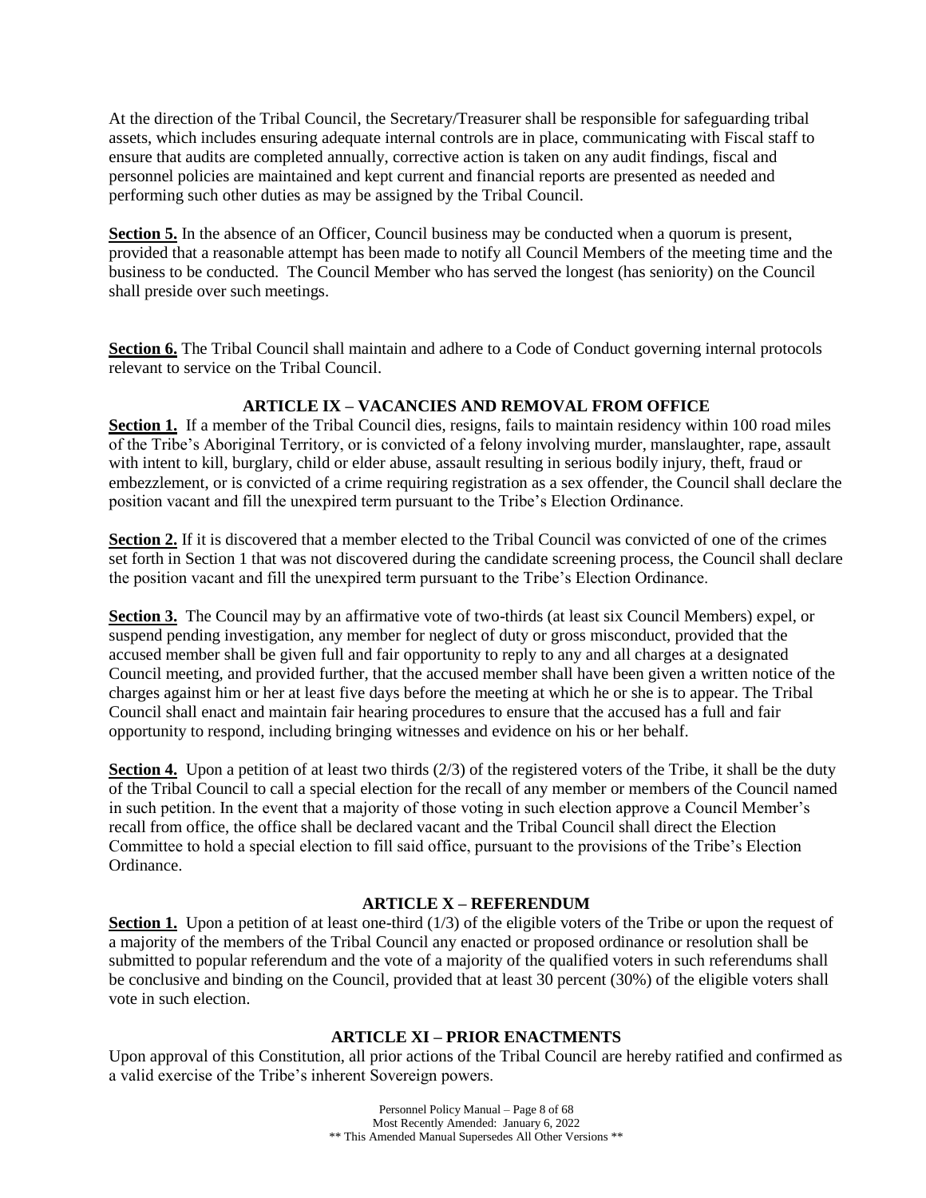At the direction of the Tribal Council, the Secretary/Treasurer shall be responsible for safeguarding tribal assets, which includes ensuring adequate internal controls are in place, communicating with Fiscal staff to ensure that audits are completed annually, corrective action is taken on any audit findings, fiscal and personnel policies are maintained and kept current and financial reports are presented as needed and performing such other duties as may be assigned by the Tribal Council.

**Section 5.** In the absence of an Officer, Council business may be conducted when a quorum is present, provided that a reasonable attempt has been made to notify all Council Members of the meeting time and the business to be conducted. The Council Member who has served the longest (has seniority) on the Council shall preside over such meetings.

**Section 6.** The Tribal Council shall maintain and adhere to a Code of Conduct governing internal protocols relevant to service on the Tribal Council.

## ARTICLE IX – VACANCIES AND REMOVAL FROM OFFICE

**Section 1.** If a member of the Tribal Council dies, resigns, fails to maintain residency within 100 road miles of the Tribe's Aboriginal Territory, or is convicted of a felony involving murder, manslaughter, rape, assault with intent to kill, burglary, child or elder abuse, assault resulting in serious bodily injury, theft, fraud or embezzlement, or is convicted of a crime requiring registration as a sex offender, the Council shall declare the position vacant and fill the unexpired term pursuant to the Tribe's Election Ordinance.

**Section 2.** If it is discovered that a member elected to the Tribal Council was convicted of one of the crimes set forth in Section 1 that was not discovered during the candidate screening process, the Council shall declare the position vacant and fill the unexpired term pursuant to the Tribe's Election Ordinance.

**Section 3.** The Council may by an affirmative vote of two-thirds (at least six Council Members) expel, or suspend pending investigation, any member for neglect of duty or gross misconduct, provided that the accused member shall be given full and fair opportunity to reply to any and all charges at a designated Council meeting, and provided further, that the accused member shall have been given a written notice of the charges against him or her at least five days before the meeting at which he or she is to appear. The Tribal Council shall enact and maintain fair hearing procedures to ensure that the accused has a full and fair opportunity to respond, including bringing witnesses and evidence on his or her behalf.

**Section 4.** Upon a petition of at least two thirds (2/3) of the registered voters of the Tribe, it shall be the duty of the Tribal Council to call a special election for the recall of any member or members of the Council named in such petition. In the event that a majority of those voting in such election approve a Council Member's recall from office, the office shall be declared vacant and the Tribal Council shall direct the Election Committee to hold a special election to fill said office, pursuant to the provisions of the Tribe's Election Ordinance.

## ARTICLE X – REFERENDUM

**Section 1.** Upon a petition of at least one-third (1/3) of the eligible voters of the Tribe or upon the request of a majority of the members of the Tribal Council any enacted or proposed ordinance or resolution shall be submitted to popular referendum and the vote of a majority of the qualified voters in such referendums shall be conclusive and binding on the Council, provided that at least 30 percent (30%) of the eligible voters shall vote in such election.

## ARTICLE XI – PRIOR ENACTMENTS

Upon approval of this Constitution, all prior actions of the Tribal Council are hereby ratified and confirmed as a valid exercise of the Tribe's inherent Sovereign powers.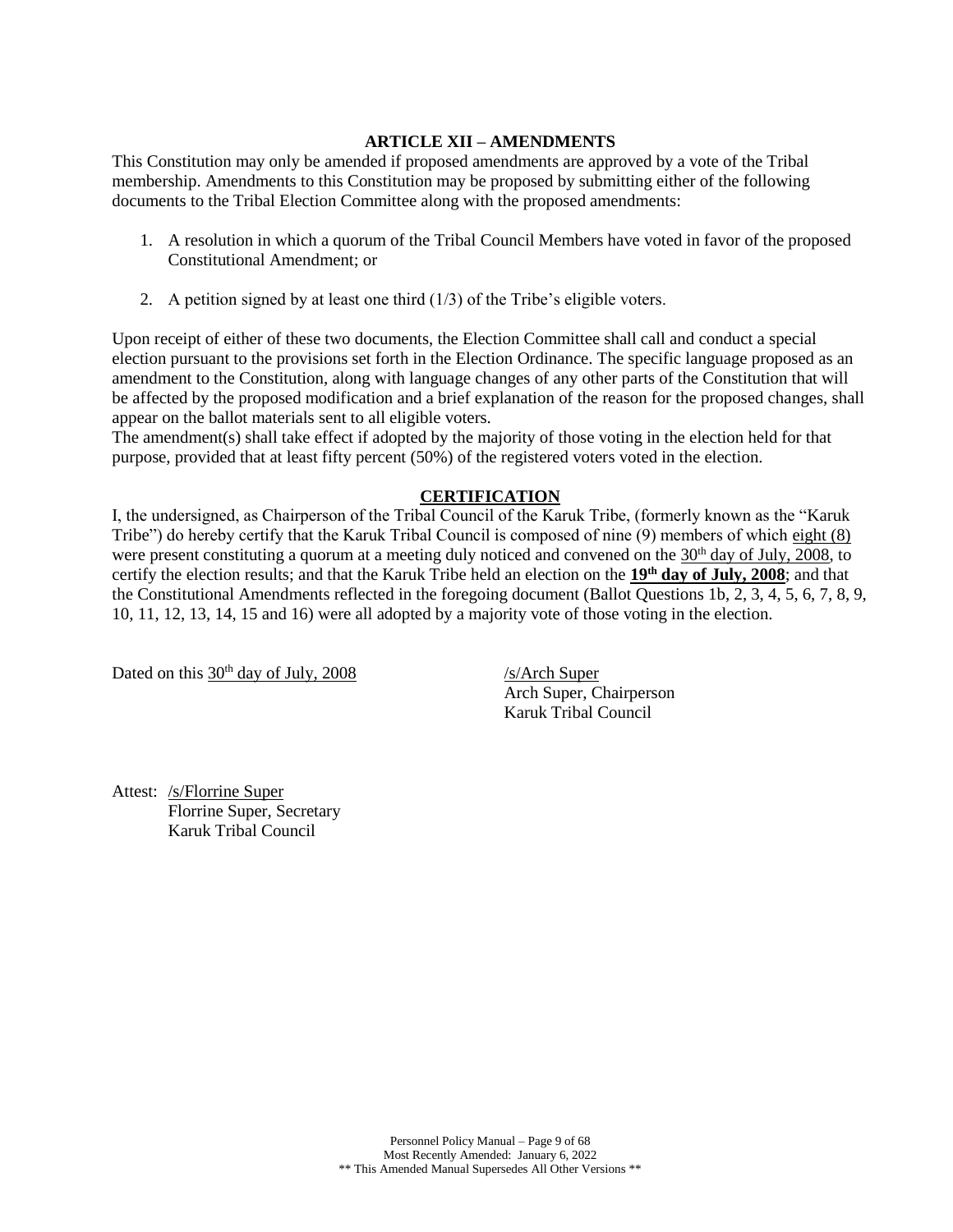## ARTICLE XII – AMENDMENTS

This Constitution may only be amended if proposed amendments are approved by a vote of the Tribal membership. Amendments to this Constitution may be proposed by submitting either of the following documents to the Tribal Election Committee along with the proposed amendments:

1. A resolution in which a quorum of the Tribal Council Members have voted in favor of the proposed Constitutional Amendment; or

2. A petition signed by at least one third (1/3) of the Tribe's eligible voters.

Upon receipt of either of these two documents, the Election Committee shall call and conduct a special election pursuant to the provisions set forth in the Election Ordinance. The specific language proposed as an amendment to the Constitution, along with language changes of any other parts of the Constitution that will be affected by the proposed modification and a brief explanation of the reason for the proposed changes, shall appear on the ballot materials sent to all eligible voters.

The amendment(s) shall take effect if adopted by the majority of those voting in the election held for that purpose, provided that at least fifty percent (50%) of the registered voters voted in the election.

## CERTIFICATION

I, the undersigned, as Chairperson of the Tribal Council of the Karuk Tribe, (formerly known as the "Karuk Tribe") do hereby certify that the Karuk Tribal Council is composed of nine (9) members of which eight (8) were present constituting a quorum at a meeting duly noticed and convened on the 30th day of July, 2008, to certify the election results; and that the Karuk Tribe held an election on the **19th day of July, 2008**; and that the Constitutional Amendments reflected in the foregoing document (Ballot Questions 1b, 2, 3, 4, 5, 6, 7, 8, 9, 10, 11, 12, 13, 14, 15 and 16) were all adopted by a majority vote of those voting in the election.

Dated on this 30th day of July, 2008

/s/Arch Super
Arch Super, Chairperson
Karuk Tribal Council

Attest: /s/Florrine Super
Florrine Super, Secretary
Karuk Tribal Council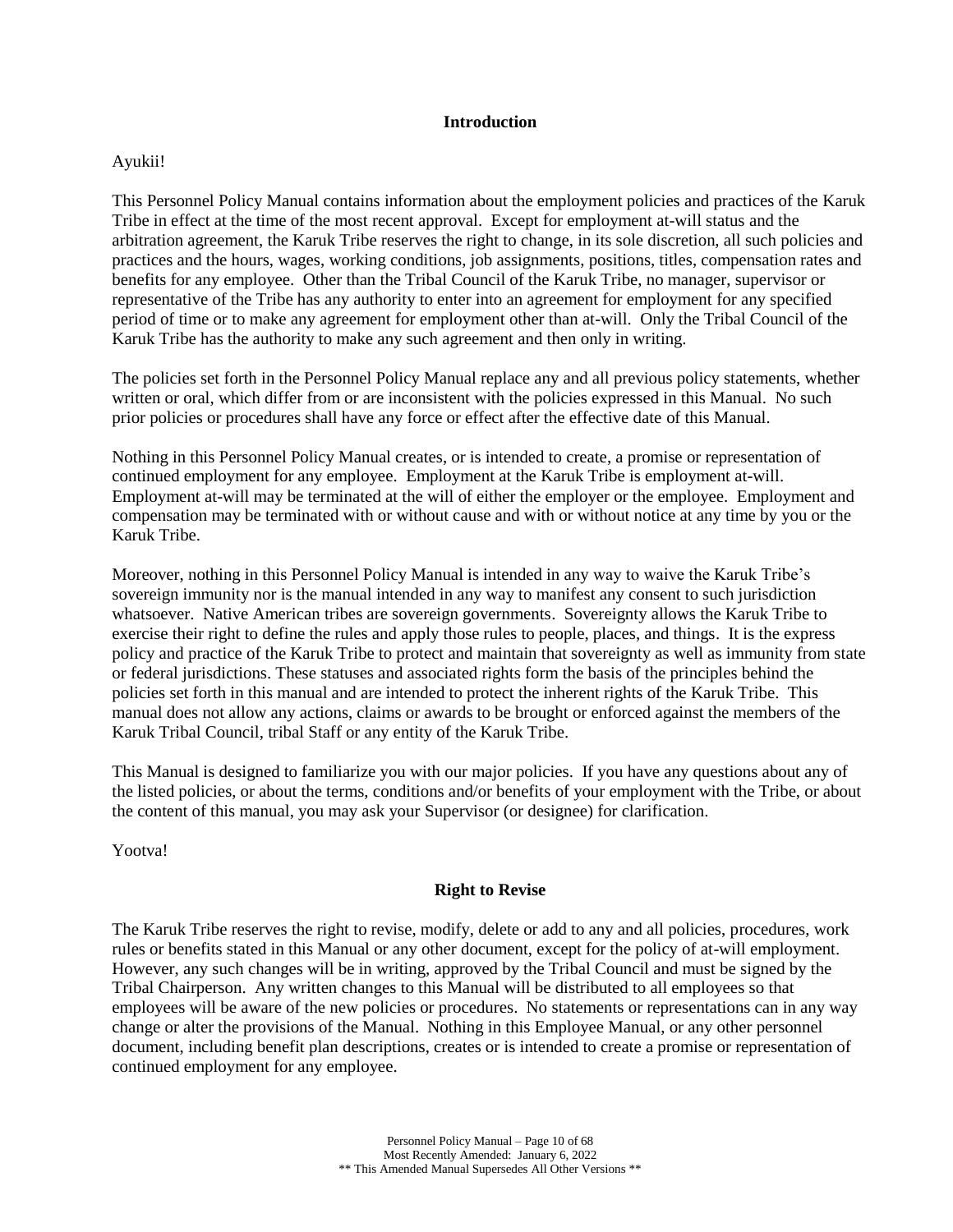## Introduction

Ayukii!

This Personnel Policy Manual contains information about the employment policies and practices of the Karuk Tribe in effect at the time of the most recent approval. Except for employment at-will status and the arbitration agreement, the Karuk Tribe reserves the right to change, in its sole discretion, all such policies and practices and the hours, wages, working conditions, job assignments, positions, titles, compensation rates and benefits for any employee. Other than the Tribal Council of the Karuk Tribe, no manager, supervisor or representative of the Tribe has any authority to enter into an agreement for employment for any specified period of time or to make any agreement for employment other than at-will. Only the Tribal Council of the Karuk Tribe has the authority to make any such agreement and then only in writing.

The policies set forth in the Personnel Policy Manual replace any and all previous policy statements, whether written or oral, which differ from or are inconsistent with the policies expressed in this Manual. No such prior policies or procedures shall have any force or effect after the effective date of this Manual.

Nothing in this Personnel Policy Manual creates, or is intended to create, a promise or representation of continued employment for any employee. Employment at the Karuk Tribe is employment at-will. Employment at-will may be terminated at the will of either the employer or the employee. Employment and compensation may be terminated with or without cause and with or without notice at any time by you or the Karuk Tribe.

Moreover, nothing in this Personnel Policy Manual is intended in any way to waive the Karuk Tribe's sovereign immunity nor is the manual intended in any way to manifest any consent to such jurisdiction whatsoever. Native American tribes are sovereign governments. Sovereignty allows the Karuk Tribe to exercise their right to define the rules and apply those rules to people, places, and things. It is the express policy and practice of the Karuk Tribe to protect and maintain that sovereignty as well as immunity from state or federal jurisdictions. These statuses and associated rights form the basis of the principles behind the policies set forth in this manual and are intended to protect the inherent rights of the Karuk Tribe. This manual does not allow any actions, claims or awards to be brought or enforced against the members of the Karuk Tribal Council, tribal Staff or any entity of the Karuk Tribe.

This Manual is designed to familiarize you with our major policies. If you have any questions about any of the listed policies, or about the terms, conditions and/or benefits of your employment with the Tribe, or about the content of this manual, you may ask your Supervisor (or designee) for clarification.

Yootva!

## Right to Revise

The Karuk Tribe reserves the right to revise, modify, delete or add to any and all policies, procedures, work rules or benefits stated in this Manual or any other document, except for the policy of at-will employment. However, any such changes will be in writing, approved by the Tribal Council and must be signed by the Tribal Chairperson. Any written changes to this Manual will be distributed to all employees so that employees will be aware of the new policies or procedures. No statements or representations can in any way change or alter the provisions of the Manual. Nothing in this Employee Manual, or any other personnel document, including benefit plan descriptions, creates or is intended to create a promise or representation of continued employment for any employee.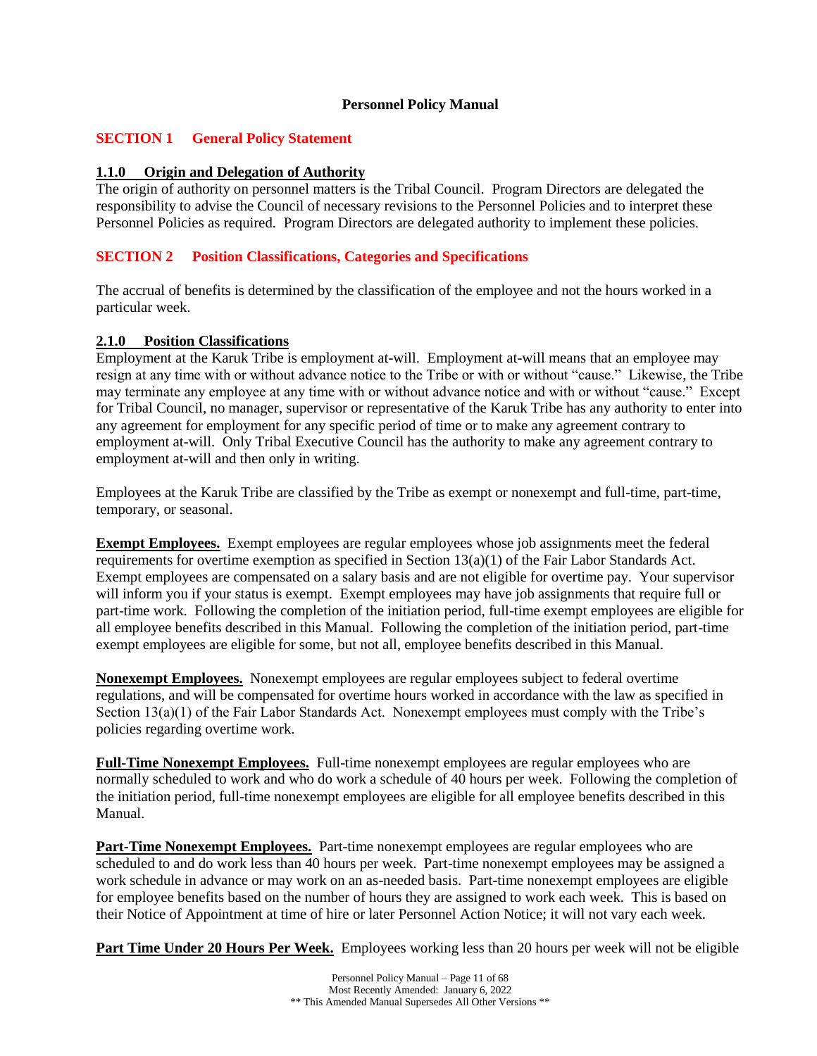**Personnel Policy Manual**

## SECTION 1 General Policy Statement

### 1.1.0 Origin and Delegation of Authority

The origin of authority on personnel matters is the Tribal Council. Program Directors are delegated the responsibility to advise the Council of necessary revisions to the Personnel Policies and to interpret these Personnel Policies as required. Program Directors are delegated authority to implement these policies.

## SECTION 2 Position Classifications, Categories and Specifications

The accrual of benefits is determined by the classification of the employee and not the hours worked in a particular week.

### 2.1.0 Position Classifications

Employment at the Karuk Tribe is employment at-will. Employment at-will means that an employee may resign at any time with or without advance notice to the Tribe or with or without "cause." Likewise, the Tribe may terminate any employee at any time with or without advance notice and with or without "cause." Except for Tribal Council, no manager, supervisor or representative of the Karuk Tribe has any authority to enter into any agreement for employment for any specific period of time or to make any agreement contrary to employment at-will. Only Tribal Executive Council has the authority to make any agreement contrary to employment at-will and then only in writing.

Employees at the Karuk Tribe are classified by the Tribe as exempt or nonexempt and full-time, part-time, temporary, or seasonal.

**Exempt Employees.** Exempt employees are regular employees whose job assignments meet the federal requirements for overtime exemption as specified in Section 13(a)(1) of the Fair Labor Standards Act. Exempt employees are compensated on a salary basis and are not eligible for overtime pay. Your supervisor will inform you if your status is exempt. Exempt employees may have job assignments that require full or part-time work. Following the completion of the initiation period, full-time exempt employees are eligible for all employee benefits described in this Manual. Following the completion of the initiation period, part-time exempt employees are eligible for some, but not all, employee benefits described in this Manual.

**Nonexempt Employees.** Nonexempt employees are regular employees subject to federal overtime regulations, and will be compensated for overtime hours worked in accordance with the law as specified in Section 13(a)(1) of the Fair Labor Standards Act. Nonexempt employees must comply with the Tribe's policies regarding overtime work.

**Full-Time Nonexempt Employees.** Full-time nonexempt employees are regular employees who are normally scheduled to work and who do work a schedule of 40 hours per week. Following the completion of the initiation period, full-time nonexempt employees are eligible for all employee benefits described in this Manual.

**Part-Time Nonexempt Employees.** Part-time nonexempt employees are regular employees who are scheduled to and do work less than 40 hours per week. Part-time nonexempt employees may be assigned a work schedule in advance or may work on an as-needed basis. Part-time nonexempt employees are eligible for employee benefits based on the number of hours they are assigned to work each week. This is based on their Notice of Appointment at time of hire or later Personnel Action Notice; it will not vary each week.

**Part Time Under 20 Hours Per Week.** Employees working less than 20 hours per week will not be eligible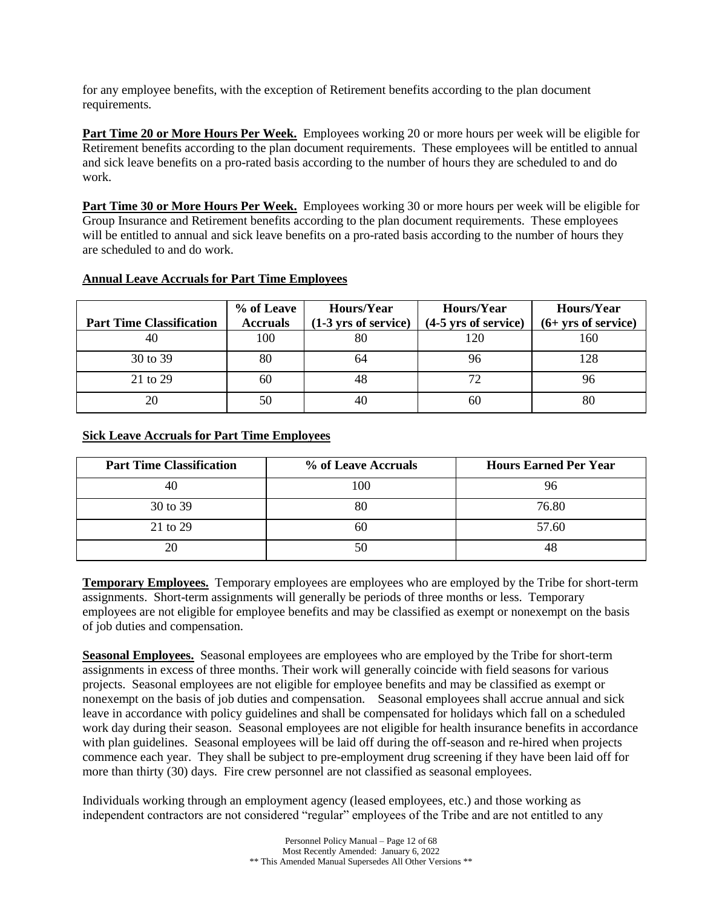for any employee benefits, with the exception of Retirement benefits according to the plan document requirements.

**Part Time 20 or More Hours Per Week.** Employees working 20 or more hours per week will be eligible for Retirement benefits according to the plan document requirements. These employees will be entitled to annual and sick leave benefits on a pro-rated basis according to the number of hours they are scheduled to and do work.

**Part Time 30 or More Hours Per Week.** Employees working 30 or more hours per week will be eligible for Group Insurance and Retirement benefits according to the plan document requirements. These employees will be entitled to annual and sick leave benefits on a pro-rated basis according to the number of hours they are scheduled to and do work.

**Annual Leave Accruals for Part Time Employees**

| Part Time Classification | % of Leave Accruals | Hours/Year (1-3 yrs of service) | Hours/Year (4-5 yrs of service) | Hours/Year (6+ yrs of service) |
|---|---|---|---|---|
| 40 | 100 | 80 | 120 | 160 |
| 30 to 39 | 80 | 64 | 96 | 128 |
| 21 to 29 | 60 | 48 | 72 | 96 |
| 20 | 50 | 40 | 60 | 80 |

**Sick Leave Accruals for Part Time Employees**

| Part Time Classification | % of Leave Accruals | Hours Earned Per Year |
|---|---|---|
| 40 | 100 | 96 |
| 30 to 39 | 80 | 76.80 |
| 21 to 29 | 60 | 57.60 |
| 20 | 50 | 48 |

**Temporary Employees.** Temporary employees are employees who are employed by the Tribe for short-term assignments. Short-term assignments will generally be periods of three months or less. Temporary employees are not eligible for employee benefits and may be classified as exempt or nonexempt on the basis of job duties and compensation.

**Seasonal Employees.** Seasonal employees are employees who are employed by the Tribe for short-term assignments in excess of three months. Their work will generally coincide with field seasons for various projects. Seasonal employees are not eligible for employee benefits and may be classified as exempt or nonexempt on the basis of job duties and compensation. Seasonal employees shall accrue annual and sick leave in accordance with policy guidelines and shall be compensated for holidays which fall on a scheduled work day during their season. Seasonal employees are not eligible for health insurance benefits in accordance with plan guidelines. Seasonal employees will be laid off during the off-season and re-hired when projects commence each year. They shall be subject to pre-employment drug screening if they have been laid off for more than thirty (30) days. Fire crew personnel are not classified as seasonal employees.

Individuals working through an employment agency (leased employees, etc.) and those working as independent contractors are not considered "regular" employees of the Tribe and are not entitled to any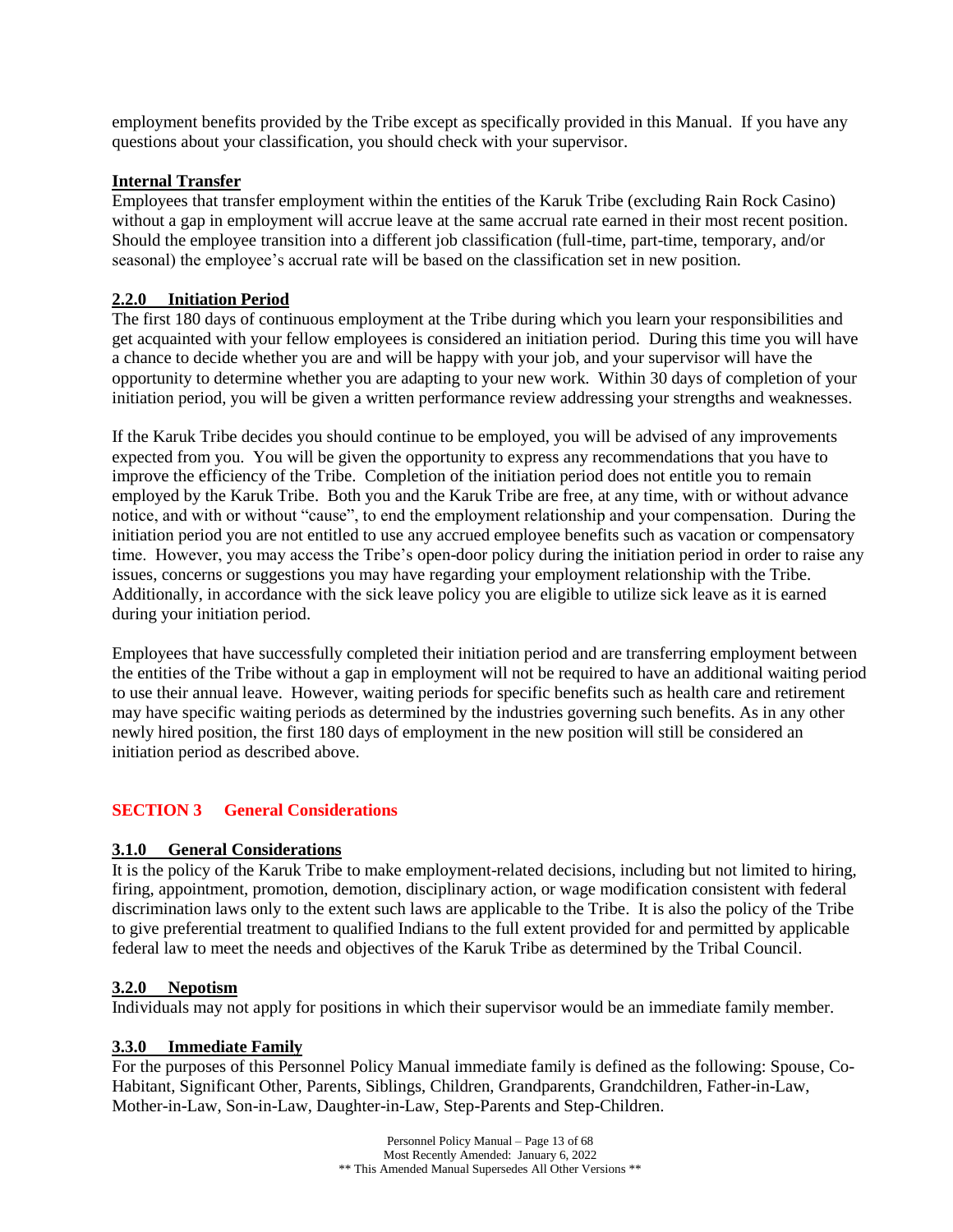employment benefits provided by the Tribe except as specifically provided in this Manual. If you have any questions about your classification, you should check with your supervisor.

**Internal Transfer**

Employees that transfer employment within the entities of the Karuk Tribe (excluding Rain Rock Casino) without a gap in employment will accrue leave at the same accrual rate earned in their most recent position. Should the employee transition into a different job classification (full-time, part-time, temporary, and/or seasonal) the employee's accrual rate will be based on the classification set in new position.

### 2.2.0 Initiation Period

The first 180 days of continuous employment at the Tribe during which you learn your responsibilities and get acquainted with your fellow employees is considered an initiation period. During this time you will have a chance to decide whether you are and will be happy with your job, and your supervisor will have the opportunity to determine whether you are adapting to your new work. Within 30 days of completion of your initiation period, you will be given a written performance review addressing your strengths and weaknesses.

If the Karuk Tribe decides you should continue to be employed, you will be advised of any improvements expected from you. You will be given the opportunity to express any recommendations that you have to improve the efficiency of the Tribe. Completion of the initiation period does not entitle you to remain employed by the Karuk Tribe. Both you and the Karuk Tribe are free, at any time, with or without advance notice, and with or without "cause", to end the employment relationship and your compensation. During the initiation period you are not entitled to use any accrued employee benefits such as vacation or compensatory time. However, you may access the Tribe's open-door policy during the initiation period in order to raise any issues, concerns or suggestions you may have regarding your employment relationship with the Tribe. Additionally, in accordance with the sick leave policy you are eligible to utilize sick leave as it is earned during your initiation period.

Employees that have successfully completed their initiation period and are transferring employment between the entities of the Tribe without a gap in employment will not be required to have an additional waiting period to use their annual leave. However, waiting periods for specific benefits such as health care and retirement may have specific waiting periods as determined by the industries governing such benefits. As in any other newly hired position, the first 180 days of employment in the new position will still be considered an initiation period as described above.

## SECTION 3 General Considerations

### 3.1.0 General Considerations

It is the policy of the Karuk Tribe to make employment-related decisions, including but not limited to hiring, firing, appointment, promotion, demotion, disciplinary action, or wage modification consistent with federal discrimination laws only to the extent such laws are applicable to the Tribe. It is also the policy of the Tribe to give preferential treatment to qualified Indians to the full extent provided for and permitted by applicable federal law to meet the needs and objectives of the Karuk Tribe as determined by the Tribal Council.

### 3.2.0 Nepotism

Individuals may not apply for positions in which their supervisor would be an immediate family member.

### 3.3.0 Immediate Family

For the purposes of this Personnel Policy Manual immediate family is defined as the following: Spouse, Co-Habitant, Significant Other, Parents, Siblings, Children, Grandparents, Grandchildren, Father-in-Law, Mother-in-Law, Son-in-Law, Daughter-in-Law, Step-Parents and Step-Children.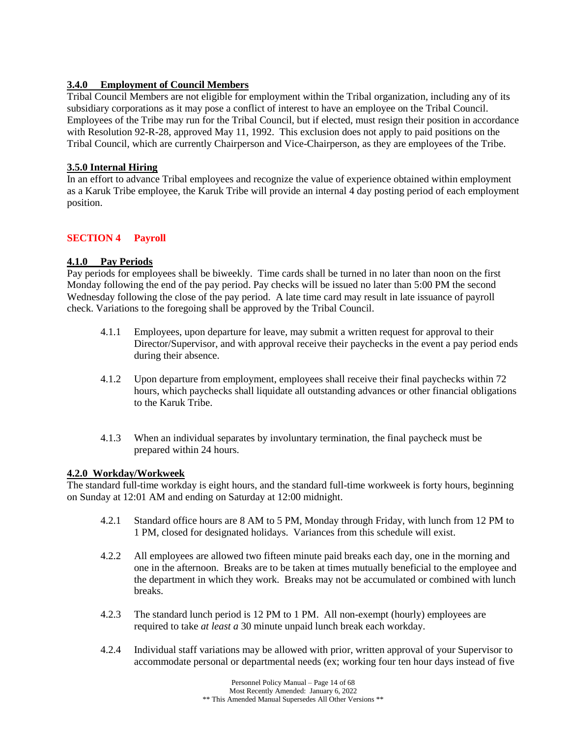### 3.4.0 Employment of Council Members

Tribal Council Members are not eligible for employment within the Tribal organization, including any of its subsidiary corporations as it may pose a conflict of interest to have an employee on the Tribal Council. Employees of the Tribe may run for the Tribal Council, but if elected, must resign their position in accordance with Resolution 92-R-28, approved May 11, 1992. This exclusion does not apply to paid positions on the Tribal Council, which are currently Chairperson and Vice-Chairperson, as they are employees of the Tribe.

### 3.5.0 Internal Hiring

In an effort to advance Tribal employees and recognize the value of experience obtained within employment as a Karuk Tribe employee, the Karuk Tribe will provide an internal 4 day posting period of each employment position.

## SECTION 4 Payroll

### 4.1.0 Pay Periods

Pay periods for employees shall be biweekly. Time cards shall be turned in no later than noon on the first Monday following the end of the pay period. Pay checks will be issued no later than 5:00 PM the second Wednesday following the close of the pay period. A late time card may result in late issuance of payroll check. Variations to the foregoing shall be approved by the Tribal Council.

4.1.1 Employees, upon departure for leave, may submit a written request for approval to their Director/Supervisor, and with approval receive their paychecks in the event a pay period ends during their absence.

4.1.2 Upon departure from employment, employees shall receive their final paychecks within 72 hours, which paychecks shall liquidate all outstanding advances or other financial obligations to the Karuk Tribe.

4.1.3 When an individual separates by involuntary termination, the final paycheck must be prepared within 24 hours.

### 4.2.0 Workday/Workweek

The standard full-time workday is eight hours, and the standard full-time workweek is forty hours, beginning on Sunday at 12:01 AM and ending on Saturday at 12:00 midnight.

4.2.1 Standard office hours are 8 AM to 5 PM, Monday through Friday, with lunch from 12 PM to 1 PM, closed for designated holidays. Variances from this schedule will exist.

4.2.2 All employees are allowed two fifteen minute paid breaks each day, one in the morning and one in the afternoon. Breaks are to be taken at times mutually beneficial to the employee and the department in which they work. Breaks may not be accumulated or combined with lunch breaks.

4.2.3 The standard lunch period is 12 PM to 1 PM. All non-exempt (hourly) employees are required to take *at least a* 30 minute unpaid lunch break each workday.

4.2.4 Individual staff variations may be allowed with prior, written approval of your Supervisor to accommodate personal or departmental needs (ex; working four ten hour days instead of five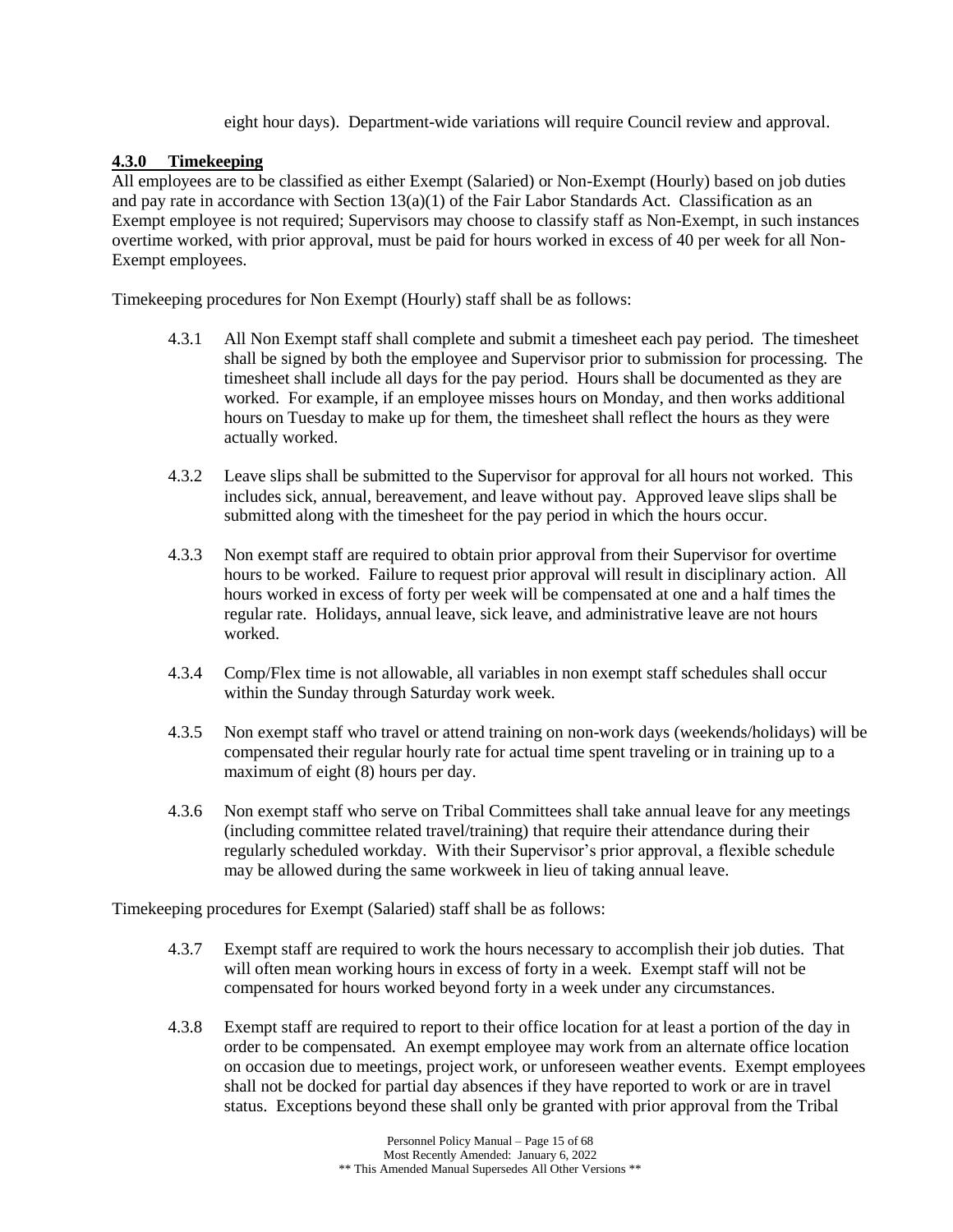eight hour days). Department-wide variations will require Council review and approval.

## **4.3.0 Timekeeping**

All employees are to be classified as either Exempt (Salaried) or Non-Exempt (Hourly) based on job duties and pay rate in accordance with Section 13(a)(1) of the Fair Labor Standards Act. Classification as an Exempt employee is not required; Supervisors may choose to classify staff as Non-Exempt, in such instances overtime worked, with prior approval, must be paid for hours worked in excess of 40 per week for all Non-Exempt employees.

Timekeeping procedures for Non Exempt (Hourly) staff shall be as follows:

4.3.1 All Non Exempt staff shall complete and submit a timesheet each pay period. The timesheet shall be signed by both the employee and Supervisor prior to submission for processing. The timesheet shall include all days for the pay period. Hours shall be documented as they are worked. For example, if an employee misses hours on Monday, and then works additional hours on Tuesday to make up for them, the timesheet shall reflect the hours as they were actually worked.

4.3.2 Leave slips shall be submitted to the Supervisor for approval for all hours not worked. This includes sick, annual, bereavement, and leave without pay. Approved leave slips shall be submitted along with the timesheet for the pay period in which the hours occur.

4.3.3 Non exempt staff are required to obtain prior approval from their Supervisor for overtime hours to be worked. Failure to request prior approval will result in disciplinary action. All hours worked in excess of forty per week will be compensated at one and a half times the regular rate. Holidays, annual leave, sick leave, and administrative leave are not hours worked.

4.3.4 Comp/Flex time is not allowable, all variables in non exempt staff schedules shall occur within the Sunday through Saturday work week.

4.3.5 Non exempt staff who travel or attend training on non-work days (weekends/holidays) will be compensated their regular hourly rate for actual time spent traveling or in training up to a maximum of eight (8) hours per day.

4.3.6 Non exempt staff who serve on Tribal Committees shall take annual leave for any meetings (including committee related travel/training) that require their attendance during their regularly scheduled workday. With their Supervisor's prior approval, a flexible schedule may be allowed during the same workweek in lieu of taking annual leave.

Timekeeping procedures for Exempt (Salaried) staff shall be as follows:

4.3.7 Exempt staff are required to work the hours necessary to accomplish their job duties. That will often mean working hours in excess of forty in a week. Exempt staff will not be compensated for hours worked beyond forty in a week under any circumstances.

4.3.8 Exempt staff are required to report to their office location for at least a portion of the day in order to be compensated. An exempt employee may work from an alternate office location on occasion due to meetings, project work, or unforeseen weather events. Exempt employees shall not be docked for partial day absences if they have reported to work or are in travel status. Exceptions beyond these shall only be granted with prior approval from the Tribal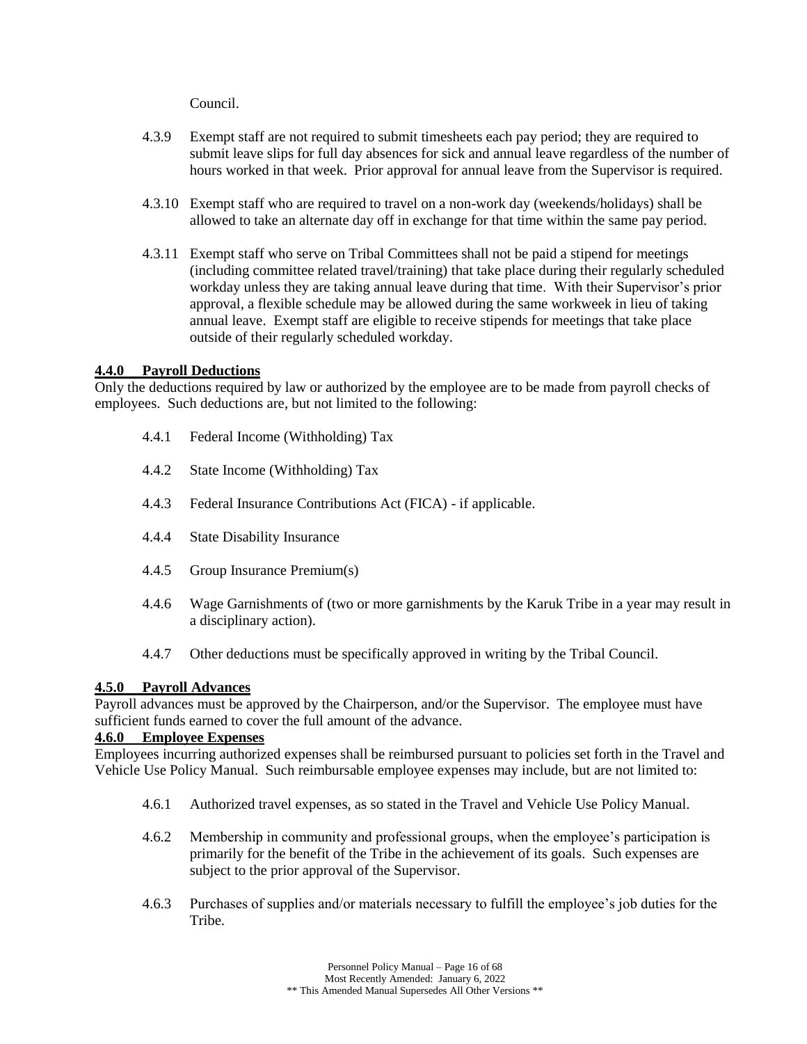Council.

4.3.9 Exempt staff are not required to submit timesheets each pay period; they are required to submit leave slips for full day absences for sick and annual leave regardless of the number of hours worked in that week. Prior approval for annual leave from the Supervisor is required.

4.3.10 Exempt staff who are required to travel on a non-work day (weekends/holidays) shall be allowed to take an alternate day off in exchange for that time within the same pay period.

4.3.11 Exempt staff who serve on Tribal Committees shall not be paid a stipend for meetings (including committee related travel/training) that take place during their regularly scheduled workday unless they are taking annual leave during that time. With their Supervisor's prior approval, a flexible schedule may be allowed during the same workweek in lieu of taking annual leave. Exempt staff are eligible to receive stipends for meetings that take place outside of their regularly scheduled workday.

## 4.4.0 Payroll Deductions

Only the deductions required by law or authorized by the employee are to be made from payroll checks of employees. Such deductions are, but not limited to the following:

4.4.1 Federal Income (Withholding) Tax

4.4.2 State Income (Withholding) Tax

4.4.3 Federal Insurance Contributions Act (FICA) - if applicable.

4.4.4 State Disability Insurance

4.4.5 Group Insurance Premium(s)

4.4.6 Wage Garnishments of (two or more garnishments by the Karuk Tribe in a year may result in a disciplinary action).

4.4.7 Other deductions must be specifically approved in writing by the Tribal Council.

## 4.5.0 Payroll Advances

Payroll advances must be approved by the Chairperson, and/or the Supervisor. The employee must have sufficient funds earned to cover the full amount of the advance.

## 4.6.0 Employee Expenses

Employees incurring authorized expenses shall be reimbursed pursuant to policies set forth in the Travel and Vehicle Use Policy Manual. Such reimbursable employee expenses may include, but are not limited to:

4.6.1 Authorized travel expenses, as so stated in the Travel and Vehicle Use Policy Manual.

4.6.2 Membership in community and professional groups, when the employee's participation is primarily for the benefit of the Tribe in the achievement of its goals. Such expenses are subject to the prior approval of the Supervisor.

4.6.3 Purchases of supplies and/or materials necessary to fulfill the employee's job duties for the Tribe.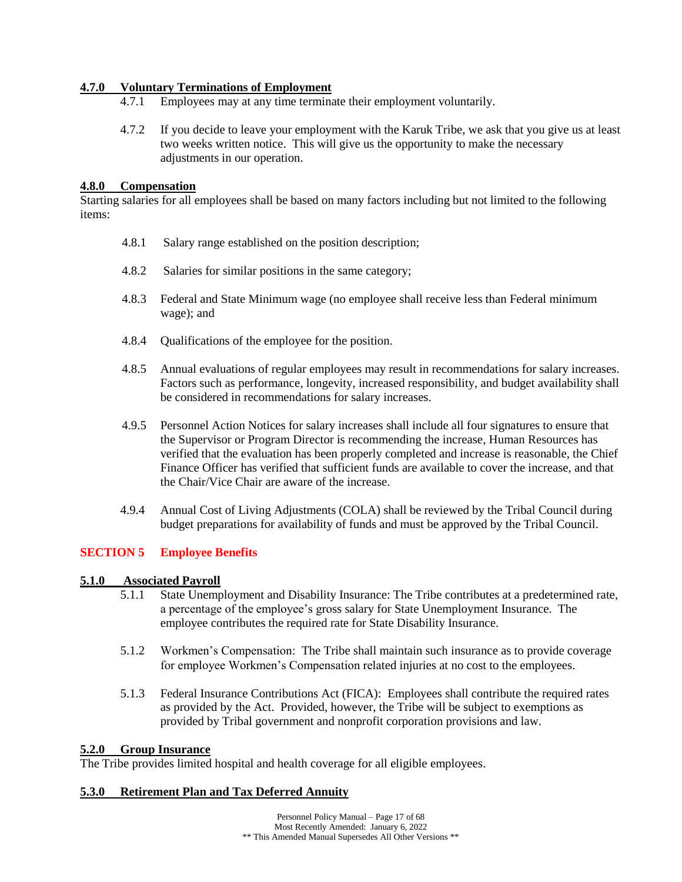### 4.7.0 Voluntary Terminations of Employment

4.7.1 Employees may at any time terminate their employment voluntarily.

4.7.2 If you decide to leave your employment with the Karuk Tribe, we ask that you give us at least two weeks written notice. This will give us the opportunity to make the necessary adjustments in our operation.

### 4.8.0 Compensation

Starting salaries for all employees shall be based on many factors including but not limited to the following items:

4.8.1 Salary range established on the position description;

4.8.2 Salaries for similar positions in the same category;

4.8.3 Federal and State Minimum wage (no employee shall receive less than Federal minimum wage); and

4.8.4 Qualifications of the employee for the position.

4.8.5 Annual evaluations of regular employees may result in recommendations for salary increases. Factors such as performance, longevity, increased responsibility, and budget availability shall be considered in recommendations for salary increases.

4.9.5 Personnel Action Notices for salary increases shall include all four signatures to ensure that the Supervisor or Program Director is recommending the increase, Human Resources has verified that the evaluation has been properly completed and increase is reasonable, the Chief Finance Officer has verified that sufficient funds are available to cover the increase, and that the Chair/Vice Chair are aware of the increase.

4.9.4 Annual Cost of Living Adjustments (COLA) shall be reviewed by the Tribal Council during budget preparations for availability of funds and must be approved by the Tribal Council.

## SECTION 5 Employee Benefits

### 5.1.0 Associated Payroll

5.1.1 State Unemployment and Disability Insurance: The Tribe contributes at a predetermined rate, a percentage of the employee's gross salary for State Unemployment Insurance. The employee contributes the required rate for State Disability Insurance.

5.1.2 Workmen's Compensation: The Tribe shall maintain such insurance as to provide coverage for employee Workmen's Compensation related injuries at no cost to the employees.

5.1.3 Federal Insurance Contributions Act (FICA): Employees shall contribute the required rates as provided by the Act. Provided, however, the Tribe will be subject to exemptions as provided by Tribal government and nonprofit corporation provisions and law.

### 5.2.0 Group Insurance

The Tribe provides limited hospital and health coverage for all eligible employees.

### 5.3.0 Retirement Plan and Tax Deferred Annuity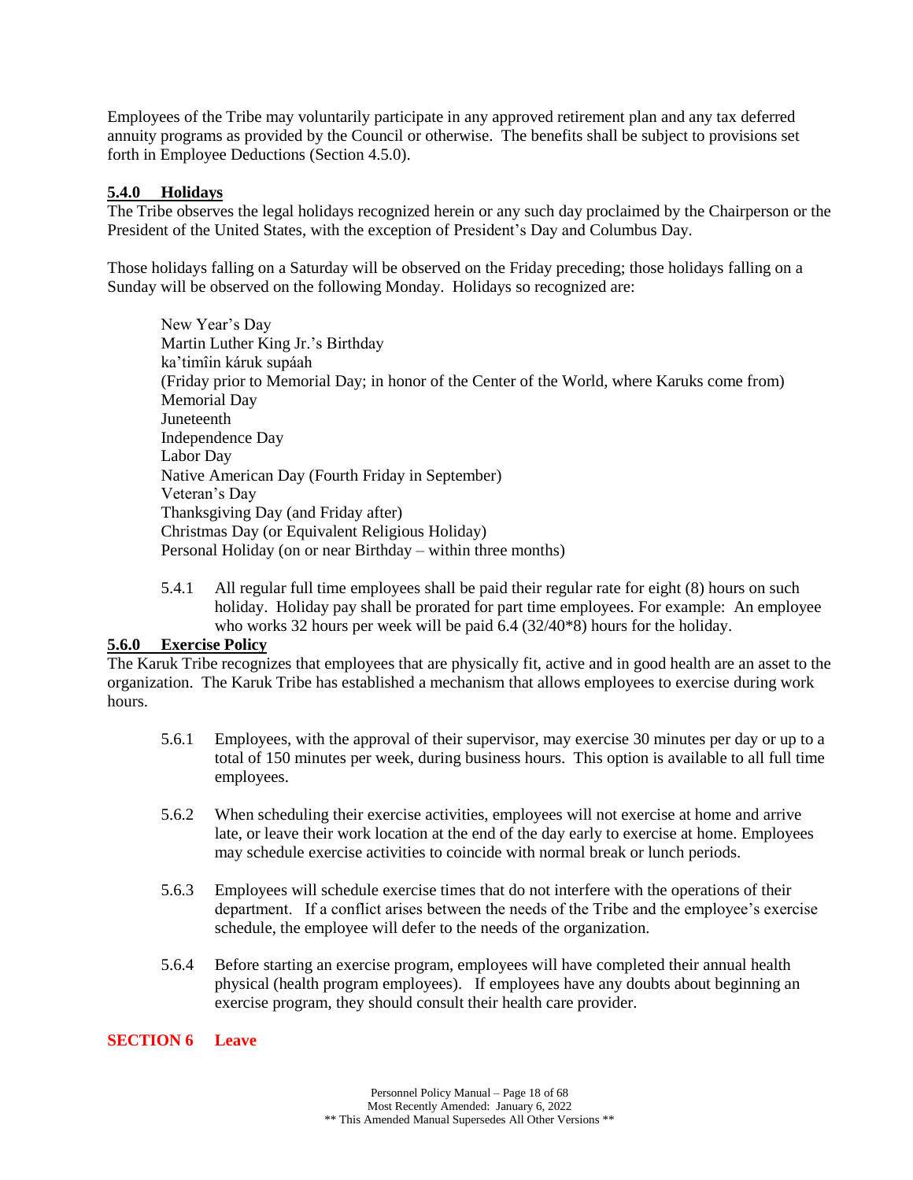Employees of the Tribe may voluntarily participate in any approved retirement plan and any tax deferred annuity programs as provided by the Council or otherwise. The benefits shall be subject to provisions set forth in Employee Deductions (Section 4.5.0).

**5.4.0 Holidays**

The Tribe observes the legal holidays recognized herein or any such day proclaimed by the Chairperson or the President of the United States, with the exception of President's Day and Columbus Day.

Those holidays falling on a Saturday will be observed on the Friday preceding; those holidays falling on a Sunday will be observed on the following Monday. Holidays so recognized are:

New Year's Day
Martin Luther King Jr.'s Birthday
ka'timîin káruk supáah
(Friday prior to Memorial Day; in honor of the Center of the World, where Karuks come from)
Memorial Day
Juneteenth
Independence Day
Labor Day
Native American Day (Fourth Friday in September)
Veteran's Day
Thanksgiving Day (and Friday after)
Christmas Day (or Equivalent Religious Holiday)
Personal Holiday (on or near Birthday – within three months)

5.4.1 All regular full time employees shall be paid their regular rate for eight (8) hours on such holiday. Holiday pay shall be prorated for part time employees. For example: An employee who works 32 hours per week will be paid 6.4 (32/40*8) hours for the holiday.

**5.6.0 Exercise Policy**

The Karuk Tribe recognizes that employees that are physically fit, active and in good health are an asset to the organization. The Karuk Tribe has established a mechanism that allows employees to exercise during work hours.

5.6.1 Employees, with the approval of their supervisor, may exercise 30 minutes per day or up to a total of 150 minutes per week, during business hours. This option is available to all full time employees.

5.6.2 When scheduling their exercise activities, employees will not exercise at home and arrive late, or leave their work location at the end of the day early to exercise at home. Employees may schedule exercise activities to coincide with normal break or lunch periods.

5.6.3 Employees will schedule exercise times that do not interfere with the operations of their department. If a conflict arises between the needs of the Tribe and the employee's exercise schedule, the employee will defer to the needs of the organization.

5.6.4 Before starting an exercise program, employees will have completed their annual health physical (health program employees). If employees have any doubts about beginning an exercise program, they should consult their health care provider.

## SECTION 6 Leave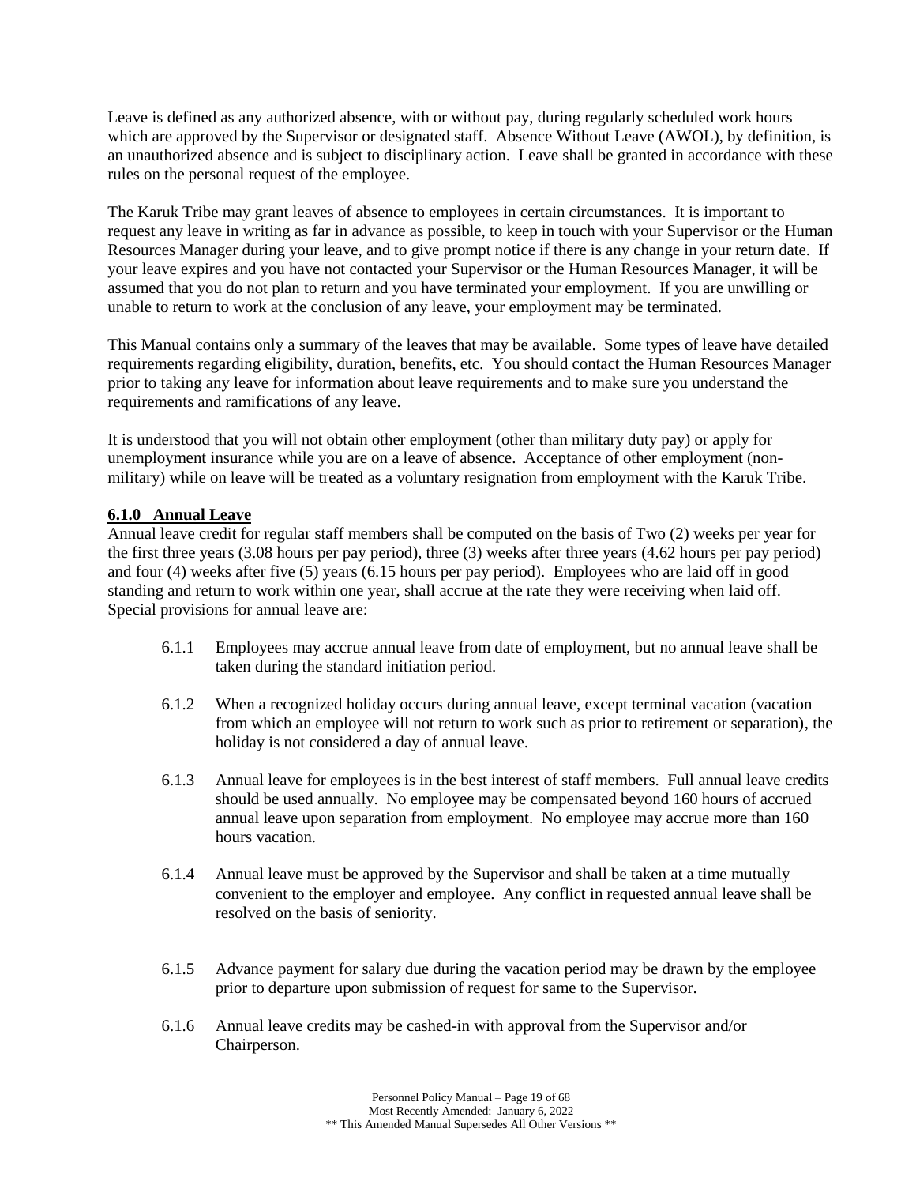Leave is defined as any authorized absence, with or without pay, during regularly scheduled work hours which are approved by the Supervisor or designated staff. Absence Without Leave (AWOL), by definition, is an unauthorized absence and is subject to disciplinary action. Leave shall be granted in accordance with these rules on the personal request of the employee.

The Karuk Tribe may grant leaves of absence to employees in certain circumstances. It is important to request any leave in writing as far in advance as possible, to keep in touch with your Supervisor or the Human Resources Manager during your leave, and to give prompt notice if there is any change in your return date. If your leave expires and you have not contacted your Supervisor or the Human Resources Manager, it will be assumed that you do not plan to return and you have terminated your employment. If you are unwilling or unable to return to work at the conclusion of any leave, your employment may be terminated.

This Manual contains only a summary of the leaves that may be available. Some types of leave have detailed requirements regarding eligibility, duration, benefits, etc. You should contact the Human Resources Manager prior to taking any leave for information about leave requirements and to make sure you understand the requirements and ramifications of any leave.

It is understood that you will not obtain other employment (other than military duty pay) or apply for unemployment insurance while you are on a leave of absence. Acceptance of other employment (non-military) while on leave will be treated as a voluntary resignation from employment with the Karuk Tribe.

### 6.1.0 Annual Leave

Annual leave credit for regular staff members shall be computed on the basis of Two (2) weeks per year for the first three years (3.08 hours per pay period), three (3) weeks after three years (4.62 hours per pay period) and four (4) weeks after five (5) years (6.15 hours per pay period). Employees who are laid off in good standing and return to work within one year, shall accrue at the rate they were receiving when laid off. Special provisions for annual leave are:

6.1.1 Employees may accrue annual leave from date of employment, but no annual leave shall be taken during the standard initiation period.

6.1.2 When a recognized holiday occurs during annual leave, except terminal vacation (vacation from which an employee will not return to work such as prior to retirement or separation), the holiday is not considered a day of annual leave.

6.1.3 Annual leave for employees is in the best interest of staff members. Full annual leave credits should be used annually. No employee may be compensated beyond 160 hours of accrued annual leave upon separation from employment. No employee may accrue more than 160 hours vacation.

6.1.4 Annual leave must be approved by the Supervisor and shall be taken at a time mutually convenient to the employer and employee. Any conflict in requested annual leave shall be resolved on the basis of seniority.

6.1.5 Advance payment for salary due during the vacation period may be drawn by the employee prior to departure upon submission of request for same to the Supervisor.

6.1.6 Annual leave credits may be cashed-in with approval from the Supervisor and/or Chairperson.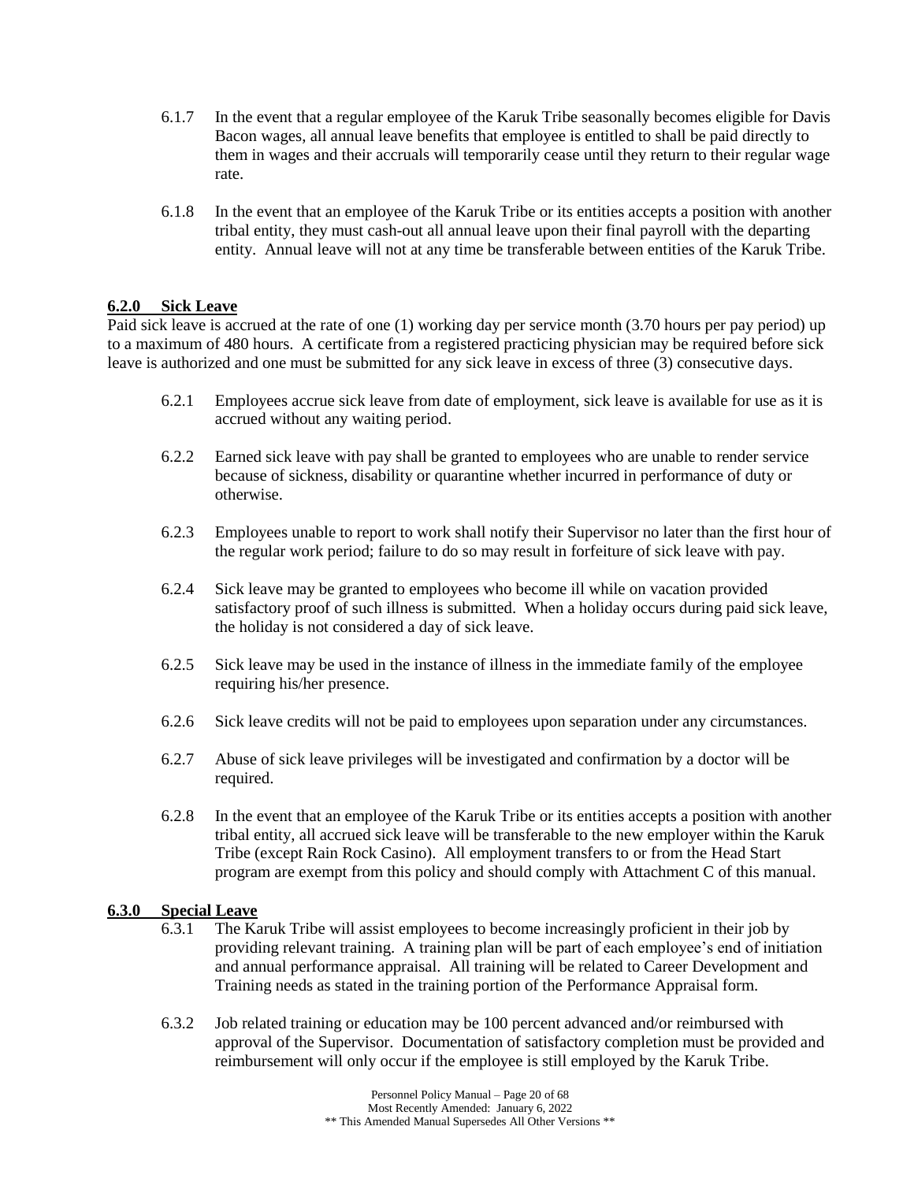6.1.7 In the event that a regular employee of the Karuk Tribe seasonally becomes eligible for Davis Bacon wages, all annual leave benefits that employee is entitled to shall be paid directly to them in wages and their accruals will temporarily cease until they return to their regular wage rate.

6.1.8 In the event that an employee of the Karuk Tribe or its entities accepts a position with another tribal entity, they must cash-out all annual leave upon their final payroll with the departing entity. Annual leave will not at any time be transferable between entities of the Karuk Tribe.

## 6.2.0 Sick Leave

Paid sick leave is accrued at the rate of one (1) working day per service month (3.70 hours per pay period) up to a maximum of 480 hours. A certificate from a registered practicing physician may be required before sick leave is authorized and one must be submitted for any sick leave in excess of three (3) consecutive days.

6.2.1 Employees accrue sick leave from date of employment, sick leave is available for use as it is accrued without any waiting period.

6.2.2 Earned sick leave with pay shall be granted to employees who are unable to render service because of sickness, disability or quarantine whether incurred in performance of duty or otherwise.

6.2.3 Employees unable to report to work shall notify their Supervisor no later than the first hour of the regular work period; failure to do so may result in forfeiture of sick leave with pay.

6.2.4 Sick leave may be granted to employees who become ill while on vacation provided satisfactory proof of such illness is submitted. When a holiday occurs during paid sick leave, the holiday is not considered a day of sick leave.

6.2.5 Sick leave may be used in the instance of illness in the immediate family of the employee requiring his/her presence.

6.2.6 Sick leave credits will not be paid to employees upon separation under any circumstances.

6.2.7 Abuse of sick leave privileges will be investigated and confirmation by a doctor will be required.

6.2.8 In the event that an employee of the Karuk Tribe or its entities accepts a position with another tribal entity, all accrued sick leave will be transferable to the new employer within the Karuk Tribe (except Rain Rock Casino). All employment transfers to or from the Head Start program are exempt from this policy and should comply with Attachment C of this manual.

## 6.3.0 Special Leave

6.3.1 The Karuk Tribe will assist employees to become increasingly proficient in their job by providing relevant training. A training plan will be part of each employee's end of initiation and annual performance appraisal. All training will be related to Career Development and Training needs as stated in the training portion of the Performance Appraisal form.

6.3.2 Job related training or education may be 100 percent advanced and/or reimbursed with approval of the Supervisor. Documentation of satisfactory completion must be provided and reimbursement will only occur if the employee is still employed by the Karuk Tribe.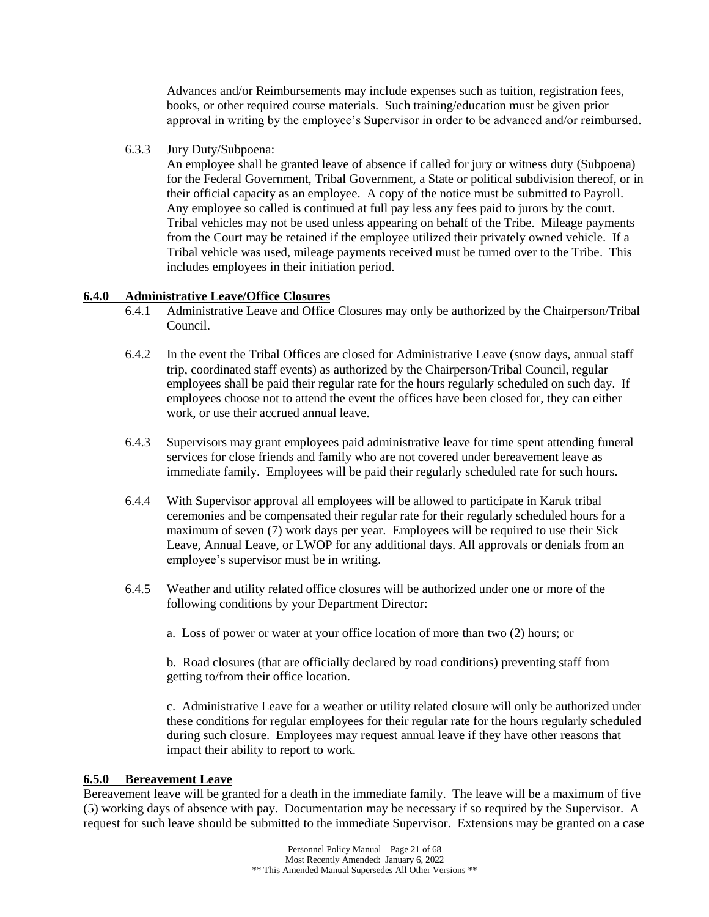Advances and/or Reimbursements may include expenses such as tuition, registration fees, books, or other required course materials. Such training/education must be given prior approval in writing by the employee's Supervisor in order to be advanced and/or reimbursed.

6.3.3 Jury Duty/Subpoena:

An employee shall be granted leave of absence if called for jury or witness duty (Subpoena) for the Federal Government, Tribal Government, a State or political subdivision thereof, or in their official capacity as an employee. A copy of the notice must be submitted to Payroll. Any employee so called is continued at full pay less any fees paid to jurors by the court. Tribal vehicles may not be used unless appearing on behalf of the Tribe. Mileage payments from the Court may be retained if the employee utilized their privately owned vehicle. If a Tribal vehicle was used, mileage payments received must be turned over to the Tribe. This includes employees in their initiation period.

## 6.4.0 Administrative Leave/Office Closures

6.4.1 Administrative Leave and Office Closures may only be authorized by the Chairperson/Tribal Council.

6.4.2 In the event the Tribal Offices are closed for Administrative Leave (snow days, annual staff trip, coordinated staff events) as authorized by the Chairperson/Tribal Council, regular employees shall be paid their regular rate for the hours regularly scheduled on such day. If employees choose not to attend the event the offices have been closed for, they can either work, or use their accrued annual leave.

6.4.3 Supervisors may grant employees paid administrative leave for time spent attending funeral services for close friends and family who are not covered under bereavement leave as immediate family. Employees will be paid their regularly scheduled rate for such hours.

6.4.4 With Supervisor approval all employees will be allowed to participate in Karuk tribal ceremonies and be compensated their regular rate for their regularly scheduled hours for a maximum of seven (7) work days per year. Employees will be required to use their Sick Leave, Annual Leave, or LWOP for any additional days. All approvals or denials from an employee's supervisor must be in writing.

6.4.5 Weather and utility related office closures will be authorized under one or more of the following conditions by your Department Director:

a. Loss of power or water at your office location of more than two (2) hours; or

b. Road closures (that are officially declared by road conditions) preventing staff from getting to/from their office location.

c. Administrative Leave for a weather or utility related closure will only be authorized under these conditions for regular employees for their regular rate for the hours regularly scheduled during such closure. Employees may request annual leave if they have other reasons that impact their ability to report to work.

## 6.5.0 Bereavement Leave

Bereavement leave will be granted for a death in the immediate family. The leave will be a maximum of five (5) working days of absence with pay. Documentation may be necessary if so required by the Supervisor. A request for such leave should be submitted to the immediate Supervisor. Extensions may be granted on a case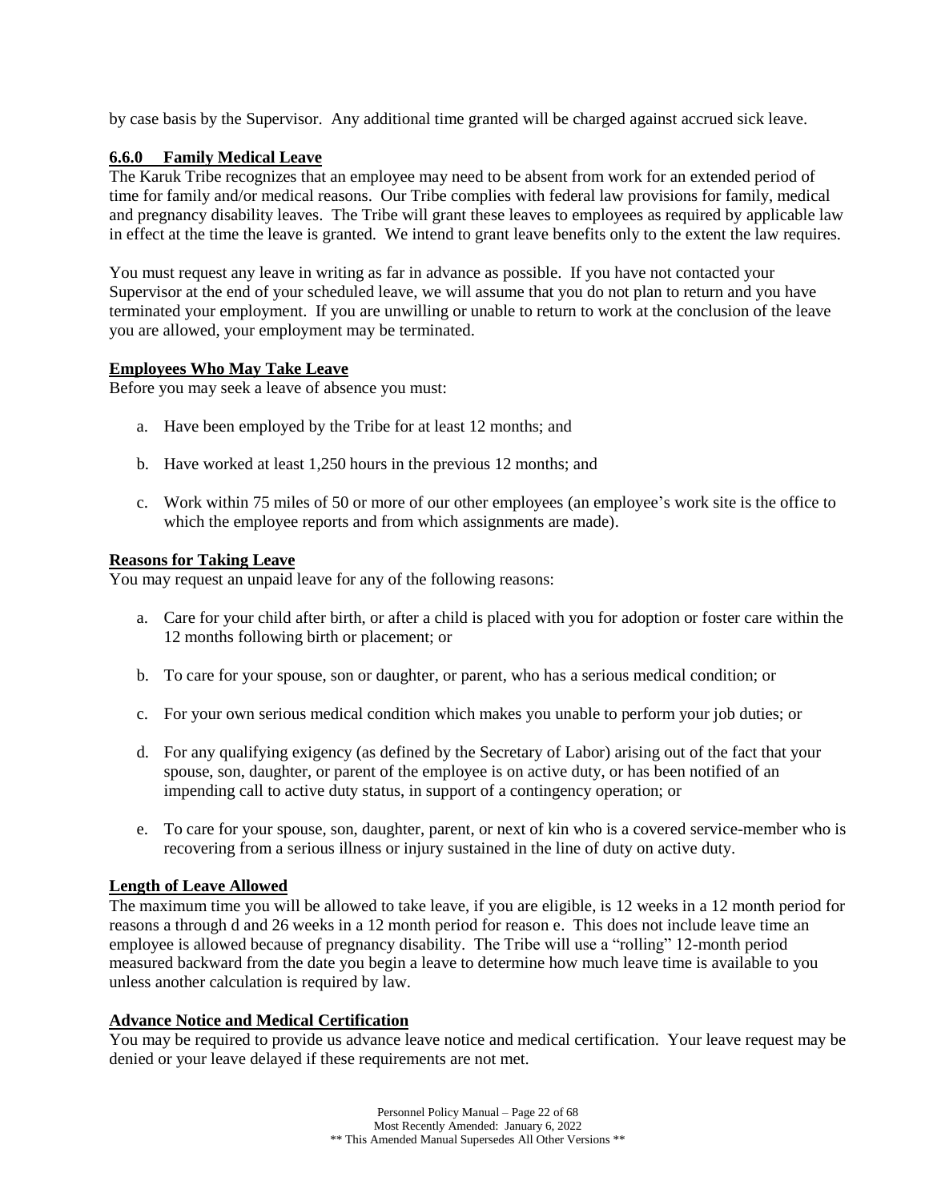by case basis by the Supervisor. Any additional time granted will be charged against accrued sick leave.

### 6.6.0 Family Medical Leave

The Karuk Tribe recognizes that an employee may need to be absent from work for an extended period of time for family and/or medical reasons. Our Tribe complies with federal law provisions for family, medical and pregnancy disability leaves. The Tribe will grant these leaves to employees as required by applicable law in effect at the time the leave is granted. We intend to grant leave benefits only to the extent the law requires.

You must request any leave in writing as far in advance as possible. If you have not contacted your Supervisor at the end of your scheduled leave, we will assume that you do not plan to return and you have terminated your employment. If you are unwilling or unable to return to work at the conclusion of the leave you are allowed, your employment may be terminated.

**Employees Who May Take Leave**

Before you may seek a leave of absence you must:

a. Have been employed by the Tribe for at least 12 months; and

b. Have worked at least 1,250 hours in the previous 12 months; and

c. Work within 75 miles of 50 or more of our other employees (an employee's work site is the office to which the employee reports and from which assignments are made).

**Reasons for Taking Leave**

You may request an unpaid leave for any of the following reasons:

a. Care for your child after birth, or after a child is placed with you for adoption or foster care within the 12 months following birth or placement; or

b. To care for your spouse, son or daughter, or parent, who has a serious medical condition; or

c. For your own serious medical condition which makes you unable to perform your job duties; or

d. For any qualifying exigency (as defined by the Secretary of Labor) arising out of the fact that your spouse, son, daughter, or parent of the employee is on active duty, or has been notified of an impending call to active duty status, in support of a contingency operation; or

e. To care for your spouse, son, daughter, parent, or next of kin who is a covered service-member who is recovering from a serious illness or injury sustained in the line of duty on active duty.

**Length of Leave Allowed**

The maximum time you will be allowed to take leave, if you are eligible, is 12 weeks in a 12 month period for reasons a through d and 26 weeks in a 12 month period for reason e. This does not include leave time an employee is allowed because of pregnancy disability. The Tribe will use a "rolling" 12-month period measured backward from the date you begin a leave to determine how much leave time is available to you unless another calculation is required by law.

**Advance Notice and Medical Certification**

You may be required to provide us advance leave notice and medical certification. Your leave request may be denied or your leave delayed if these requirements are not met.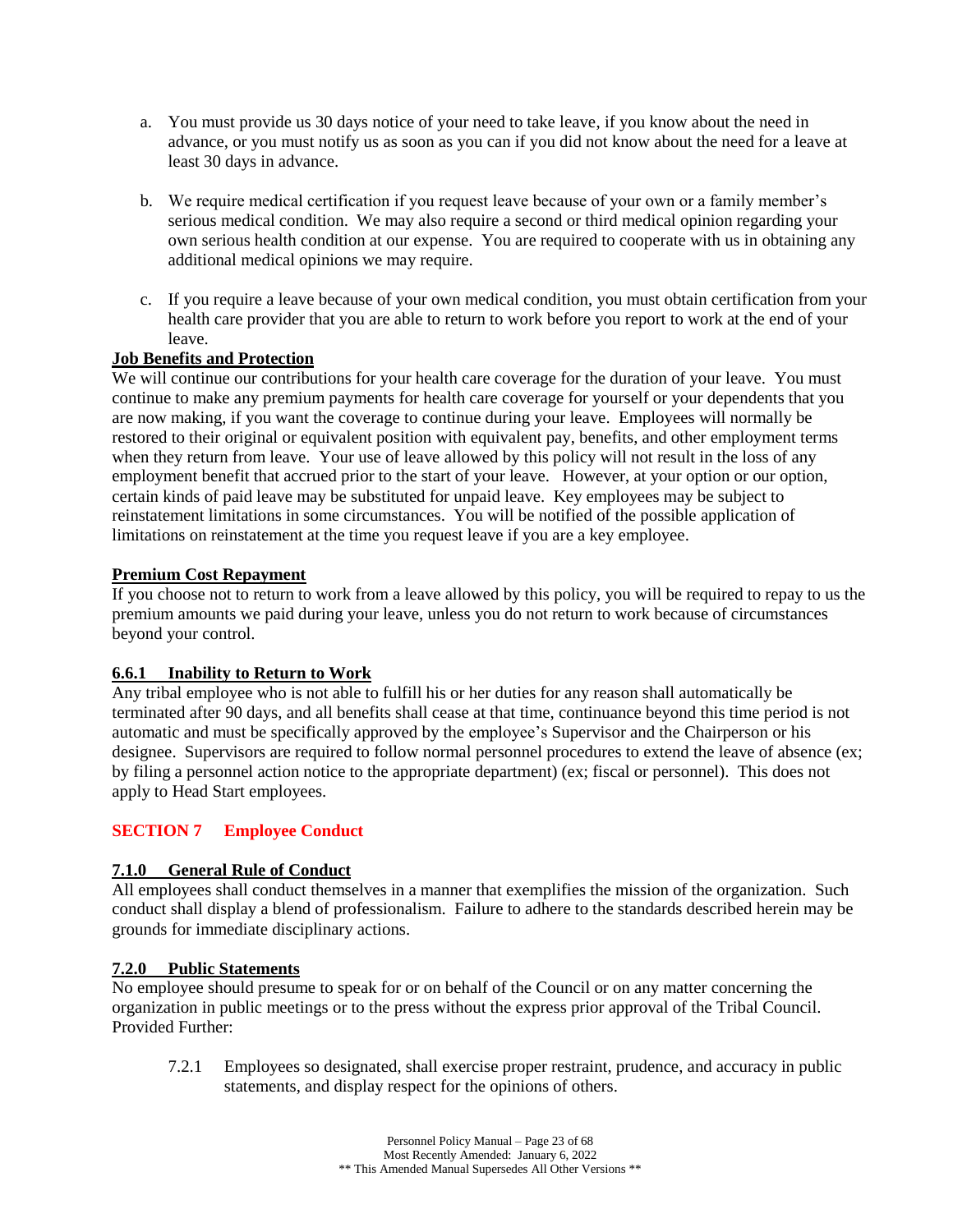a. You must provide us 30 days notice of your need to take leave, if you know about the need in advance, or you must notify us as soon as you can if you did not know about the need for a leave at least 30 days in advance.

b. We require medical certification if you request leave because of your own or a family member's serious medical condition. We may also require a second or third medical opinion regarding your own serious health condition at our expense. You are required to cooperate with us in obtaining any additional medical opinions we may require.

c. If you require a leave because of your own medical condition, you must obtain certification from your health care provider that you are able to return to work before you report to work at the end of your leave.

**Job Benefits and Protection**

We will continue our contributions for your health care coverage for the duration of your leave. You must continue to make any premium payments for health care coverage for yourself or your dependents that you are now making, if you want the coverage to continue during your leave. Employees will normally be restored to their original or equivalent position with equivalent pay, benefits, and other employment terms when they return from leave. Your use of leave allowed by this policy will not result in the loss of any employment benefit that accrued prior to the start of your leave. However, at your option or our option, certain kinds of paid leave may be substituted for unpaid leave. Key employees may be subject to reinstatement limitations in some circumstances. You will be notified of the possible application of limitations on reinstatement at the time you request leave if you are a key employee.

**Premium Cost Repayment**

If you choose not to return to work from a leave allowed by this policy, you will be required to repay to us the premium amounts we paid during your leave, unless you do not return to work because of circumstances beyond your control.

### 6.6.1 Inability to Return to Work

Any tribal employee who is not able to fulfill his or her duties for any reason shall automatically be terminated after 90 days, and all benefits shall cease at that time, continuance beyond this time period is not automatic and must be specifically approved by the employee's Supervisor and the Chairperson or his designee. Supervisors are required to follow normal personnel procedures to extend the leave of absence (ex; by filing a personnel action notice to the appropriate department) (ex; fiscal or personnel). This does not apply to Head Start employees.

## SECTION 7 Employee Conduct

### 7.1.0 General Rule of Conduct

All employees shall conduct themselves in a manner that exemplifies the mission of the organization. Such conduct shall display a blend of professionalism. Failure to adhere to the standards described herein may be grounds for immediate disciplinary actions.

### 7.2.0 Public Statements

No employee should presume to speak for or on behalf of the Council or on any matter concerning the organization in public meetings or to the press without the express prior approval of the Tribal Council. Provided Further:

7.2.1 Employees so designated, shall exercise proper restraint, prudence, and accuracy in public statements, and display respect for the opinions of others.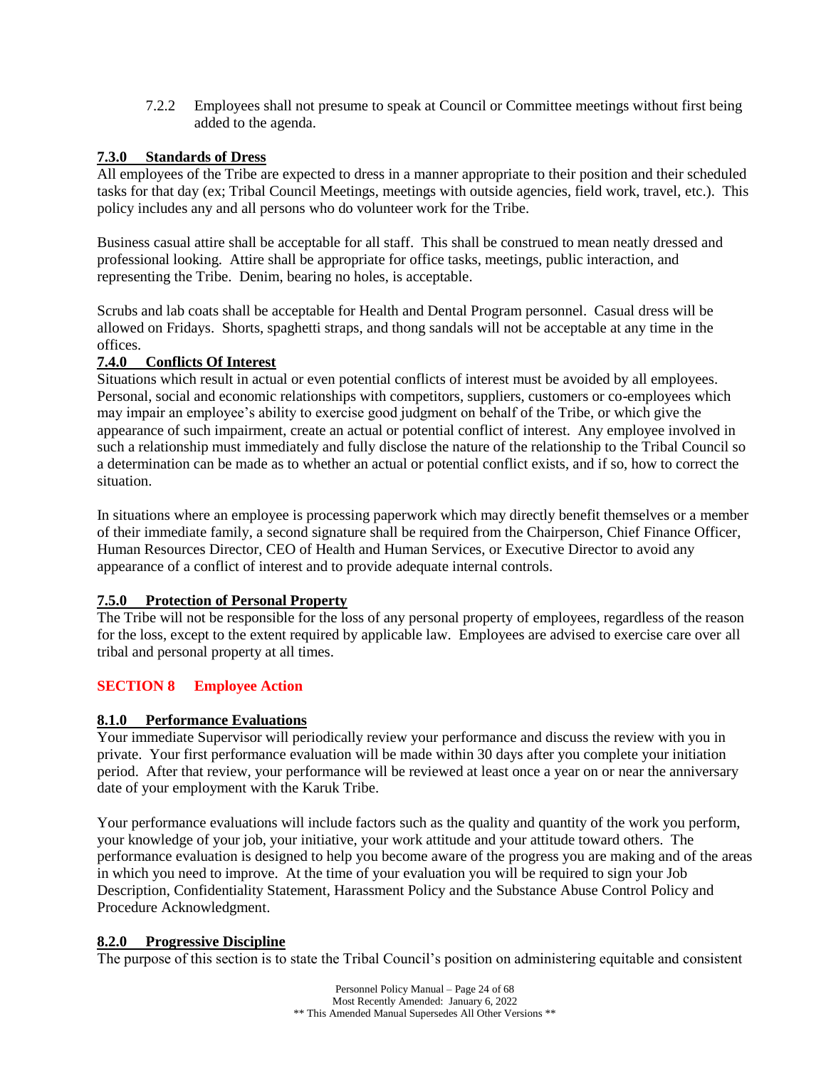7.2.2 Employees shall not presume to speak at Council or Committee meetings without first being added to the agenda.

### 7.3.0 Standards of Dress

All employees of the Tribe are expected to dress in a manner appropriate to their position and their scheduled tasks for that day (ex; Tribal Council Meetings, meetings with outside agencies, field work, travel, etc.). This policy includes any and all persons who do volunteer work for the Tribe.

Business casual attire shall be acceptable for all staff. This shall be construed to mean neatly dressed and professional looking. Attire shall be appropriate for office tasks, meetings, public interaction, and representing the Tribe. Denim, bearing no holes, is acceptable.

Scrubs and lab coats shall be acceptable for Health and Dental Program personnel. Casual dress will be allowed on Fridays. Shorts, spaghetti straps, and thong sandals will not be acceptable at any time in the offices.

### 7.4.0 Conflicts Of Interest

Situations which result in actual or even potential conflicts of interest must be avoided by all employees. Personal, social and economic relationships with competitors, suppliers, customers or co-employees which may impair an employee's ability to exercise good judgment on behalf of the Tribe, or which give the appearance of such impairment, create an actual or potential conflict of interest. Any employee involved in such a relationship must immediately and fully disclose the nature of the relationship to the Tribal Council so a determination can be made as to whether an actual or potential conflict exists, and if so, how to correct the situation.

In situations where an employee is processing paperwork which may directly benefit themselves or a member of their immediate family, a second signature shall be required from the Chairperson, Chief Finance Officer, Human Resources Director, CEO of Health and Human Services, or Executive Director to avoid any appearance of a conflict of interest and to provide adequate internal controls.

### 7.5.0 Protection of Personal Property

The Tribe will not be responsible for the loss of any personal property of employees, regardless of the reason for the loss, except to the extent required by applicable law. Employees are advised to exercise care over all tribal and personal property at all times.

## SECTION 8 Employee Action

### 8.1.0 Performance Evaluations

Your immediate Supervisor will periodically review your performance and discuss the review with you in private. Your first performance evaluation will be made within 30 days after you complete your initiation period. After that review, your performance will be reviewed at least once a year on or near the anniversary date of your employment with the Karuk Tribe.

Your performance evaluations will include factors such as the quality and quantity of the work you perform, your knowledge of your job, your initiative, your work attitude and your attitude toward others. The performance evaluation is designed to help you become aware of the progress you are making and of the areas in which you need to improve. At the time of your evaluation you will be required to sign your Job Description, Confidentiality Statement, Harassment Policy and the Substance Abuse Control Policy and Procedure Acknowledgment.

### 8.2.0 Progressive Discipline

The purpose of this section is to state the Tribal Council's position on administering equitable and consistent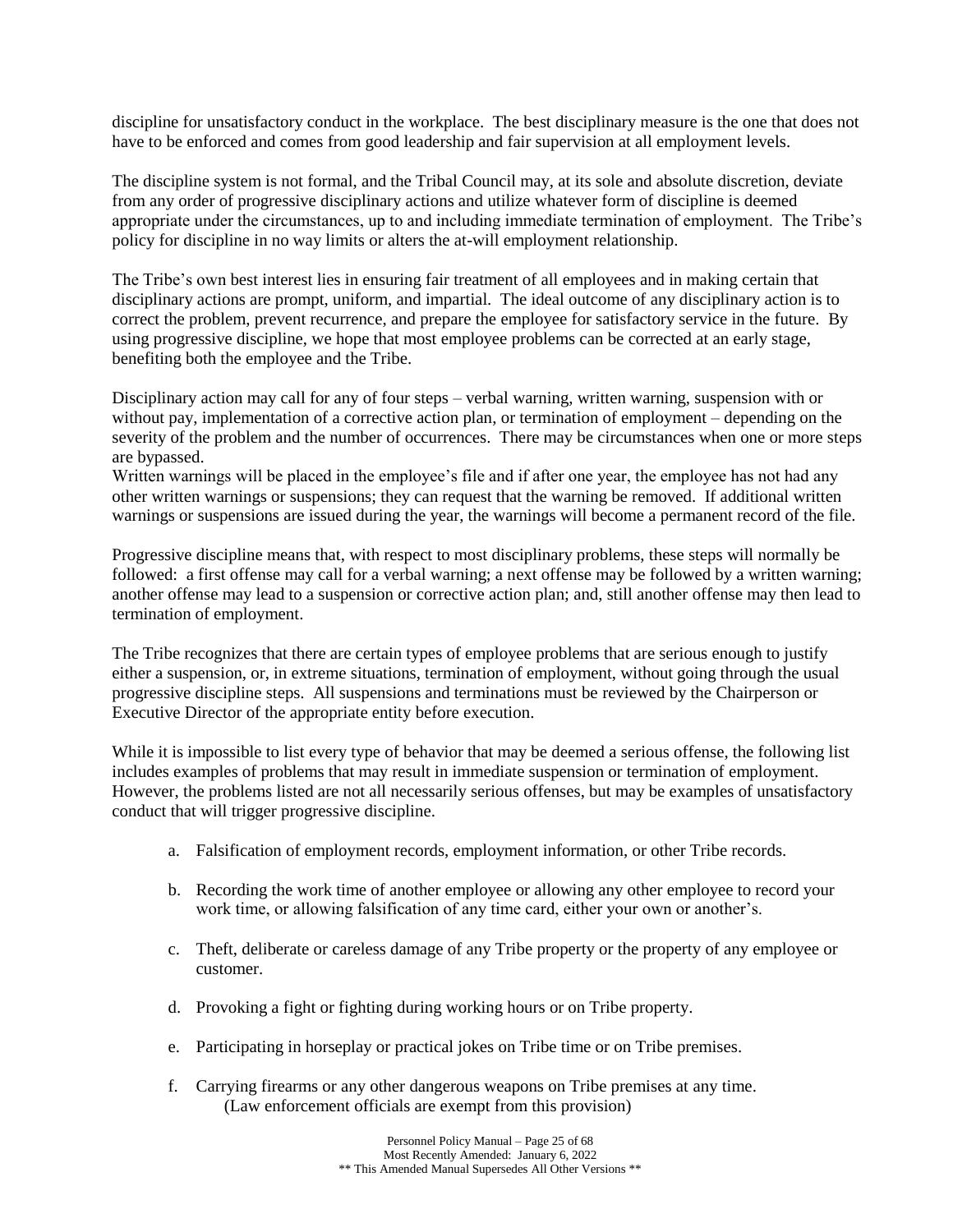discipline for unsatisfactory conduct in the workplace. The best disciplinary measure is the one that does not have to be enforced and comes from good leadership and fair supervision at all employment levels.

The discipline system is not formal, and the Tribal Council may, at its sole and absolute discretion, deviate from any order of progressive disciplinary actions and utilize whatever form of discipline is deemed appropriate under the circumstances, up to and including immediate termination of employment. The Tribe's policy for discipline in no way limits or alters the at-will employment relationship.

The Tribe's own best interest lies in ensuring fair treatment of all employees and in making certain that disciplinary actions are prompt, uniform, and impartial. The ideal outcome of any disciplinary action is to correct the problem, prevent recurrence, and prepare the employee for satisfactory service in the future. By using progressive discipline, we hope that most employee problems can be corrected at an early stage, benefiting both the employee and the Tribe.

Disciplinary action may call for any of four steps – verbal warning, written warning, suspension with or without pay, implementation of a corrective action plan, or termination of employment – depending on the severity of the problem and the number of occurrences. There may be circumstances when one or more steps are bypassed.
Written warnings will be placed in the employee's file and if after one year, the employee has not had any other written warnings or suspensions; they can request that the warning be removed. If additional written warnings or suspensions are issued during the year, the warnings will become a permanent record of the file.

Progressive discipline means that, with respect to most disciplinary problems, these steps will normally be followed: a first offense may call for a verbal warning; a next offense may be followed by a written warning; another offense may lead to a suspension or corrective action plan; and, still another offense may then lead to termination of employment.

The Tribe recognizes that there are certain types of employee problems that are serious enough to justify either a suspension, or, in extreme situations, termination of employment, without going through the usual progressive discipline steps. All suspensions and terminations must be reviewed by the Chairperson or Executive Director of the appropriate entity before execution.

While it is impossible to list every type of behavior that may be deemed a serious offense, the following list includes examples of problems that may result in immediate suspension or termination of employment. However, the problems listed are not all necessarily serious offenses, but may be examples of unsatisfactory conduct that will trigger progressive discipline.

a. Falsification of employment records, employment information, or other Tribe records.

b. Recording the work time of another employee or allowing any other employee to record your work time, or allowing falsification of any time card, either your own or another's.

c. Theft, deliberate or careless damage of any Tribe property or the property of any employee or customer.

d. Provoking a fight or fighting during working hours or on Tribe property.

e. Participating in horseplay or practical jokes on Tribe time or on Tribe premises.

f. Carrying firearms or any other dangerous weapons on Tribe premises at any time. (Law enforcement officials are exempt from this provision)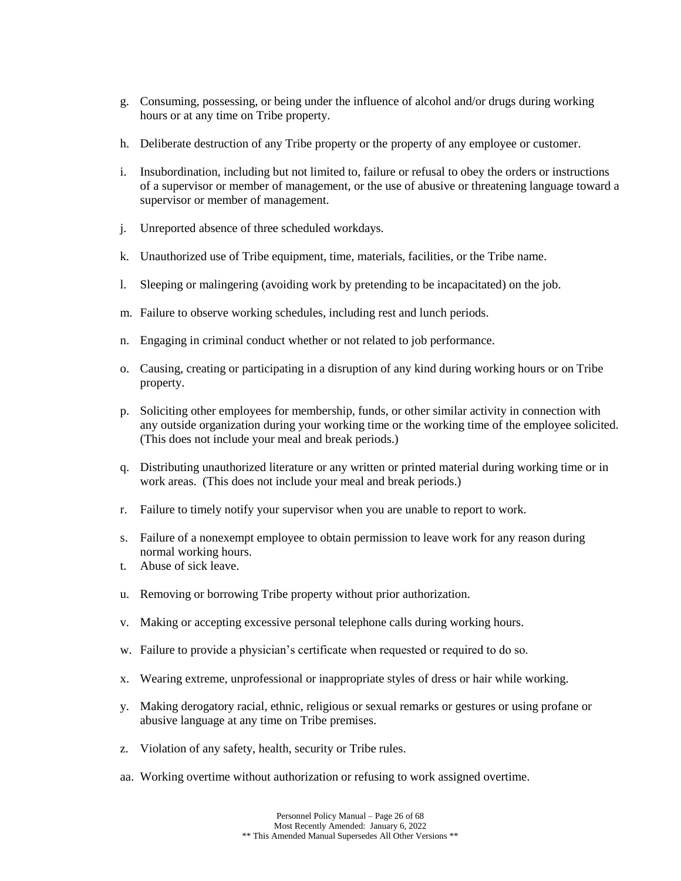g. Consuming, possessing, or being under the influence of alcohol and/or drugs during working hours or at any time on Tribe property.

h. Deliberate destruction of any Tribe property or the property of any employee or customer.

i. Insubordination, including but not limited to, failure or refusal to obey the orders or instructions of a supervisor or member of management, or the use of abusive or threatening language toward a supervisor or member of management.

j. Unreported absence of three scheduled workdays.

k. Unauthorized use of Tribe equipment, time, materials, facilities, or the Tribe name.

l. Sleeping or malingering (avoiding work by pretending to be incapacitated) on the job.

m. Failure to observe working schedules, including rest and lunch periods.

n. Engaging in criminal conduct whether or not related to job performance.

o. Causing, creating or participating in a disruption of any kind during working hours or on Tribe property.

p. Soliciting other employees for membership, funds, or other similar activity in connection with any outside organization during your working time or the working time of the employee solicited. (This does not include your meal and break periods.)

q. Distributing unauthorized literature or any written or printed material during working time or in work areas. (This does not include your meal and break periods.)

r. Failure to timely notify your supervisor when you are unable to report to work.

s. Failure of a nonexempt employee to obtain permission to leave work for any reason during normal working hours.

t. Abuse of sick leave.

u. Removing or borrowing Tribe property without prior authorization.

v. Making or accepting excessive personal telephone calls during working hours.

w. Failure to provide a physician's certificate when requested or required to do so.

x. Wearing extreme, unprofessional or inappropriate styles of dress or hair while working.

y. Making derogatory racial, ethnic, religious or sexual remarks or gestures or using profane or abusive language at any time on Tribe premises.

z. Violation of any safety, health, security or Tribe rules.

aa. Working overtime without authorization or refusing to work assigned overtime.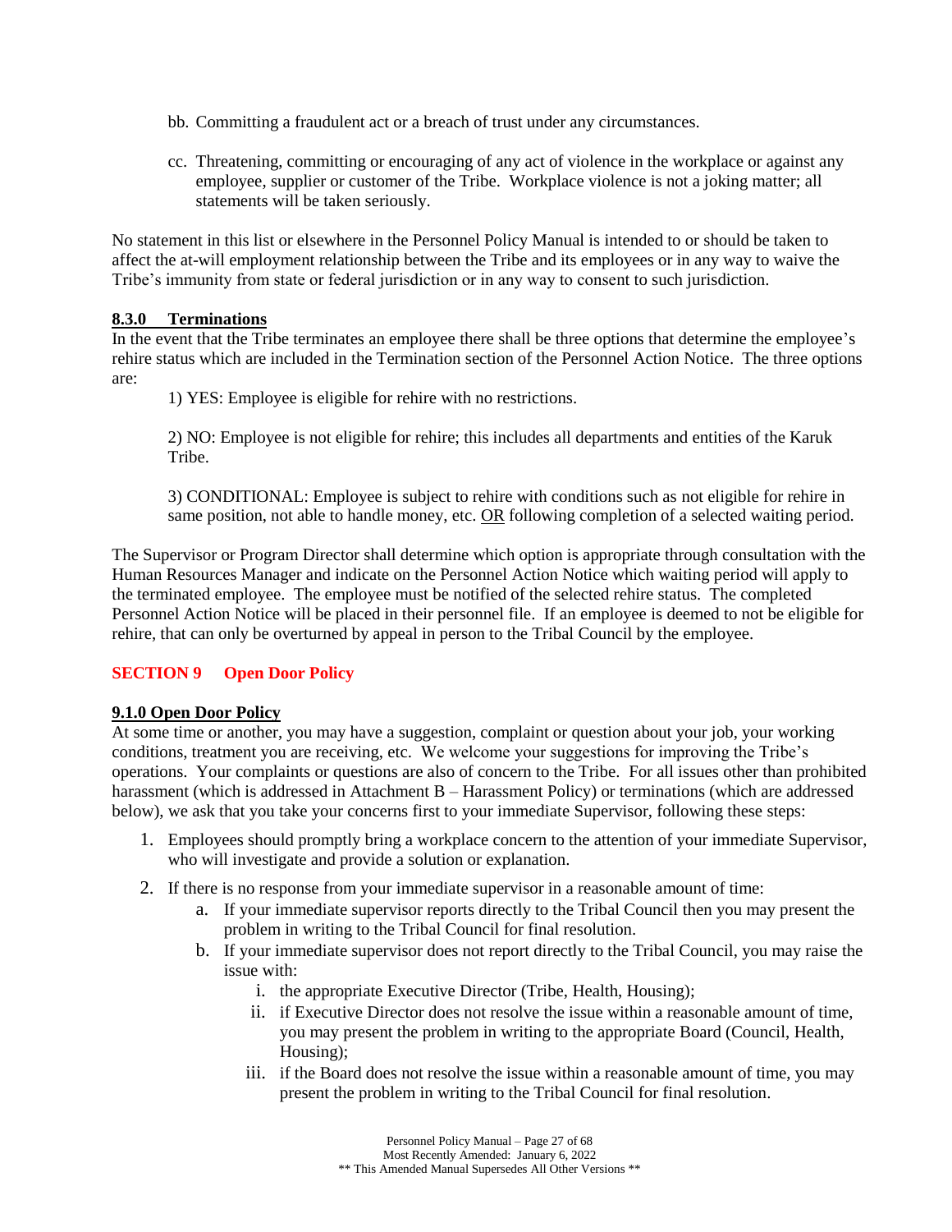bb. Committing a fraudulent act or a breach of trust under any circumstances.

cc. Threatening, committing or encouraging of any act of violence in the workplace or against any employee, supplier or customer of the Tribe. Workplace violence is not a joking matter; all statements will be taken seriously.

No statement in this list or elsewhere in the Personnel Policy Manual is intended to or should be taken to affect the at-will employment relationship between the Tribe and its employees or in any way to waive the Tribe's immunity from state or federal jurisdiction or in any way to consent to such jurisdiction.

### 8.3.0 Terminations

In the event that the Tribe terminates an employee there shall be three options that determine the employee's rehire status which are included in the Termination section of the Personnel Action Notice. The three options are:

1) YES: Employee is eligible for rehire with no restrictions.

2) NO: Employee is not eligible for rehire; this includes all departments and entities of the Karuk Tribe.

3) CONDITIONAL: Employee is subject to rehire with conditions such as not eligible for rehire in same position, not able to handle money, etc. <u>OR</u> following completion of a selected waiting period.

The Supervisor or Program Director shall determine which option is appropriate through consultation with the Human Resources Manager and indicate on the Personnel Action Notice which waiting period will apply to the terminated employee. The employee must be notified of the selected rehire status. The completed Personnel Action Notice will be placed in their personnel file. If an employee is deemed to not be eligible for rehire, that can only be overturned by appeal in person to the Tribal Council by the employee.

## SECTION 9 Open Door Policy

### 9.1.0 Open Door Policy

At some time or another, you may have a suggestion, complaint or question about your job, your working conditions, treatment you are receiving, etc. We welcome your suggestions for improving the Tribe's operations. Your complaints or questions are also of concern to the Tribe. For all issues other than prohibited harassment (which is addressed in Attachment B – Harassment Policy) or terminations (which are addressed below), we ask that you take your concerns first to your immediate Supervisor, following these steps:

1. Employees should promptly bring a workplace concern to the attention of your immediate Supervisor, who will investigate and provide a solution or explanation.
2. If there is no response from your immediate supervisor in a reasonable amount of time:
   a. If your immediate supervisor reports directly to the Tribal Council then you may present the problem in writing to the Tribal Council for final resolution.
   b. If your immediate supervisor does not report directly to the Tribal Council, you may raise the issue with:
      i. the appropriate Executive Director (Tribe, Health, Housing);
      ii. if Executive Director does not resolve the issue within a reasonable amount of time, you may present the problem in writing to the appropriate Board (Council, Health, Housing);
      iii. if the Board does not resolve the issue within a reasonable amount of time, you may present the problem in writing to the Tribal Council for final resolution.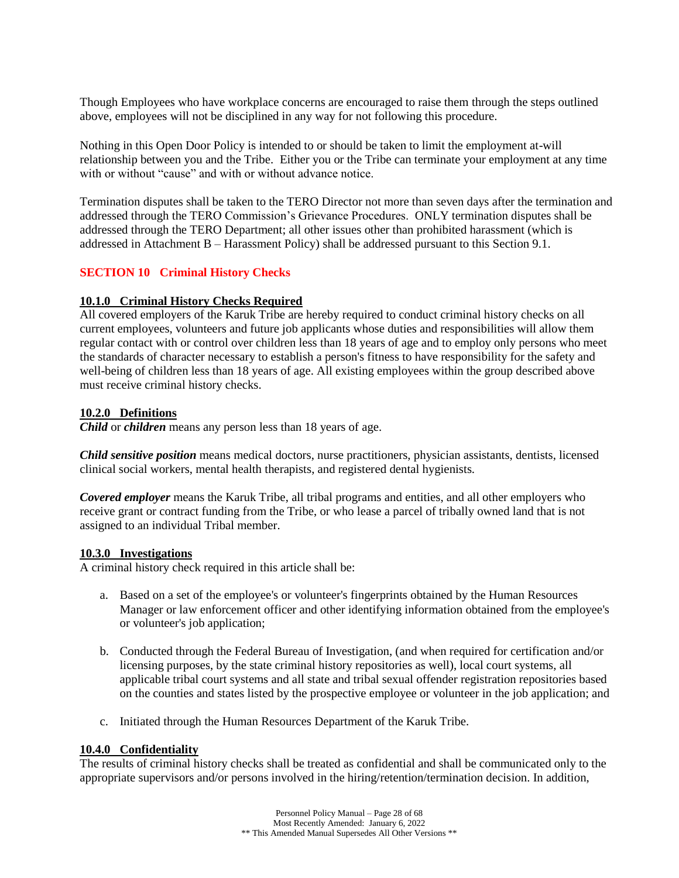Though Employees who have workplace concerns are encouraged to raise them through the steps outlined above, employees will not be disciplined in any way for not following this procedure.

Nothing in this Open Door Policy is intended to or should be taken to limit the employment at-will relationship between you and the Tribe. Either you or the Tribe can terminate your employment at any time with or without "cause" and with or without advance notice.

Termination disputes shall be taken to the TERO Director not more than seven days after the termination and addressed through the TERO Commission's Grievance Procedures. ONLY termination disputes shall be addressed through the TERO Department; all other issues other than prohibited harassment (which is addressed in Attachment B – Harassment Policy) shall be addressed pursuant to this Section 9.1.

## SECTION 10 Criminal History Checks

### 10.1.0 Criminal History Checks Required

All covered employers of the Karuk Tribe are hereby required to conduct criminal history checks on all current employees, volunteers and future job applicants whose duties and responsibilities will allow them regular contact with or control over children less than 18 years of age and to employ only persons who meet the standards of character necessary to establish a person's fitness to have responsibility for the safety and well-being of children less than 18 years of age. All existing employees within the group described above must receive criminal history checks.

### 10.2.0 Definitions

***Child*** or ***children*** means any person less than 18 years of age.

***Child sensitive position*** means medical doctors, nurse practitioners, physician assistants, dentists, licensed clinical social workers, mental health therapists, and registered dental hygienists.

***Covered employer*** means the Karuk Tribe, all tribal programs and entities, and all other employers who receive grant or contract funding from the Tribe, or who lease a parcel of tribally owned land that is not assigned to an individual Tribal member.

### 10.3.0 Investigations

A criminal history check required in this article shall be:

a. Based on a set of the employee's or volunteer's fingerprints obtained by the Human Resources Manager or law enforcement officer and other identifying information obtained from the employee's or volunteer's job application;

b. Conducted through the Federal Bureau of Investigation, (and when required for certification and/or licensing purposes, by the state criminal history repositories as well), local court systems, all applicable tribal court systems and all state and tribal sexual offender registration repositories based on the counties and states listed by the prospective employee or volunteer in the job application; and

c. Initiated through the Human Resources Department of the Karuk Tribe.

### 10.4.0 Confidentiality

The results of criminal history checks shall be treated as confidential and shall be communicated only to the appropriate supervisors and/or persons involved in the hiring/retention/termination decision. In addition,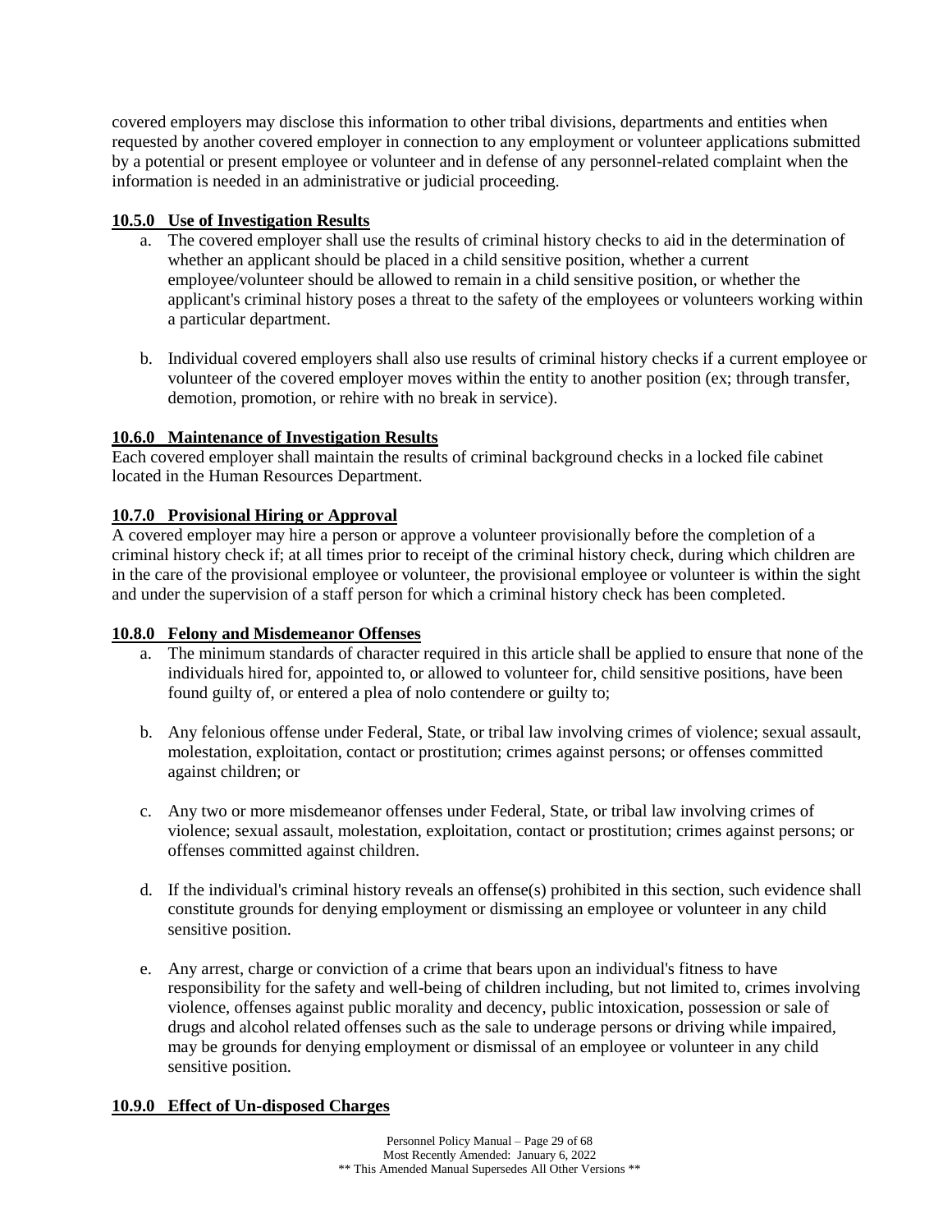covered employers may disclose this information to other tribal divisions, departments and entities when requested by another covered employer in connection to any employment or volunteer applications submitted by a potential or present employee or volunteer and in defense of any personnel-related complaint when the information is needed in an administrative or judicial proceeding.

**10.5.0 Use of Investigation Results**

a. The covered employer shall use the results of criminal history checks to aid in the determination of whether an applicant should be placed in a child sensitive position, whether a current employee/volunteer should be allowed to remain in a child sensitive position, or whether the applicant's criminal history poses a threat to the safety of the employees or volunteers working within a particular department.

b. Individual covered employers shall also use results of criminal history checks if a current employee or volunteer of the covered employer moves within the entity to another position (ex; through transfer, demotion, promotion, or rehire with no break in service).

**10.6.0 Maintenance of Investigation Results**

Each covered employer shall maintain the results of criminal background checks in a locked file cabinet located in the Human Resources Department.

**10.7.0 Provisional Hiring or Approval**

A covered employer may hire a person or approve a volunteer provisionally before the completion of a criminal history check if; at all times prior to receipt of the criminal history check, during which children are in the care of the provisional employee or volunteer, the provisional employee or volunteer is within the sight and under the supervision of a staff person for which a criminal history check has been completed.

**10.8.0 Felony and Misdemeanor Offenses**

a. The minimum standards of character required in this article shall be applied to ensure that none of the individuals hired for, appointed to, or allowed to volunteer for, child sensitive positions, have been found guilty of, or entered a plea of nolo contendere or guilty to;

b. Any felonious offense under Federal, State, or tribal law involving crimes of violence; sexual assault, molestation, exploitation, contact or prostitution; crimes against persons; or offenses committed against children; or

c. Any two or more misdemeanor offenses under Federal, State, or tribal law involving crimes of violence; sexual assault, molestation, exploitation, contact or prostitution; crimes against persons; or offenses committed against children.

d. If the individual's criminal history reveals an offense(s) prohibited in this section, such evidence shall constitute grounds for denying employment or dismissing an employee or volunteer in any child sensitive position.

e. Any arrest, charge or conviction of a crime that bears upon an individual's fitness to have responsibility for the safety and well-being of children including, but not limited to, crimes involving violence, offenses against public morality and decency, public intoxication, possession or sale of drugs and alcohol related offenses such as the sale to underage persons or driving while impaired, may be grounds for denying employment or dismissal of an employee or volunteer in any child sensitive position.

**10.9.0 Effect of Un-disposed Charges**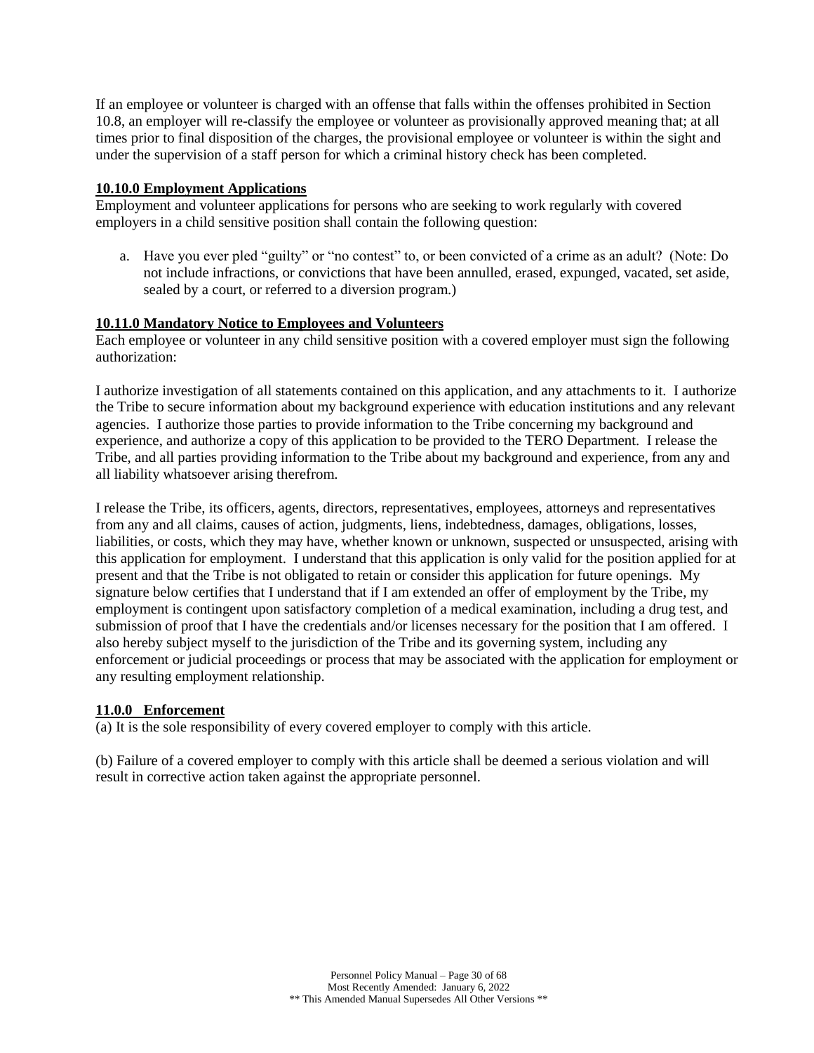If an employee or volunteer is charged with an offense that falls within the offenses prohibited in Section 10.8, an employer will re-classify the employee or volunteer as provisionally approved meaning that; at all times prior to final disposition of the charges, the provisional employee or volunteer is within the sight and under the supervision of a staff person for which a criminal history check has been completed.

### 10.10.0 Employment Applications

Employment and volunteer applications for persons who are seeking to work regularly with covered employers in a child sensitive position shall contain the following question:

a. Have you ever pled "guilty" or "no contest" to, or been convicted of a crime as an adult? (Note: Do not include infractions, or convictions that have been annulled, erased, expunged, vacated, set aside, sealed by a court, or referred to a diversion program.)

### 10.11.0 Mandatory Notice to Employees and Volunteers

Each employee or volunteer in any child sensitive position with a covered employer must sign the following authorization:

I authorize investigation of all statements contained on this application, and any attachments to it. I authorize the Tribe to secure information about my background experience with education institutions and any relevant agencies. I authorize those parties to provide information to the Tribe concerning my background and experience, and authorize a copy of this application to be provided to the TERO Department. I release the Tribe, and all parties providing information to the Tribe about my background and experience, from any and all liability whatsoever arising therefrom.

I release the Tribe, its officers, agents, directors, representatives, employees, attorneys and representatives from any and all claims, causes of action, judgments, liens, indebtedness, damages, obligations, losses, liabilities, or costs, which they may have, whether known or unknown, suspected or unsuspected, arising with this application for employment. I understand that this application is only valid for the position applied for at present and that the Tribe is not obligated to retain or consider this application for future openings. My signature below certifies that I understand that if I am extended an offer of employment by the Tribe, my employment is contingent upon satisfactory completion of a medical examination, including a drug test, and submission of proof that I have the credentials and/or licenses necessary for the position that I am offered. I also hereby subject myself to the jurisdiction of the Tribe and its governing system, including any enforcement or judicial proceedings or process that may be associated with the application for employment or any resulting employment relationship.

### 11.0.0 Enforcement

(a) It is the sole responsibility of every covered employer to comply with this article.

(b) Failure of a covered employer to comply with this article shall be deemed a serious violation and will result in corrective action taken against the appropriate personnel.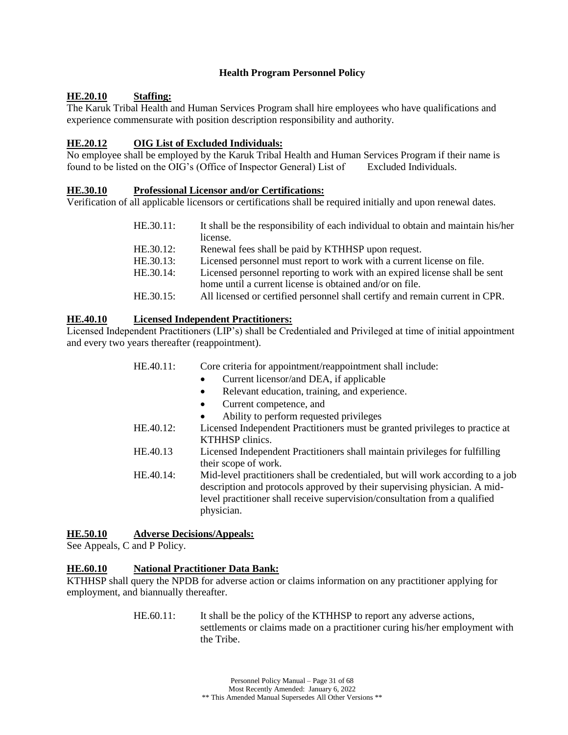**Health Program Personnel Policy**

## HE.20.10 Staffing:

The Karuk Tribal Health and Human Services Program shall hire employees who have qualifications and experience commensurate with position description responsibility and authority.

## HE.20.12 OIG List of Excluded Individuals:

No employee shall be employed by the Karuk Tribal Health and Human Services Program if their name is found to be listed on the OIG's (Office of Inspector General) List of Excluded Individuals.

## HE.30.10 Professional Licensor and/or Certifications:

Verification of all applicable licensors or certifications shall be required initially and upon renewal dates.

HE.30.11: It shall be the responsibility of each individual to obtain and maintain his/her license.

HE.30.12: Renewal fees shall be paid by KTHHSP upon request.

HE.30.13: Licensed personnel must report to work with a current license on file.

HE.30.14: Licensed personnel reporting to work with an expired license shall be sent home until a current license is obtained and/or on file.

HE.30.15: All licensed or certified personnel shall certify and remain current in CPR.

## HE.40.10 Licensed Independent Practitioners:

Licensed Independent Practitioners (LIP's) shall be Credentialed and Privileged at time of initial appointment and every two years thereafter (reappointment).

HE.40.11: Core criteria for appointment/reappointment shall include:

- Current licensor/and DEA, if applicable
- Relevant education, training, and experience.
- Current competence, and
- Ability to perform requested privileges

HE.40.12: Licensed Independent Practitioners must be granted privileges to practice at KTHHSP clinics.

HE.40.13 Licensed Independent Practitioners shall maintain privileges for fulfilling their scope of work.

HE.40.14: Mid-level practitioners shall be credentialed, but will work according to a job description and protocols approved by their supervising physician. A mid-level practitioner shall receive supervision/consultation from a qualified physician.

## HE.50.10 Adverse Decisions/Appeals:

See Appeals, C and P Policy.

## HE.60.10 National Practitioner Data Bank:

KTHHSP shall query the NPDB for adverse action or claims information on any practitioner applying for employment, and biannually thereafter.

HE.60.11: It shall be the policy of the KTHHSP to report any adverse actions, settlements or claims made on a practitioner curing his/her employment with the Tribe.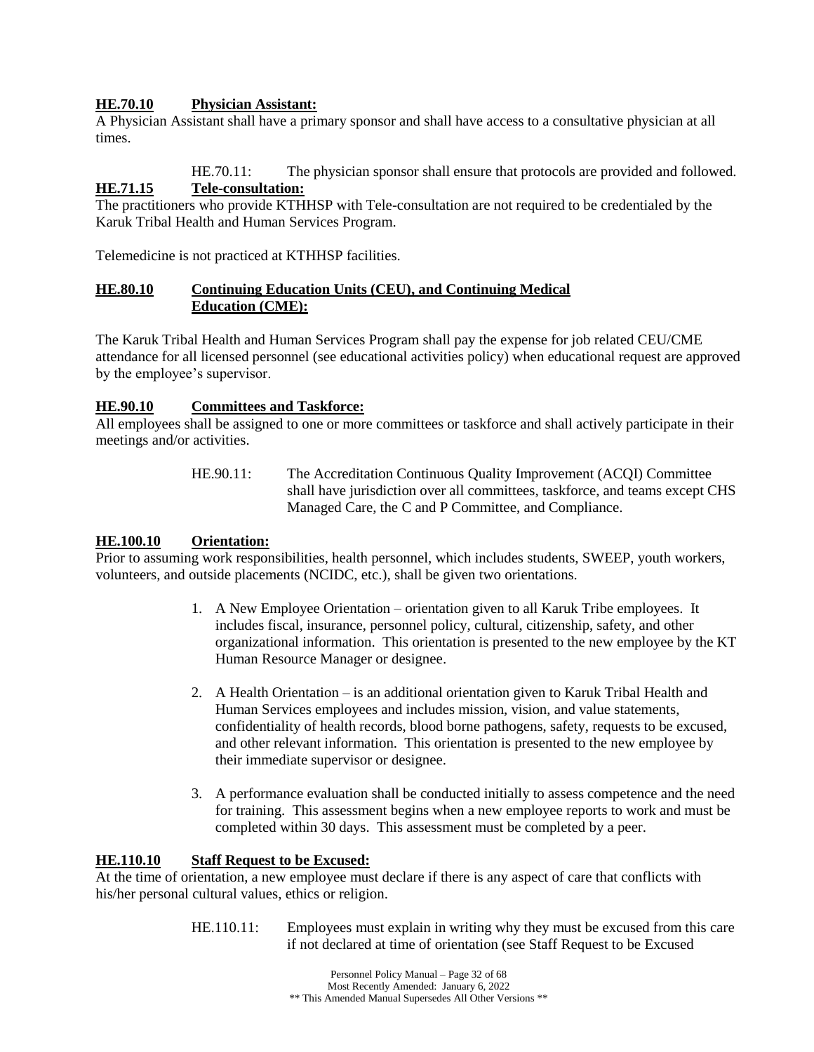**HE.70.10 Physician Assistant:**

A Physician Assistant shall have a primary sponsor and shall have access to a consultative physician at all times.

> HE.70.11: The physician sponsor shall ensure that protocols are provided and followed.

**HE.71.15 Tele-consultation:**

The practitioners who provide KTHHSP with Tele-consultation are not required to be credentialed by the Karuk Tribal Health and Human Services Program.

Telemedicine is not practiced at KTHHSP facilities.

**HE.80.10 Continuing Education Units (CEU), and Continuing Medical Education (CME):**

The Karuk Tribal Health and Human Services Program shall pay the expense for job related CEU/CME attendance for all licensed personnel (see educational activities policy) when educational request are approved by the employee's supervisor.

**HE.90.10 Committees and Taskforce:**

All employees shall be assigned to one or more committees or taskforce and shall actively participate in their meetings and/or activities.

> HE.90.11: The Accreditation Continuous Quality Improvement (ACQI) Committee shall have jurisdiction over all committees, taskforce, and teams except CHS Managed Care, the C and P Committee, and Compliance.

**HE.100.10 Orientation:**

Prior to assuming work responsibilities, health personnel, which includes students, SWEEP, youth workers, volunteers, and outside placements (NCIDC, etc.), shall be given two orientations.

1. A New Employee Orientation – orientation given to all Karuk Tribe employees. It includes fiscal, insurance, personnel policy, cultural, citizenship, safety, and other organizational information. This orientation is presented to the new employee by the KT Human Resource Manager or designee.
2. A Health Orientation – is an additional orientation given to Karuk Tribal Health and Human Services employees and includes mission, vision, and value statements, confidentiality of health records, blood borne pathogens, safety, requests to be excused, and other relevant information. This orientation is presented to the new employee by their immediate supervisor or designee.
3. A performance evaluation shall be conducted initially to assess competence and the need for training. This assessment begins when a new employee reports to work and must be completed within 30 days. This assessment must be completed by a peer.

**HE.110.10 Staff Request to be Excused:**

At the time of orientation, a new employee must declare if there is any aspect of care that conflicts with his/her personal cultural values, ethics or religion.

> HE.110.11: Employees must explain in writing why they must be excused from this care if not declared at time of orientation (see Staff Request to be Excused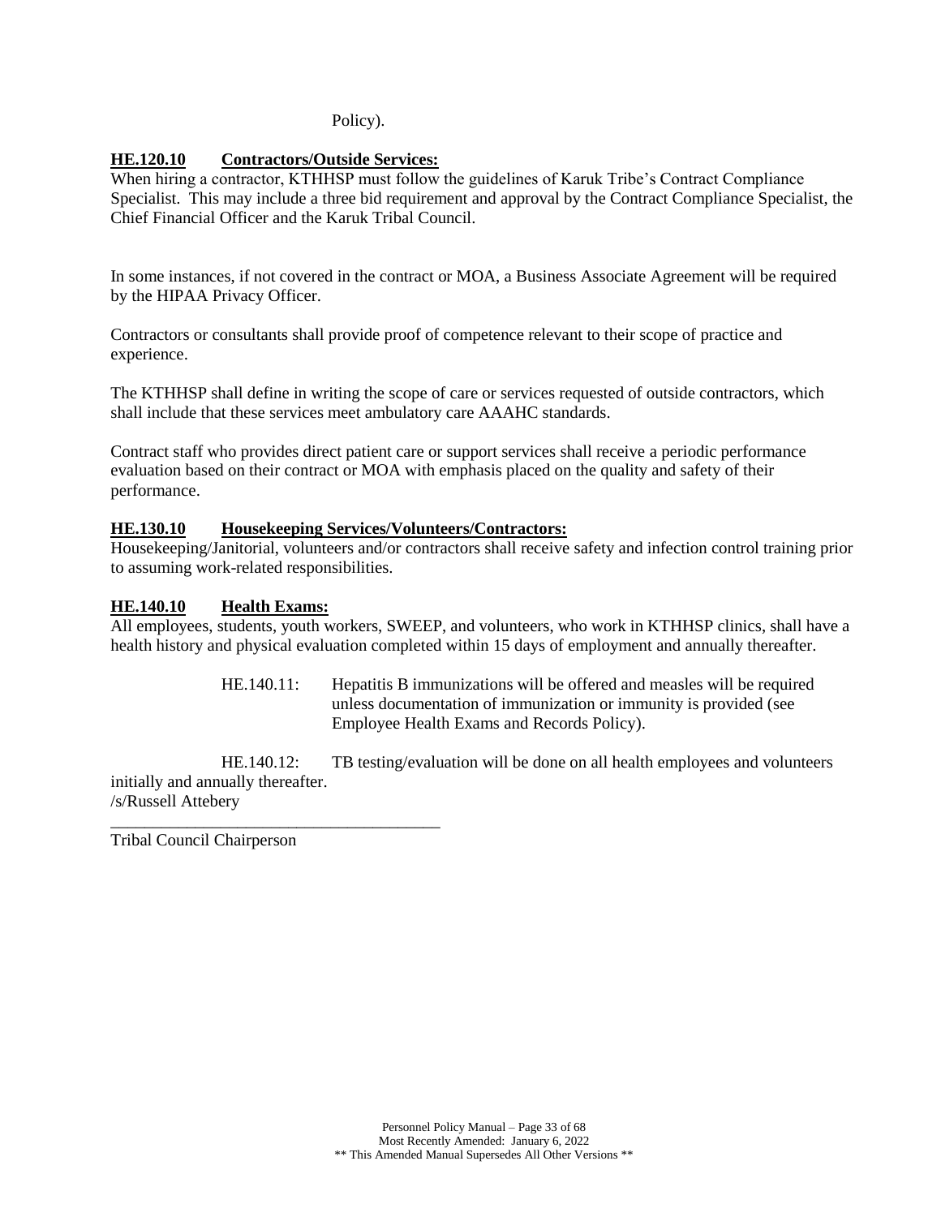Policy).

**HE.120.10 Contractors/Outside Services:**
When hiring a contractor, KTHHSP must follow the guidelines of Karuk Tribe's Contract Compliance Specialist. This may include a three bid requirement and approval by the Contract Compliance Specialist, the Chief Financial Officer and the Karuk Tribal Council.

In some instances, if not covered in the contract or MOA, a Business Associate Agreement will be required by the HIPAA Privacy Officer.

Contractors or consultants shall provide proof of competence relevant to their scope of practice and experience.

The KTHHSP shall define in writing the scope of care or services requested of outside contractors, which shall include that these services meet ambulatory care AAAHC standards.

Contract staff who provides direct patient care or support services shall receive a periodic performance evaluation based on their contract or MOA with emphasis placed on the quality and safety of their performance.

**HE.130.10 Housekeeping Services/Volunteers/Contractors:**
Housekeeping/Janitorial, volunteers and/or contractors shall receive safety and infection control training prior to assuming work-related responsibilities.

**HE.140.10 Health Exams:**
All employees, students, youth workers, SWEEP, and volunteers, who work in KTHHSP clinics, shall have a health history and physical evaluation completed within 15 days of employment and annually thereafter.

HE.140.11: Hepatitis B immunizations will be offered and measles will be required unless documentation of immunization or immunity is provided (see Employee Health Exams and Records Policy).

HE.140.12: TB testing/evaluation will be done on all health employees and volunteers initially and annually thereafter.

/s/Russell Attebery
\_\_\_\_\_\_\_\_\_\_\_\_\_\_\_\_\_\_\_\_\_\_\_\_\_\_\_\_\_\_\_\_\_\_\_\_\_\_\_
Tribal Council Chairperson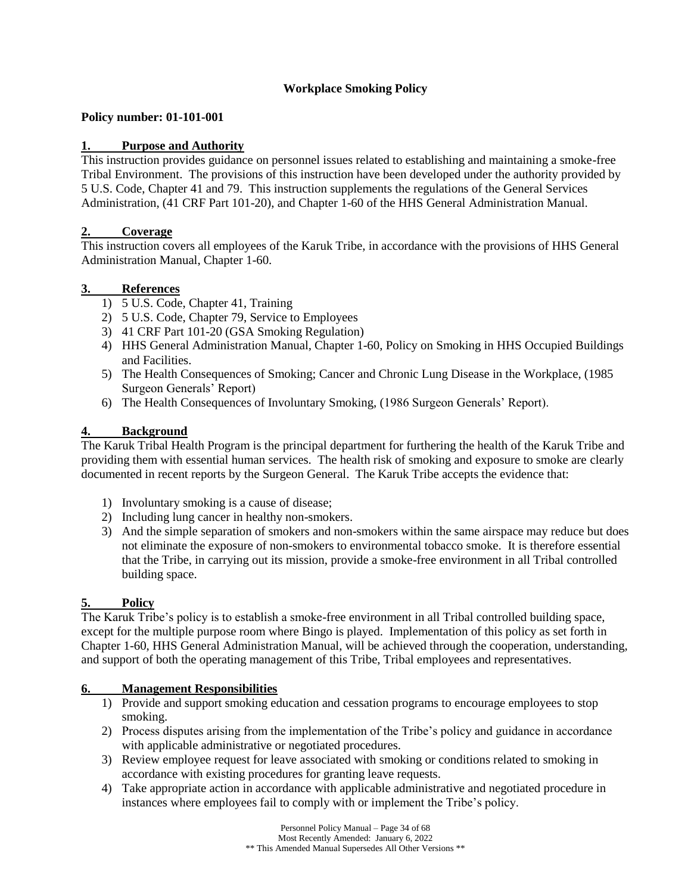# Workplace Smoking Policy

**Policy number: 01-101-001**

## 1. Purpose and Authority

This instruction provides guidance on personnel issues related to establishing and maintaining a smoke-free Tribal Environment. The provisions of this instruction have been developed under the authority provided by 5 U.S. Code, Chapter 41 and 79. This instruction supplements the regulations of the General Services Administration, (41 CRF Part 101-20), and Chapter 1-60 of the HHS General Administration Manual.

## 2. Coverage

This instruction covers all employees of the Karuk Tribe, in accordance with the provisions of HHS General Administration Manual, Chapter 1-60.

## 3. References

1) 5 U.S. Code, Chapter 41, Training
2) 5 U.S. Code, Chapter 79, Service to Employees
3) 41 CRF Part 101-20 (GSA Smoking Regulation)
4) HHS General Administration Manual, Chapter 1-60, Policy on Smoking in HHS Occupied Buildings and Facilities.
5) The Health Consequences of Smoking; Cancer and Chronic Lung Disease in the Workplace, (1985 Surgeon Generals' Report)
6) The Health Consequences of Involuntary Smoking, (1986 Surgeon Generals' Report).

## 4. Background

The Karuk Tribal Health Program is the principal department for furthering the health of the Karuk Tribe and providing them with essential human services. The health risk of smoking and exposure to smoke are clearly documented in recent reports by the Surgeon General. The Karuk Tribe accepts the evidence that:

1) Involuntary smoking is a cause of disease;
2) Including lung cancer in healthy non-smokers.
3) And the simple separation of smokers and non-smokers within the same airspace may reduce but does not eliminate the exposure of non-smokers to environmental tobacco smoke. It is therefore essential that the Tribe, in carrying out its mission, provide a smoke-free environment in all Tribal controlled building space.

## 5. Policy

The Karuk Tribe's policy is to establish a smoke-free environment in all Tribal controlled building space, except for the multiple purpose room where Bingo is played. Implementation of this policy as set forth in Chapter 1-60, HHS General Administration Manual, will be achieved through the cooperation, understanding, and support of both the operating management of this Tribe, Tribal employees and representatives.

## 6. Management Responsibilities

1) Provide and support smoking education and cessation programs to encourage employees to stop smoking.
2) Process disputes arising from the implementation of the Tribe's policy and guidance in accordance with applicable administrative or negotiated procedures.
3) Review employee request for leave associated with smoking or conditions related to smoking in accordance with existing procedures for granting leave requests.
4) Take appropriate action in accordance with applicable administrative and negotiated procedure in instances where employees fail to comply with or implement the Tribe's policy.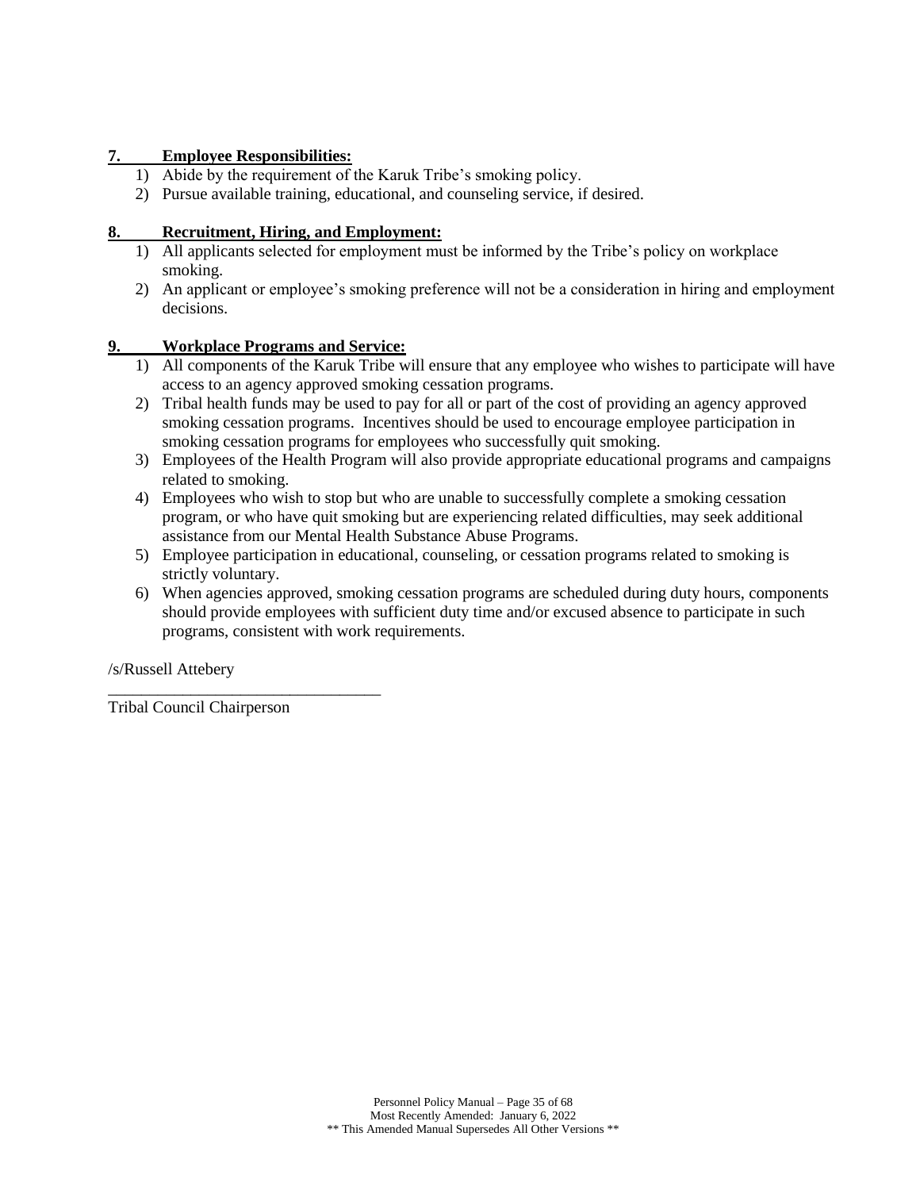**7. Employee Responsibilities:**

1) Abide by the requirement of the Karuk Tribe's smoking policy.
2) Pursue available training, educational, and counseling service, if desired.

**8. Recruitment, Hiring, and Employment:**

1) All applicants selected for employment must be informed by the Tribe's policy on workplace smoking.
2) An applicant or employee's smoking preference will not be a consideration in hiring and employment decisions.

**9. Workplace Programs and Service:**

1) All components of the Karuk Tribe will ensure that any employee who wishes to participate will have access to an agency approved smoking cessation programs.
2) Tribal health funds may be used to pay for all or part of the cost of providing an agency approved smoking cessation programs. Incentives should be used to encourage employee participation in smoking cessation programs for employees who successfully quit smoking.
3) Employees of the Health Program will also provide appropriate educational programs and campaigns related to smoking.
4) Employees who wish to stop but who are unable to successfully complete a smoking cessation program, or who have quit smoking but are experiencing related difficulties, may seek additional assistance from our Mental Health Substance Abuse Programs.
5) Employee participation in educational, counseling, or cessation programs related to smoking is strictly voluntary.
6) When agencies approved, smoking cessation programs are scheduled during duty hours, components should provide employees with sufficient duty time and/or excused absence to participate in such programs, consistent with work requirements.

/s/Russell Attebery

\_\_\_\_\_\_\_\_\_\_\_\_\_\_\_\_\_\_\_\_\_\_\_\_\_\_\_\_\_\_\_\_\_\_

Tribal Council Chairperson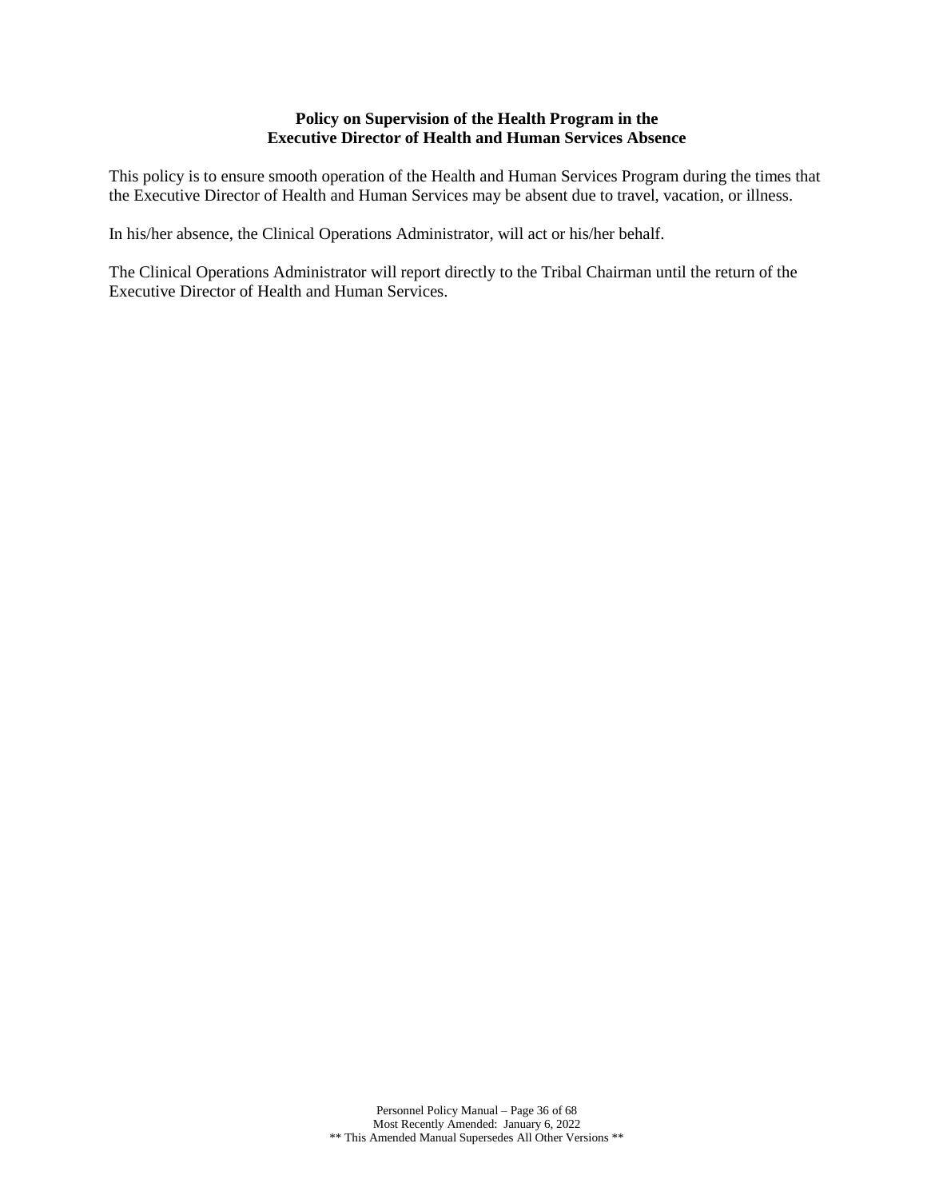**Policy on Supervision of the Health Program in the Executive Director of Health and Human Services Absence**

This policy is to ensure smooth operation of the Health and Human Services Program during the times that the Executive Director of Health and Human Services may be absent due to travel, vacation, or illness.

In his/her absence, the Clinical Operations Administrator, will act or his/her behalf.

The Clinical Operations Administrator will report directly to the Tribal Chairman until the return of the Executive Director of Health and Human Services.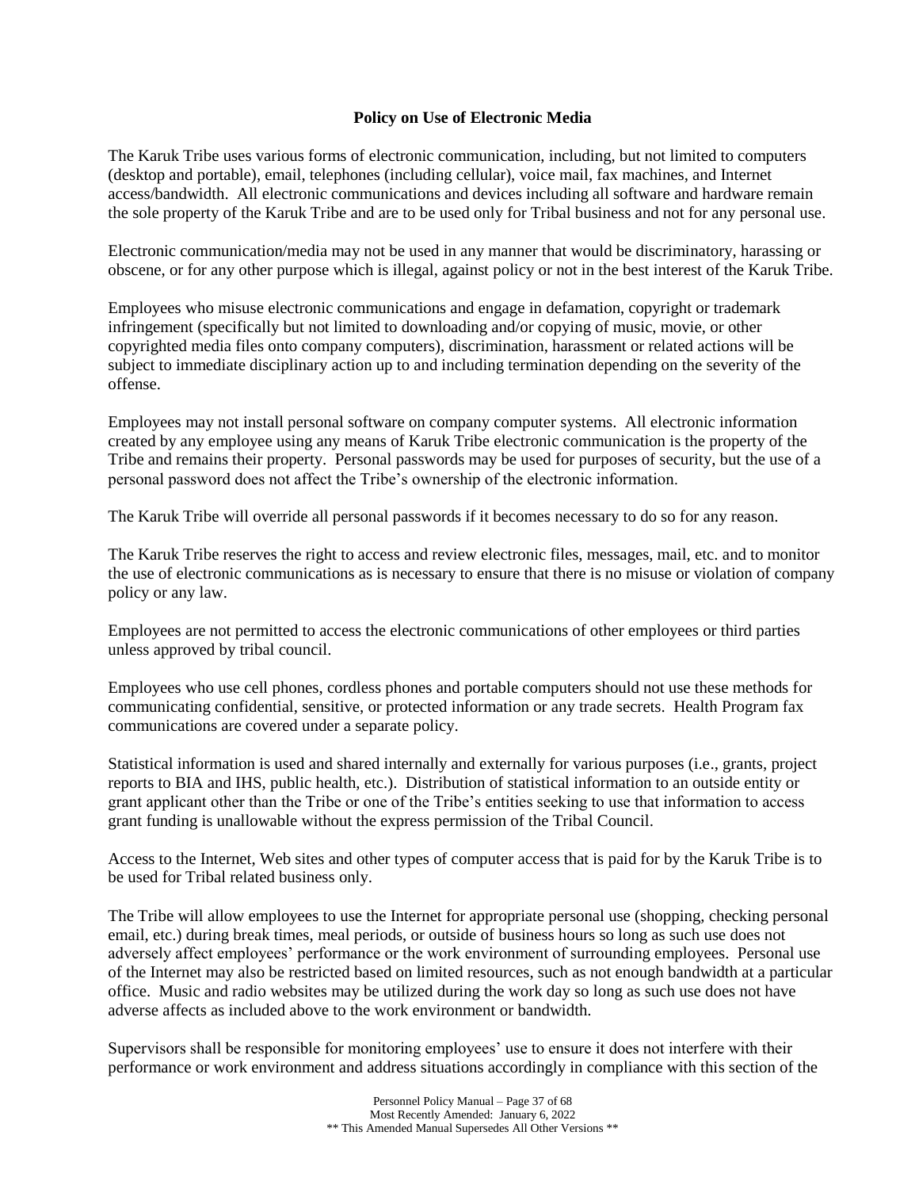**Policy on Use of Electronic Media**

The Karuk Tribe uses various forms of electronic communication, including, but not limited to computers (desktop and portable), email, telephones (including cellular), voice mail, fax machines, and Internet access/bandwidth. All electronic communications and devices including all software and hardware remain the sole property of the Karuk Tribe and are to be used only for Tribal business and not for any personal use.

Electronic communication/media may not be used in any manner that would be discriminatory, harassing or obscene, or for any other purpose which is illegal, against policy or not in the best interest of the Karuk Tribe.

Employees who misuse electronic communications and engage in defamation, copyright or trademark infringement (specifically but not limited to downloading and/or copying of music, movie, or other copyrighted media files onto company computers), discrimination, harassment or related actions will be subject to immediate disciplinary action up to and including termination depending on the severity of the offense.

Employees may not install personal software on company computer systems. All electronic information created by any employee using any means of Karuk Tribe electronic communication is the property of the Tribe and remains their property. Personal passwords may be used for purposes of security, but the use of a personal password does not affect the Tribe's ownership of the electronic information.

The Karuk Tribe will override all personal passwords if it becomes necessary to do so for any reason.

The Karuk Tribe reserves the right to access and review electronic files, messages, mail, etc. and to monitor the use of electronic communications as is necessary to ensure that there is no misuse or violation of company policy or any law.

Employees are not permitted to access the electronic communications of other employees or third parties unless approved by tribal council.

Employees who use cell phones, cordless phones and portable computers should not use these methods for communicating confidential, sensitive, or protected information or any trade secrets. Health Program fax communications are covered under a separate policy.

Statistical information is used and shared internally and externally for various purposes (i.e., grants, project reports to BIA and IHS, public health, etc.). Distribution of statistical information to an outside entity or grant applicant other than the Tribe or one of the Tribe's entities seeking to use that information to access grant funding is unallowable without the express permission of the Tribal Council.

Access to the Internet, Web sites and other types of computer access that is paid for by the Karuk Tribe is to be used for Tribal related business only.

The Tribe will allow employees to use the Internet for appropriate personal use (shopping, checking personal email, etc.) during break times, meal periods, or outside of business hours so long as such use does not adversely affect employees' performance or the work environment of surrounding employees. Personal use of the Internet may also be restricted based on limited resources, such as not enough bandwidth at a particular office. Music and radio websites may be utilized during the work day so long as such use does not have adverse affects as included above to the work environment or bandwidth.

Supervisors shall be responsible for monitoring employees' use to ensure it does not interfere with their performance or work environment and address situations accordingly in compliance with this section of the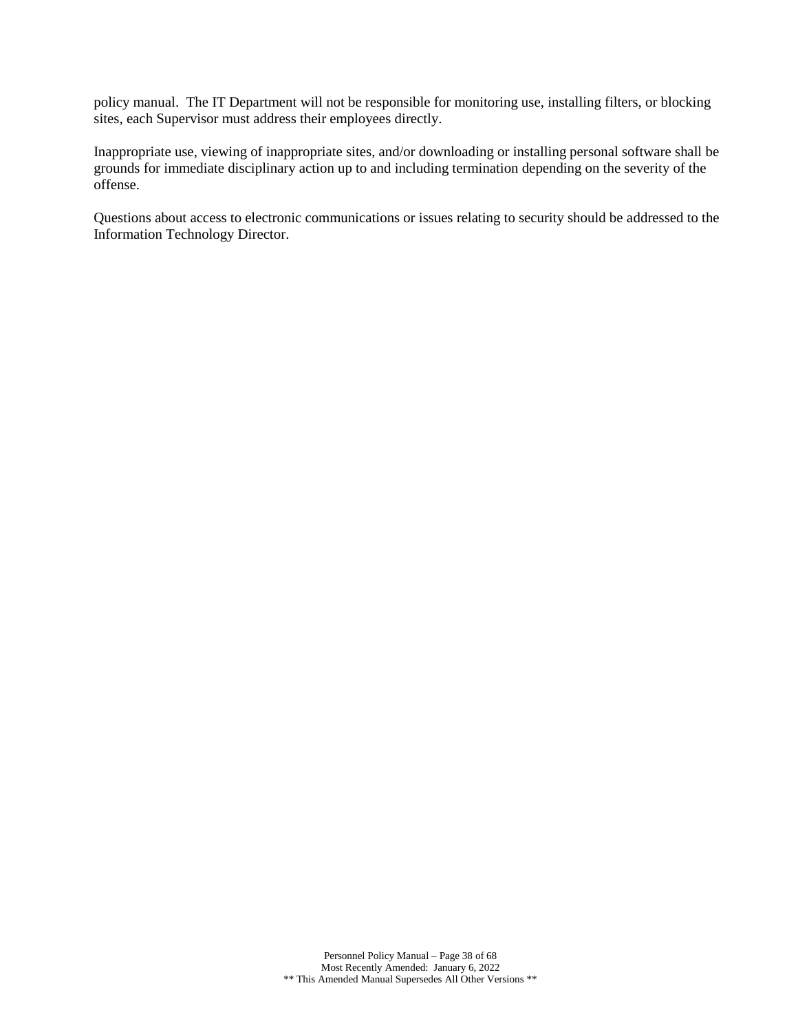policy manual. The IT Department will not be responsible for monitoring use, installing filters, or blocking sites, each Supervisor must address their employees directly.

Inappropriate use, viewing of inappropriate sites, and/or downloading or installing personal software shall be grounds for immediate disciplinary action up to and including termination depending on the severity of the offense.

Questions about access to electronic communications or issues relating to security should be addressed to the Information Technology Director.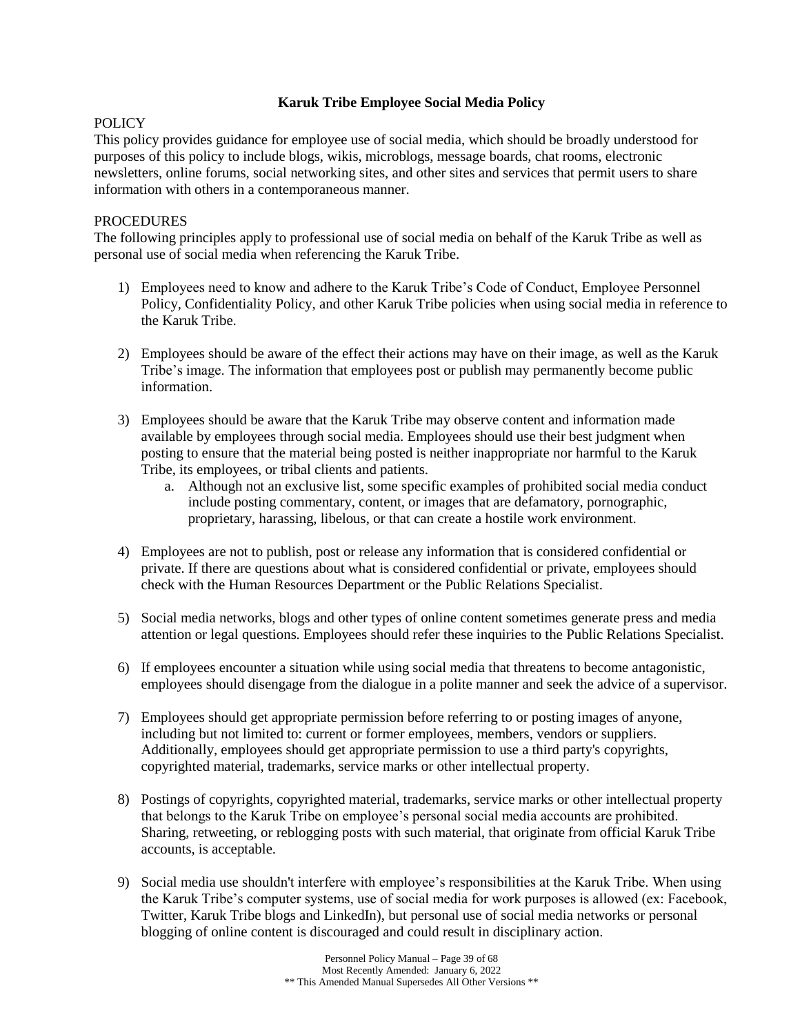# Karuk Tribe Employee Social Media Policy

## POLICY

This policy provides guidance for employee use of social media, which should be broadly understood for purposes of this policy to include blogs, wikis, microblogs, message boards, chat rooms, electronic newsletters, online forums, social networking sites, and other sites and services that permit users to share information with others in a contemporaneous manner.

## PROCEDURES

The following principles apply to professional use of social media on behalf of the Karuk Tribe as well as personal use of social media when referencing the Karuk Tribe.

1) Employees need to know and adhere to the Karuk Tribe's Code of Conduct, Employee Personnel Policy, Confidentiality Policy, and other Karuk Tribe policies when using social media in reference to the Karuk Tribe.

2) Employees should be aware of the effect their actions may have on their image, as well as the Karuk Tribe's image. The information that employees post or publish may permanently become public information.

3) Employees should be aware that the Karuk Tribe may observe content and information made available by employees through social media. Employees should use their best judgment when posting to ensure that the material being posted is neither inappropriate nor harmful to the Karuk Tribe, its employees, or tribal clients and patients.
   a. Although not an exclusive list, some specific examples of prohibited social media conduct include posting commentary, content, or images that are defamatory, pornographic, proprietary, harassing, libelous, or that can create a hostile work environment.

4) Employees are not to publish, post or release any information that is considered confidential or private. If there are questions about what is considered confidential or private, employees should check with the Human Resources Department or the Public Relations Specialist.

5) Social media networks, blogs and other types of online content sometimes generate press and media attention or legal questions. Employees should refer these inquiries to the Public Relations Specialist.

6) If employees encounter a situation while using social media that threatens to become antagonistic, employees should disengage from the dialogue in a polite manner and seek the advice of a supervisor.

7) Employees should get appropriate permission before referring to or posting images of anyone, including but not limited to: current or former employees, members, vendors or suppliers. Additionally, employees should get appropriate permission to use a third party's copyrights, copyrighted material, trademarks, service marks or other intellectual property.

8) Postings of copyrights, copyrighted material, trademarks, service marks or other intellectual property that belongs to the Karuk Tribe on employee's personal social media accounts are prohibited. Sharing, retweeting, or reblogging posts with such material, that originate from official Karuk Tribe accounts, is acceptable.

9) Social media use shouldn't interfere with employee's responsibilities at the Karuk Tribe. When using the Karuk Tribe's computer systems, use of social media for work purposes is allowed (ex: Facebook, Twitter, Karuk Tribe blogs and LinkedIn), but personal use of social media networks or personal blogging of online content is discouraged and could result in disciplinary action.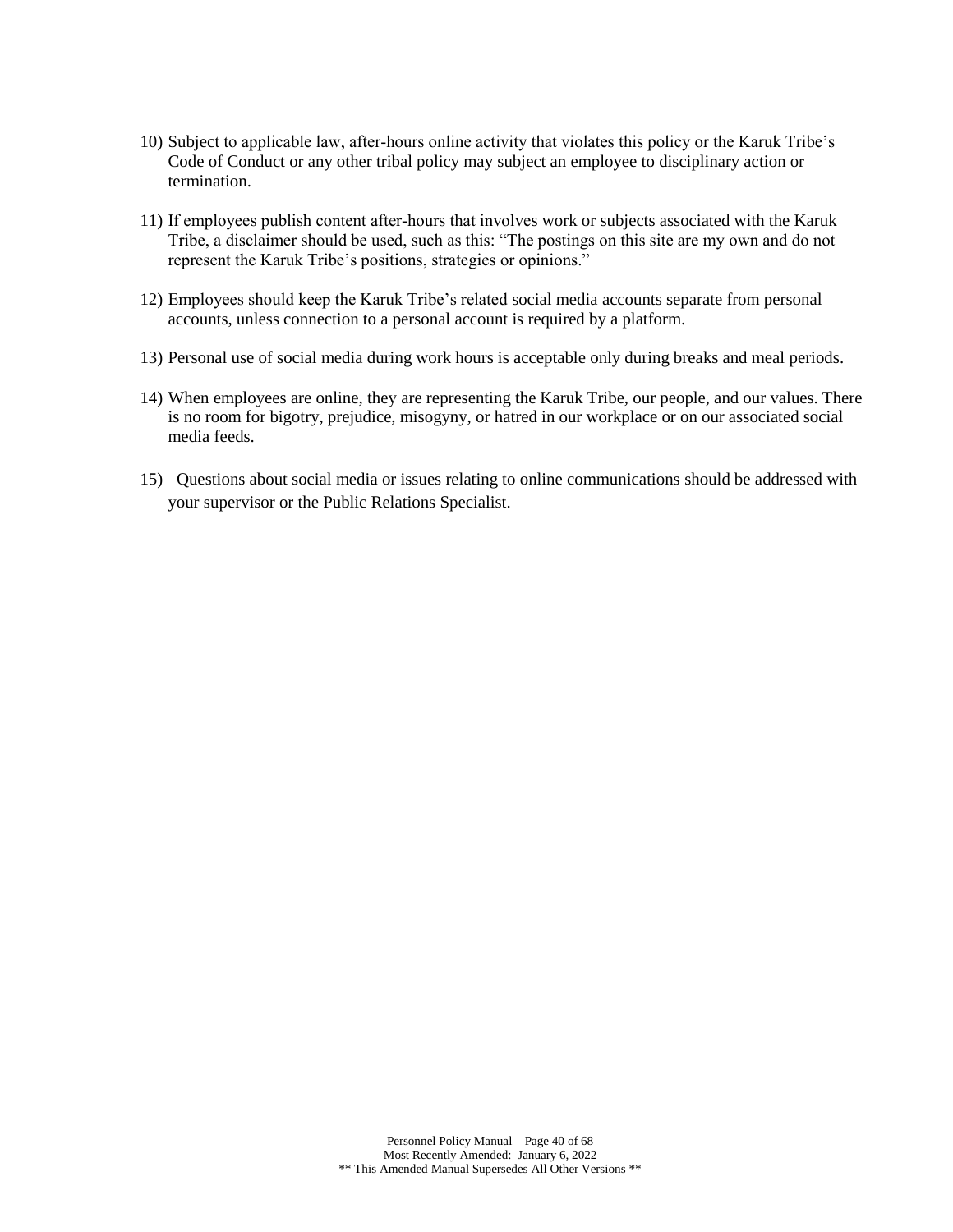10) Subject to applicable law, after-hours online activity that violates this policy or the Karuk Tribe's Code of Conduct or any other tribal policy may subject an employee to disciplinary action or termination.

11) If employees publish content after-hours that involves work or subjects associated with the Karuk Tribe, a disclaimer should be used, such as this: "The postings on this site are my own and do not represent the Karuk Tribe's positions, strategies or opinions."

12) Employees should keep the Karuk Tribe's related social media accounts separate from personal accounts, unless connection to a personal account is required by a platform.

13) Personal use of social media during work hours is acceptable only during breaks and meal periods.

14) When employees are online, they are representing the Karuk Tribe, our people, and our values. There is no room for bigotry, prejudice, misogyny, or hatred in our workplace or on our associated social media feeds.

15) Questions about social media or issues relating to online communications should be addressed with your supervisor or the Public Relations Specialist.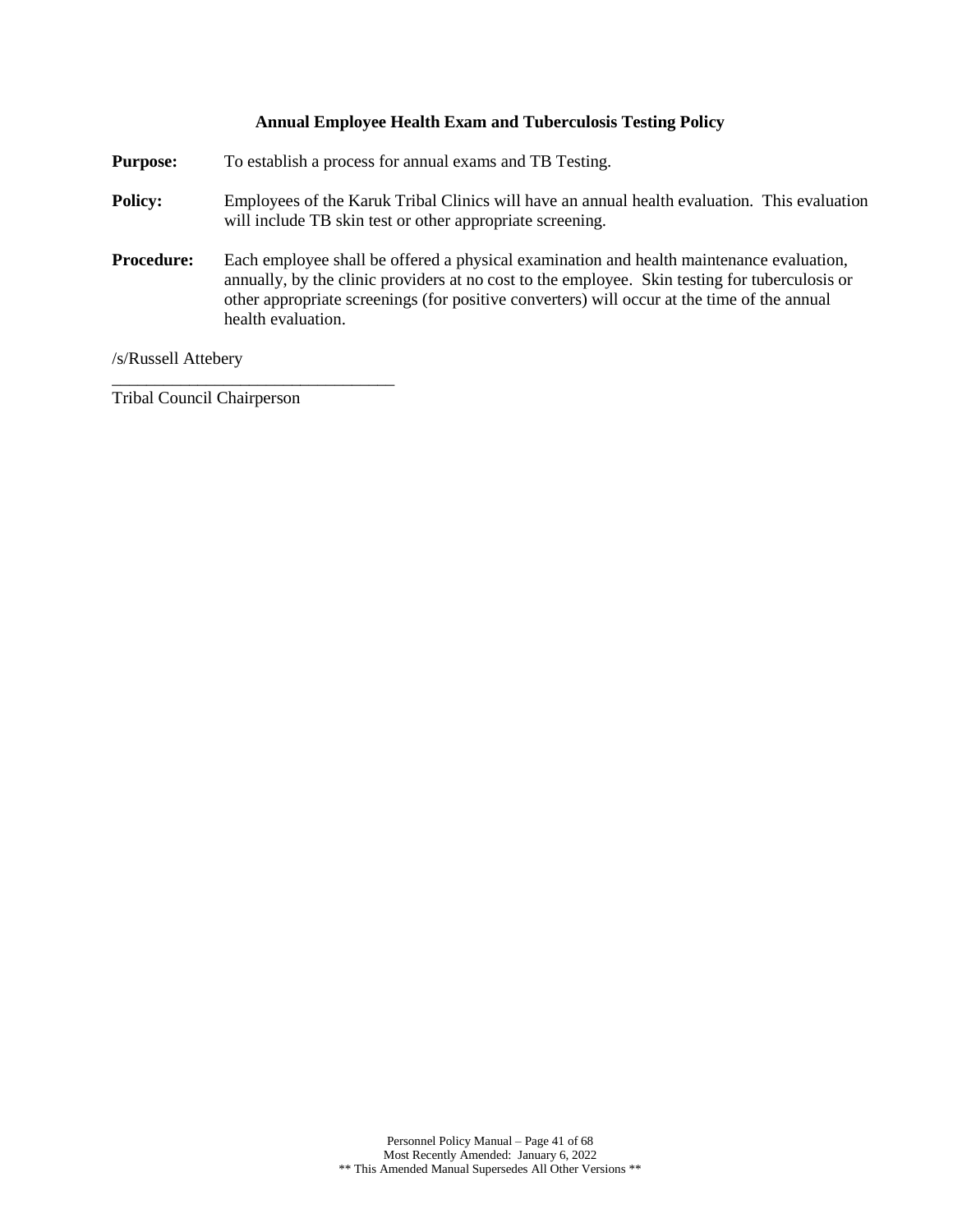## Annual Employee Health Exam and Tuberculosis Testing Policy

**Purpose:** To establish a process for annual exams and TB Testing.

**Policy:** Employees of the Karuk Tribal Clinics will have an annual health evaluation. This evaluation will include TB skin test or other appropriate screening.

**Procedure:** Each employee shall be offered a physical examination and health maintenance evaluation, annually, by the clinic providers at no cost to the employee. Skin testing for tuberculosis or other appropriate screenings (for positive converters) will occur at the time of the annual health evaluation.

/s/Russell Attebery

\_\_\_\_\_\_\_\_\_\_\_\_\_\_\_\_\_\_\_\_\_\_\_\_\_\_\_\_\_\_\_\_\_\_

Tribal Council Chairperson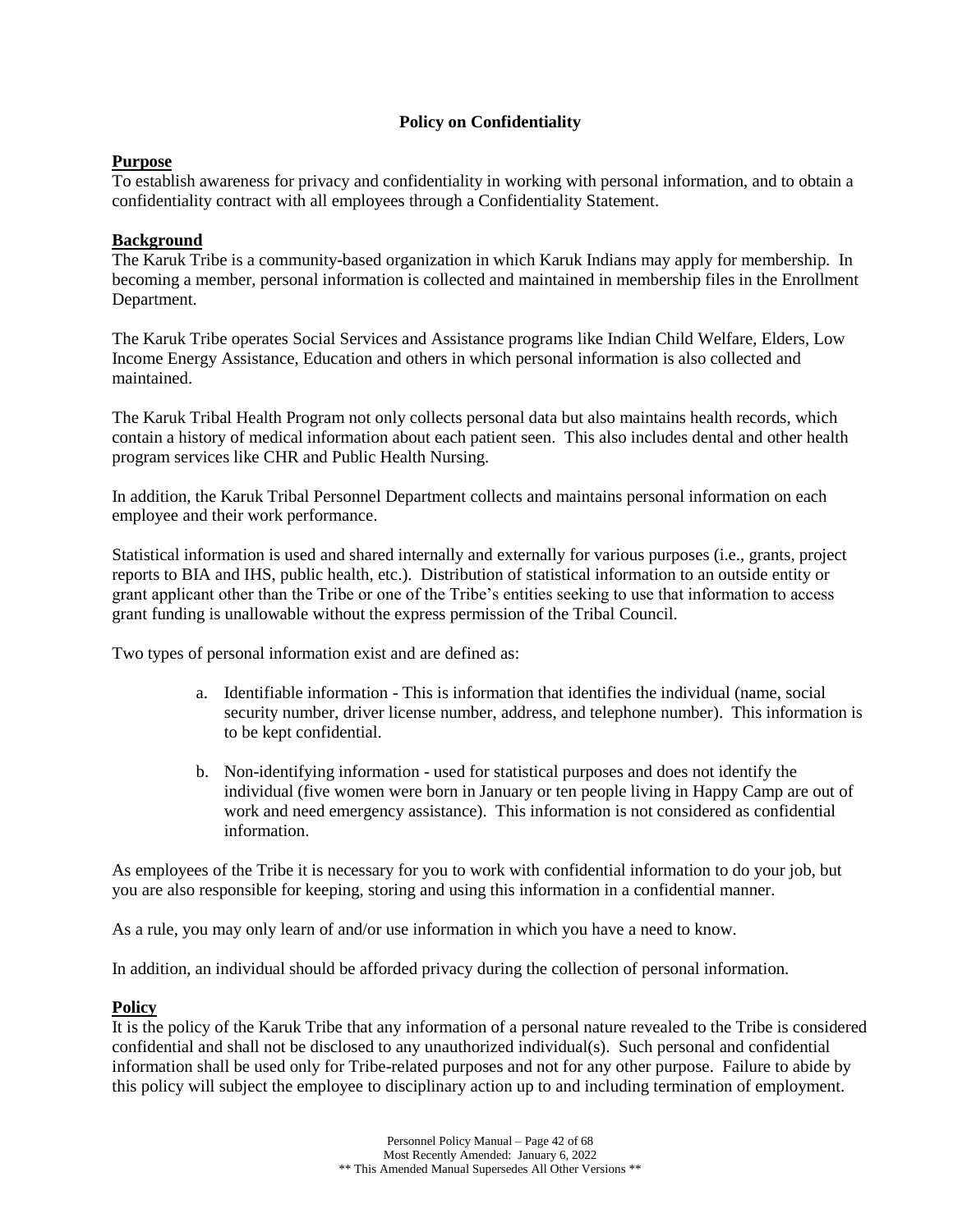# Policy on Confidentiality

## Purpose

To establish awareness for privacy and confidentiality in working with personal information, and to obtain a confidentiality contract with all employees through a Confidentiality Statement.

## Background

The Karuk Tribe is a community-based organization in which Karuk Indians may apply for membership. In becoming a member, personal information is collected and maintained in membership files in the Enrollment Department.

The Karuk Tribe operates Social Services and Assistance programs like Indian Child Welfare, Elders, Low Income Energy Assistance, Education and others in which personal information is also collected and maintained.

The Karuk Tribal Health Program not only collects personal data but also maintains health records, which contain a history of medical information about each patient seen. This also includes dental and other health program services like CHR and Public Health Nursing.

In addition, the Karuk Tribal Personnel Department collects and maintains personal information on each employee and their work performance.

Statistical information is used and shared internally and externally for various purposes (i.e., grants, project reports to BIA and IHS, public health, etc.). Distribution of statistical information to an outside entity or grant applicant other than the Tribe or one of the Tribe's entities seeking to use that information to access grant funding is unallowable without the express permission of the Tribal Council.

Two types of personal information exist and are defined as:

a. Identifiable information - This is information that identifies the individual (name, social security number, driver license number, address, and telephone number). This information is to be kept confidential.

b. Non-identifying information - used for statistical purposes and does not identify the individual (five women were born in January or ten people living in Happy Camp are out of work and need emergency assistance). This information is not considered as confidential information.

As employees of the Tribe it is necessary for you to work with confidential information to do your job, but you are also responsible for keeping, storing and using this information in a confidential manner.

As a rule, you may only learn of and/or use information in which you have a need to know.

In addition, an individual should be afforded privacy during the collection of personal information.

## Policy

It is the policy of the Karuk Tribe that any information of a personal nature revealed to the Tribe is considered confidential and shall not be disclosed to any unauthorized individual(s). Such personal and confidential information shall be used only for Tribe-related purposes and not for any other purpose. Failure to abide by this policy will subject the employee to disciplinary action up to and including termination of employment.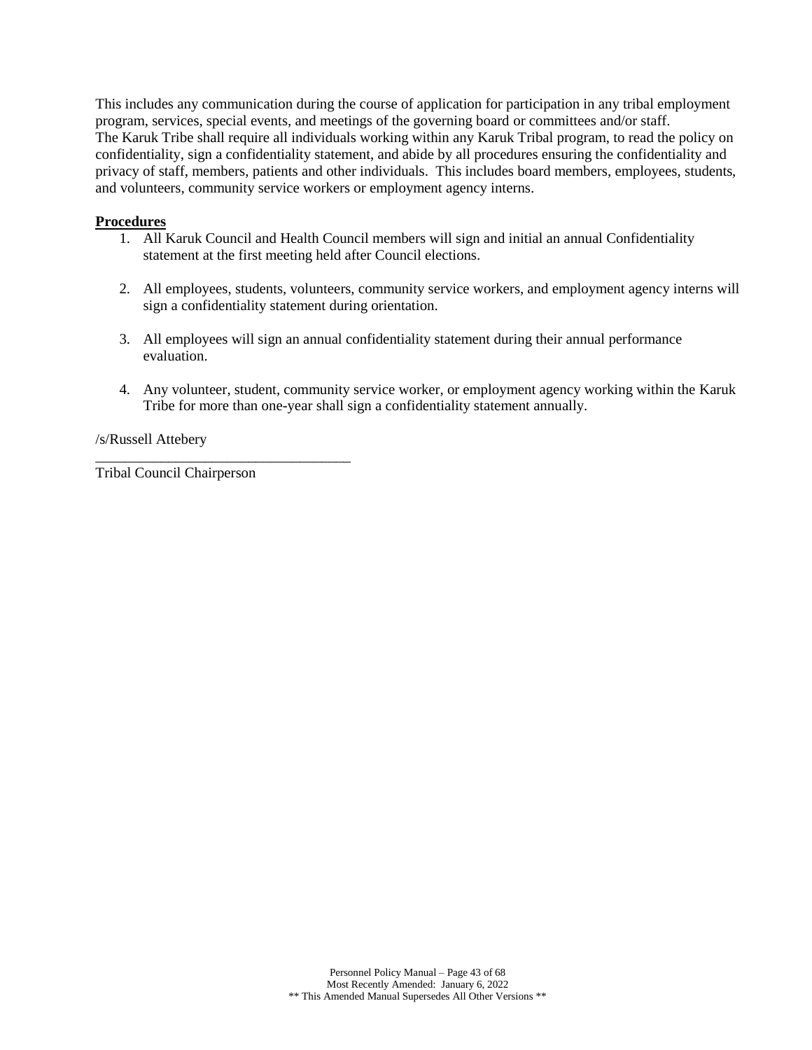This includes any communication during the course of application for participation in any tribal employment program, services, special events, and meetings of the governing board or committees and/or staff.
The Karuk Tribe shall require all individuals working within any Karuk Tribal program, to read the policy on confidentiality, sign a confidentiality statement, and abide by all procedures ensuring the confidentiality and privacy of staff, members, patients and other individuals. This includes board members, employees, students, and volunteers, community service workers or employment agency interns.

**Procedures**

1. All Karuk Council and Health Council members will sign and initial an annual Confidentiality statement at the first meeting held after Council elections.

2. All employees, students, volunteers, community service workers, and employment agency interns will sign a confidentiality statement during orientation.

3. All employees will sign an annual confidentiality statement during their annual performance evaluation.

4. Any volunteer, student, community service worker, or employment agency working within the Karuk Tribe for more than one-year shall sign a confidentiality statement annually.

/s/Russell Attebery
___________________________________
Tribal Council Chairperson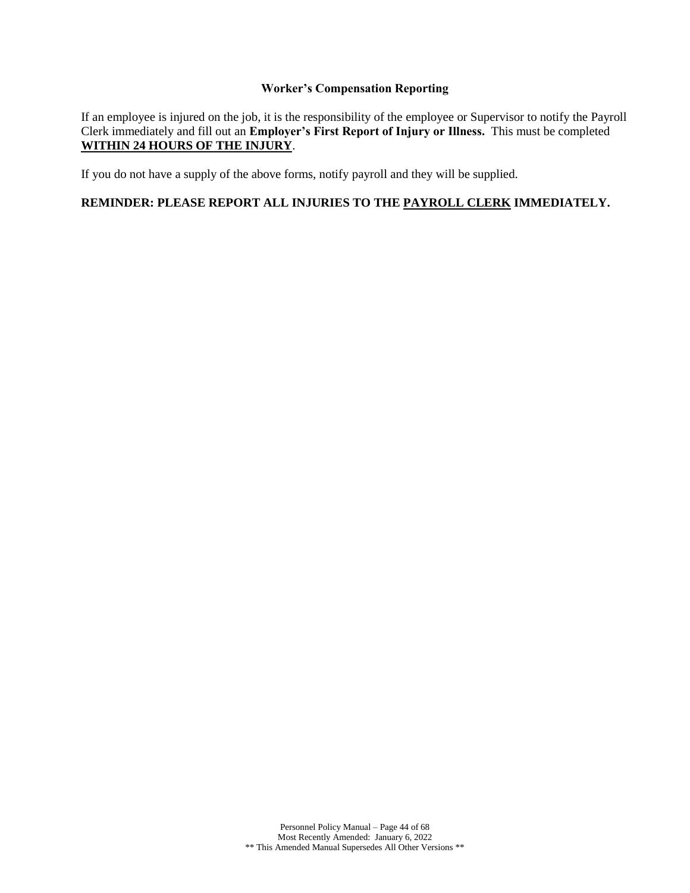## Worker's Compensation Reporting

If an employee is injured on the job, it is the responsibility of the employee or Supervisor to notify the Payroll Clerk immediately and fill out an **Employer's First Report of Injury or Illness.** This must be completed **<u>WITHIN 24 HOURS OF THE INJURY</u>**.

If you do not have a supply of the above forms, notify payroll and they will be supplied.

**REMINDER: PLEASE REPORT ALL INJURIES TO THE <u>PAYROLL CLERK</u> IMMEDIATELY.**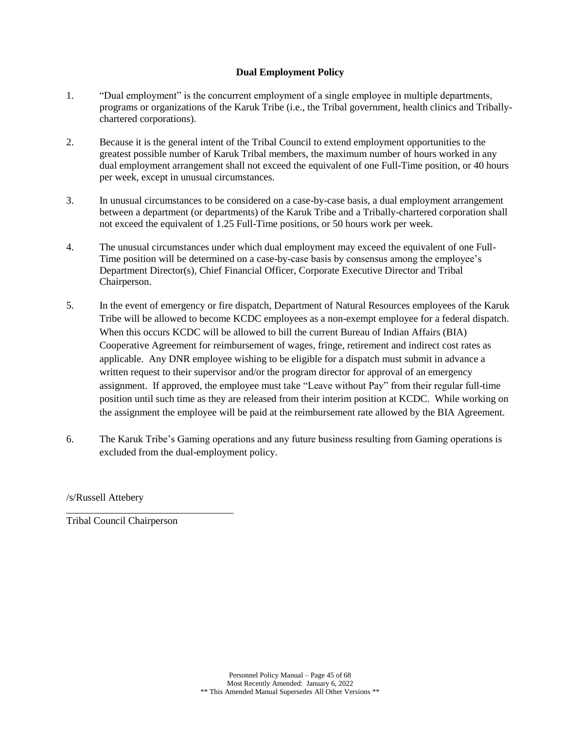## Dual Employment Policy

1. "Dual employment" is the concurrent employment of a single employee in multiple departments, programs or organizations of the Karuk Tribe (i.e., the Tribal government, health clinics and Tribally-chartered corporations).

2. Because it is the general intent of the Tribal Council to extend employment opportunities to the greatest possible number of Karuk Tribal members, the maximum number of hours worked in any dual employment arrangement shall not exceed the equivalent of one Full-Time position, or 40 hours per week, except in unusual circumstances.

3. In unusual circumstances to be considered on a case-by-case basis, a dual employment arrangement between a department (or departments) of the Karuk Tribe and a Tribally-chartered corporation shall not exceed the equivalent of 1.25 Full-Time positions, or 50 hours work per week.

4. The unusual circumstances under which dual employment may exceed the equivalent of one Full-Time position will be determined on a case-by-case basis by consensus among the employee's Department Director(s), Chief Financial Officer, Corporate Executive Director and Tribal Chairperson.

5. In the event of emergency or fire dispatch, Department of Natural Resources employees of the Karuk Tribe will be allowed to become KCDC employees as a non-exempt employee for a federal dispatch. When this occurs KCDC will be allowed to bill the current Bureau of Indian Affairs (BIA) Cooperative Agreement for reimbursement of wages, fringe, retirement and indirect cost rates as applicable. Any DNR employee wishing to be eligible for a dispatch must submit in advance a written request to their supervisor and/or the program director for approval of an emergency assignment. If approved, the employee must take "Leave without Pay" from their regular full-time position until such time as they are released from their interim position at KCDC. While working on the assignment the employee will be paid at the reimbursement rate allowed by the BIA Agreement.

6. The Karuk Tribe's Gaming operations and any future business resulting from Gaming operations is excluded from the dual-employment policy.

/s/Russell Attebery

Tribal Council Chairperson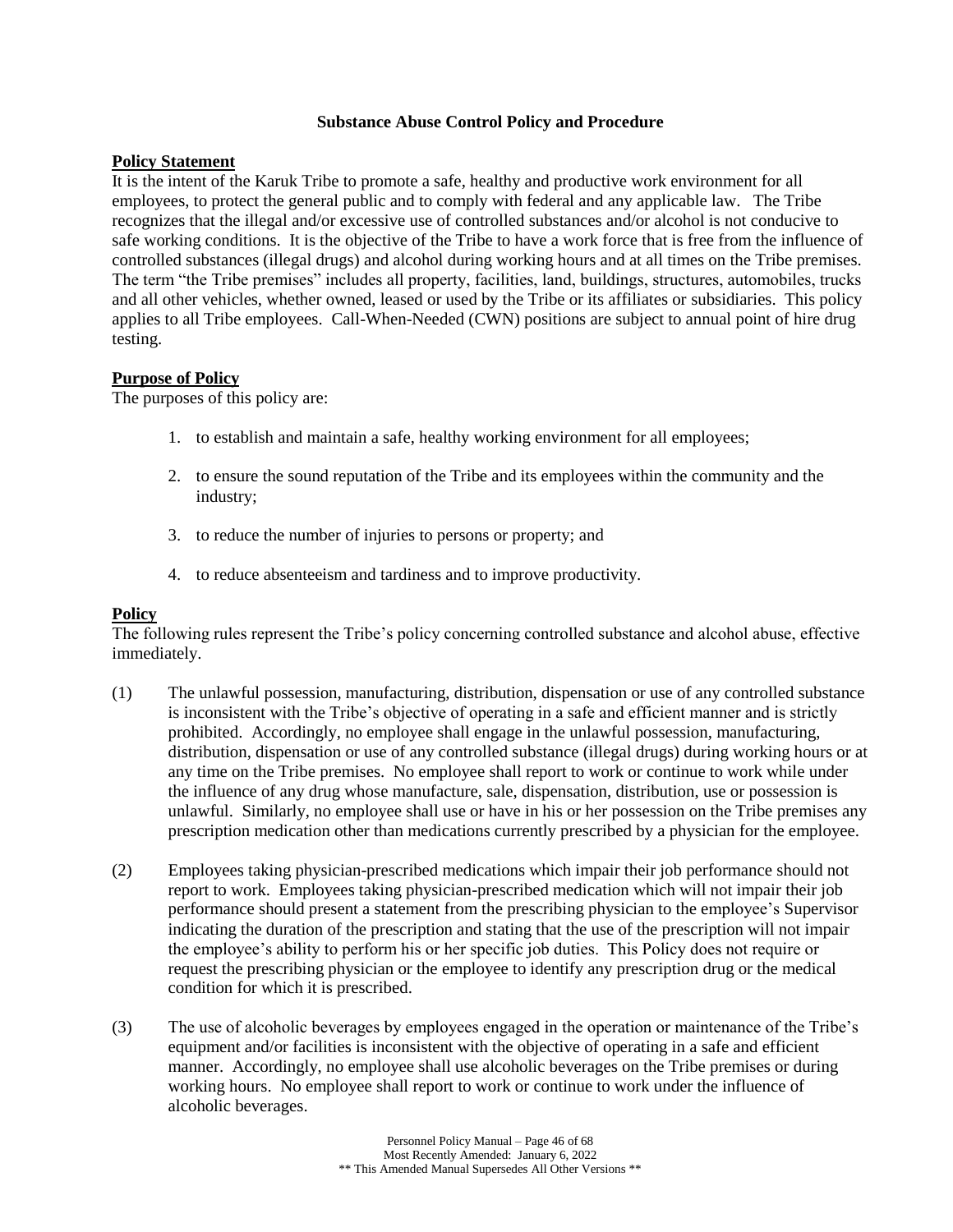## Substance Abuse Control Policy and Procedure

### Policy Statement

It is the intent of the Karuk Tribe to promote a safe, healthy and productive work environment for all employees, to protect the general public and to comply with federal and any applicable law. The Tribe recognizes that the illegal and/or excessive use of controlled substances and/or alcohol is not conducive to safe working conditions. It is the objective of the Tribe to have a work force that is free from the influence of controlled substances (illegal drugs) and alcohol during working hours and at all times on the Tribe premises. The term "the Tribe premises" includes all property, facilities, land, buildings, structures, automobiles, trucks and all other vehicles, whether owned, leased or used by the Tribe or its affiliates or subsidiaries. This policy applies to all Tribe employees. Call-When-Needed (CWN) positions are subject to annual point of hire drug testing.

### Purpose of Policy

The purposes of this policy are:

1. to establish and maintain a safe, healthy working environment for all employees;
2. to ensure the sound reputation of the Tribe and its employees within the community and the industry;
3. to reduce the number of injuries to persons or property; and
4. to reduce absenteeism and tardiness and to improve productivity.

### Policy

The following rules represent the Tribe's policy concerning controlled substance and alcohol abuse, effective immediately.

(1) The unlawful possession, manufacturing, distribution, dispensation or use of any controlled substance is inconsistent with the Tribe's objective of operating in a safe and efficient manner and is strictly prohibited. Accordingly, no employee shall engage in the unlawful possession, manufacturing, distribution, dispensation or use of any controlled substance (illegal drugs) during working hours or at any time on the Tribe premises. No employee shall report to work or continue to work while under the influence of any drug whose manufacture, sale, dispensation, distribution, use or possession is unlawful. Similarly, no employee shall use or have in his or her possession on the Tribe premises any prescription medication other than medications currently prescribed by a physician for the employee.

(2) Employees taking physician-prescribed medications which impair their job performance should not report to work. Employees taking physician-prescribed medication which will not impair their job performance should present a statement from the prescribing physician to the employee's Supervisor indicating the duration of the prescription and stating that the use of the prescription will not impair the employee's ability to perform his or her specific job duties. This Policy does not require or request the prescribing physician or the employee to identify any prescription drug or the medical condition for which it is prescribed.

(3) The use of alcoholic beverages by employees engaged in the operation or maintenance of the Tribe's equipment and/or facilities is inconsistent with the objective of operating in a safe and efficient manner. Accordingly, no employee shall use alcoholic beverages on the Tribe premises or during working hours. No employee shall report to work or continue to work under the influence of alcoholic beverages.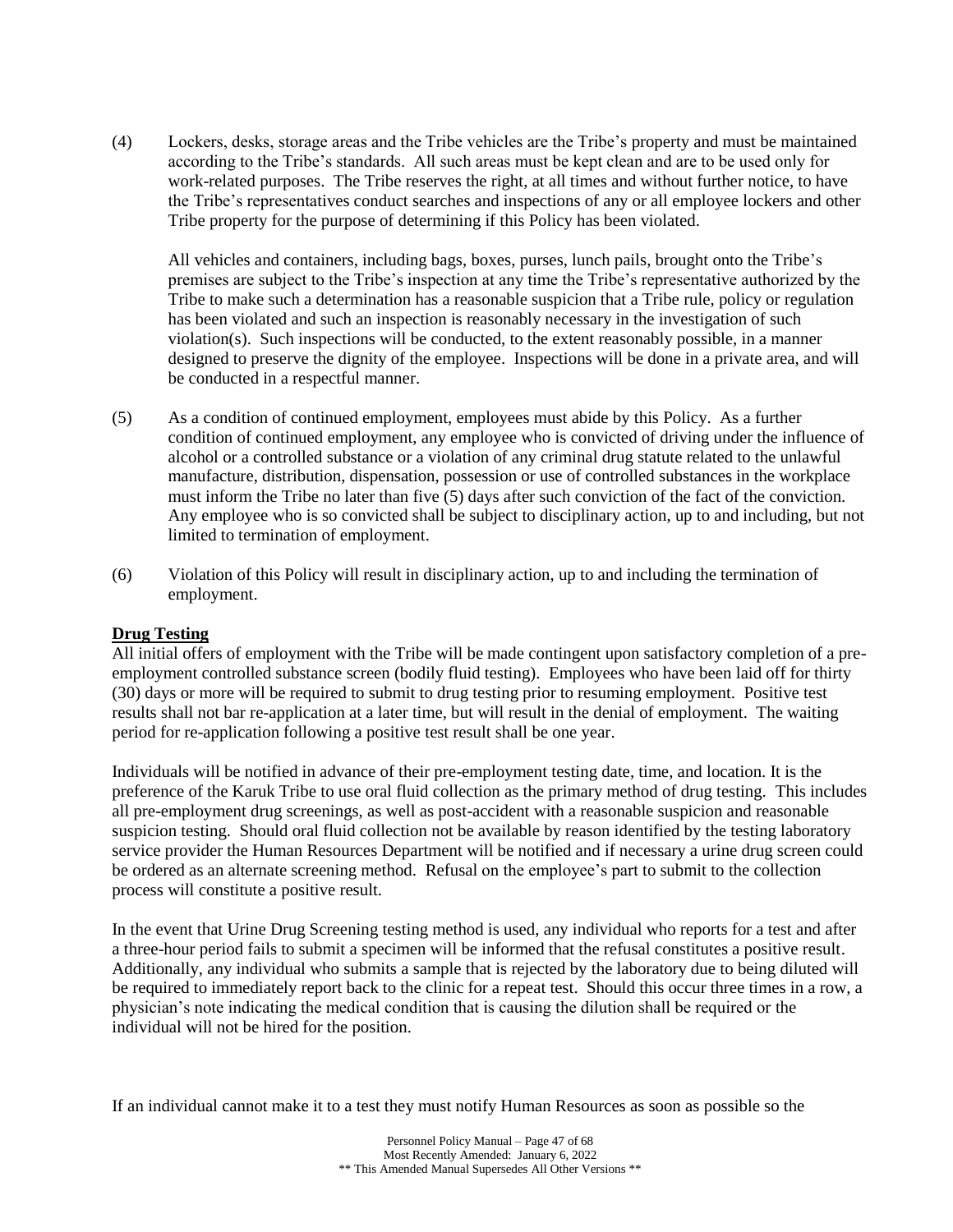(4) Lockers, desks, storage areas and the Tribe vehicles are the Tribe's property and must be maintained according to the Tribe's standards. All such areas must be kept clean and are to be used only for work-related purposes. The Tribe reserves the right, at all times and without further notice, to have the Tribe's representatives conduct searches and inspections of any or all employee lockers and other Tribe property for the purpose of determining if this Policy has been violated.

All vehicles and containers, including bags, boxes, purses, lunch pails, brought onto the Tribe's premises are subject to the Tribe's inspection at any time the Tribe's representative authorized by the Tribe to make such a determination has a reasonable suspicion that a Tribe rule, policy or regulation has been violated and such an inspection is reasonably necessary in the investigation of such violation(s). Such inspections will be conducted, to the extent reasonably possible, in a manner designed to preserve the dignity of the employee. Inspections will be done in a private area, and will be conducted in a respectful manner.

(5) As a condition of continued employment, employees must abide by this Policy. As a further condition of continued employment, any employee who is convicted of driving under the influence of alcohol or a controlled substance or a violation of any criminal drug statute related to the unlawful manufacture, distribution, dispensation, possession or use of controlled substances in the workplace must inform the Tribe no later than five (5) days after such conviction of the fact of the conviction. Any employee who is so convicted shall be subject to disciplinary action, up to and including, but not limited to termination of employment.

(6) Violation of this Policy will result in disciplinary action, up to and including the termination of employment.

**Drug Testing**

All initial offers of employment with the Tribe will be made contingent upon satisfactory completion of a pre-employment controlled substance screen (bodily fluid testing). Employees who have been laid off for thirty (30) days or more will be required to submit to drug testing prior to resuming employment. Positive test results shall not bar re-application at a later time, but will result in the denial of employment. The waiting period for re-application following a positive test result shall be one year.

Individuals will be notified in advance of their pre-employment testing date, time, and location. It is the preference of the Karuk Tribe to use oral fluid collection as the primary method of drug testing. This includes all pre-employment drug screenings, as well as post-accident with a reasonable suspicion and reasonable suspicion testing. Should oral fluid collection not be available by reason identified by the testing laboratory service provider the Human Resources Department will be notified and if necessary a urine drug screen could be ordered as an alternate screening method. Refusal on the employee's part to submit to the collection process will constitute a positive result.

In the event that Urine Drug Screening testing method is used, any individual who reports for a test and after a three-hour period fails to submit a specimen will be informed that the refusal constitutes a positive result. Additionally, any individual who submits a sample that is rejected by the laboratory due to being diluted will be required to immediately report back to the clinic for a repeat test. Should this occur three times in a row, a physician's note indicating the medical condition that is causing the dilution shall be required or the individual will not be hired for the position.

If an individual cannot make it to a test they must notify Human Resources as soon as possible so the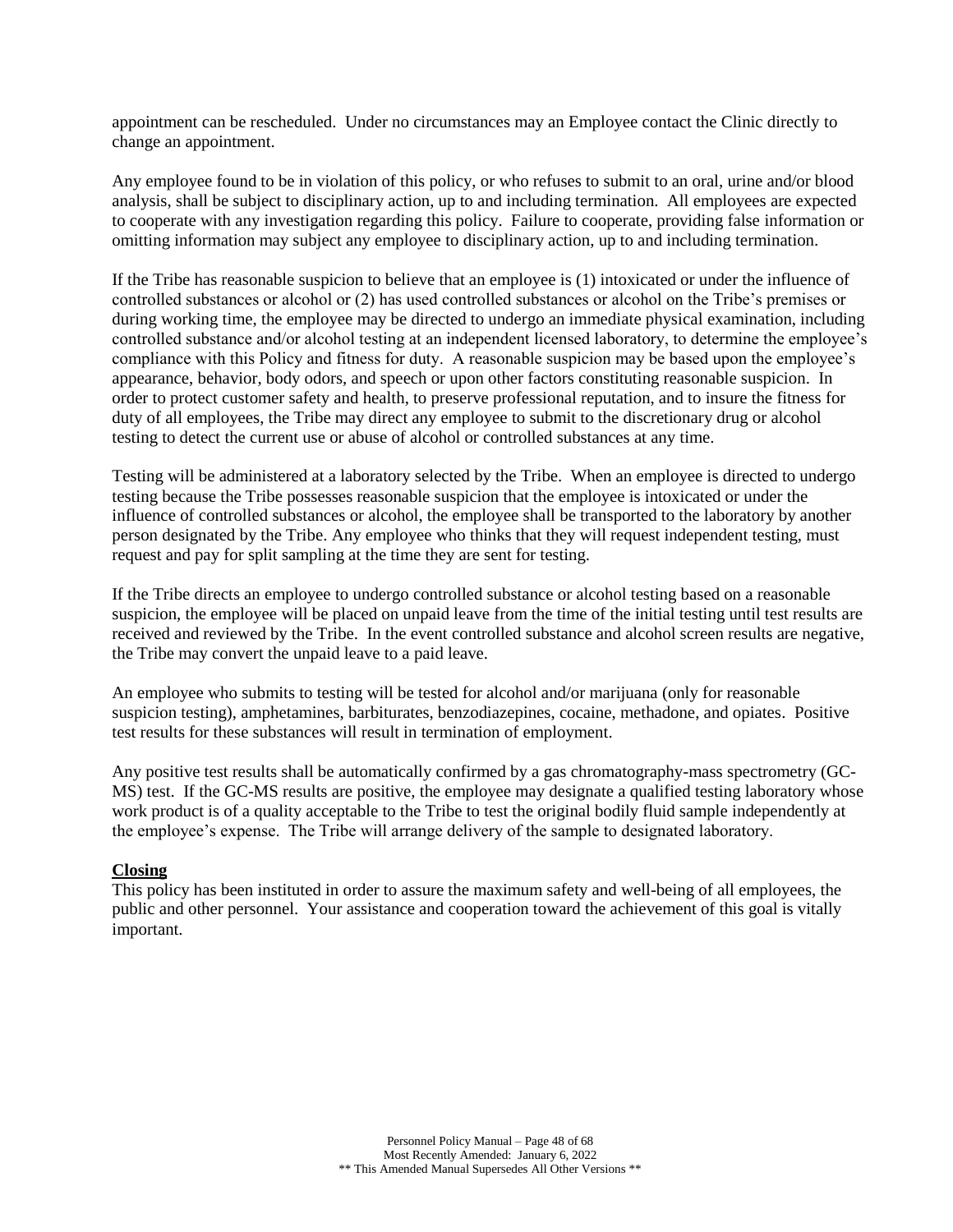appointment can be rescheduled. Under no circumstances may an Employee contact the Clinic directly to change an appointment.

Any employee found to be in violation of this policy, or who refuses to submit to an oral, urine and/or blood analysis, shall be subject to disciplinary action, up to and including termination. All employees are expected to cooperate with any investigation regarding this policy. Failure to cooperate, providing false information or omitting information may subject any employee to disciplinary action, up to and including termination.

If the Tribe has reasonable suspicion to believe that an employee is (1) intoxicated or under the influence of controlled substances or alcohol or (2) has used controlled substances or alcohol on the Tribe's premises or during working time, the employee may be directed to undergo an immediate physical examination, including controlled substance and/or alcohol testing at an independent licensed laboratory, to determine the employee's compliance with this Policy and fitness for duty. A reasonable suspicion may be based upon the employee's appearance, behavior, body odors, and speech or upon other factors constituting reasonable suspicion. In order to protect customer safety and health, to preserve professional reputation, and to insure the fitness for duty of all employees, the Tribe may direct any employee to submit to the discretionary drug or alcohol testing to detect the current use or abuse of alcohol or controlled substances at any time.

Testing will be administered at a laboratory selected by the Tribe. When an employee is directed to undergo testing because the Tribe possesses reasonable suspicion that the employee is intoxicated or under the influence of controlled substances or alcohol, the employee shall be transported to the laboratory by another person designated by the Tribe. Any employee who thinks that they will request independent testing, must request and pay for split sampling at the time they are sent for testing.

If the Tribe directs an employee to undergo controlled substance or alcohol testing based on a reasonable suspicion, the employee will be placed on unpaid leave from the time of the initial testing until test results are received and reviewed by the Tribe. In the event controlled substance and alcohol screen results are negative, the Tribe may convert the unpaid leave to a paid leave.

An employee who submits to testing will be tested for alcohol and/or marijuana (only for reasonable suspicion testing), amphetamines, barbiturates, benzodiazepines, cocaine, methadone, and opiates. Positive test results for these substances will result in termination of employment.

Any positive test results shall be automatically confirmed by a gas chromatography-mass spectrometry (GC-MS) test. If the GC-MS results are positive, the employee may designate a qualified testing laboratory whose work product is of a quality acceptable to the Tribe to test the original bodily fluid sample independently at the employee's expense. The Tribe will arrange delivery of the sample to designated laboratory.

**Closing**

This policy has been instituted in order to assure the maximum safety and well-being of all employees, the public and other personnel. Your assistance and cooperation toward the achievement of this goal is vitally important.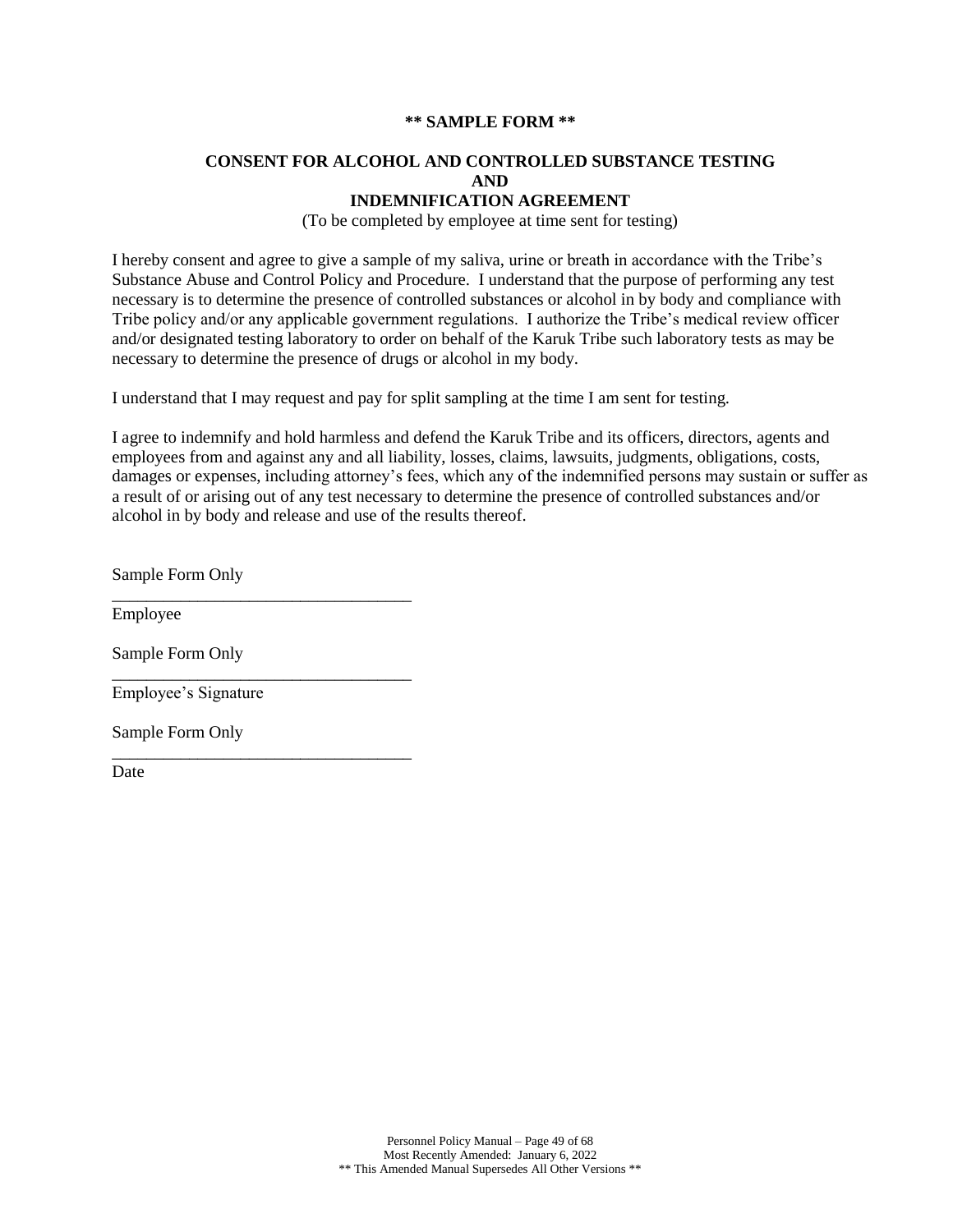**\*\* SAMPLE FORM \*\***

**CONSENT FOR ALCOHOL AND CONTROLLED SUBSTANCE TESTING AND INDEMNIFICATION AGREEMENT**

(To be completed by employee at time sent for testing)

I hereby consent and agree to give a sample of my saliva, urine or breath in accordance with the Tribe's Substance Abuse and Control Policy and Procedure. I understand that the purpose of performing any test necessary is to determine the presence of controlled substances or alcohol in by body and compliance with Tribe policy and/or any applicable government regulations. I authorize the Tribe's medical review officer and/or designated testing laboratory to order on behalf of the Karuk Tribe such laboratory tests as may be necessary to determine the presence of drugs or alcohol in my body.

I understand that I may request and pay for split sampling at the time I am sent for testing.

I agree to indemnify and hold harmless and defend the Karuk Tribe and its officers, directors, agents and employees from and against any and all liability, losses, claims, lawsuits, judgments, obligations, costs, damages or expenses, including attorney's fees, which any of the indemnified persons may sustain or suffer as a result of or arising out of any test necessary to determine the presence of controlled substances and/or alcohol in by body and release and use of the results thereof.

Sample Form Only
___________________________________
Employee

Sample Form Only
___________________________________
Employee's Signature

Sample Form Only
___________________________________
Date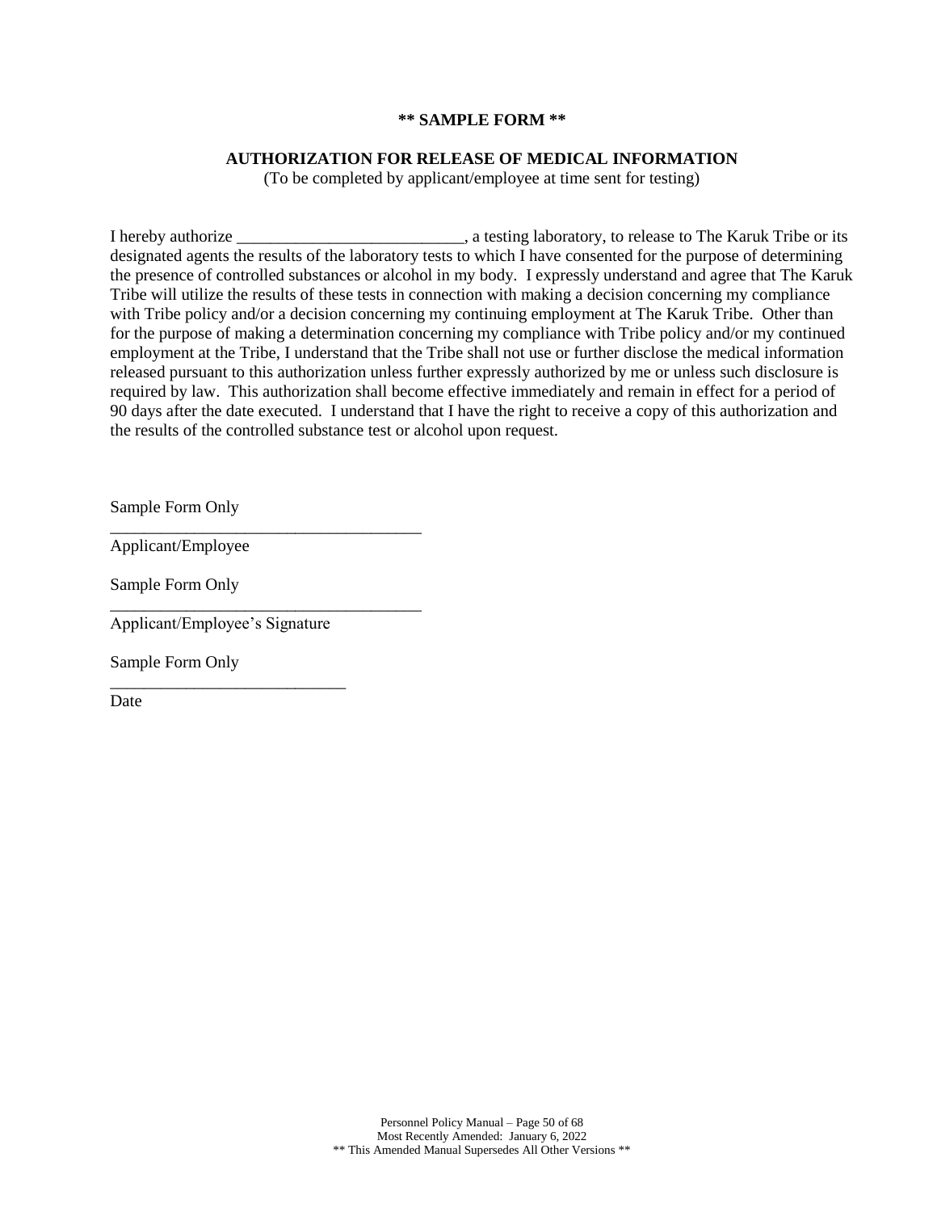**** SAMPLE FORM ****

**AUTHORIZATION FOR RELEASE OF MEDICAL INFORMATION**

(To be completed by applicant/employee at time sent for testing)

I hereby authorize ___________________________, a testing laboratory, to release to The Karuk Tribe or its designated agents the results of the laboratory tests to which I have consented for the purpose of determining the presence of controlled substances or alcohol in my body. I expressly understand and agree that The Karuk Tribe will utilize the results of these tests in connection with making a decision concerning my compliance with Tribe policy and/or a decision concerning my continuing employment at The Karuk Tribe. Other than for the purpose of making a determination concerning my compliance with Tribe policy and/or my continued employment at the Tribe, I understand that the Tribe shall not use or further disclose the medical information released pursuant to this authorization unless further expressly authorized by me or unless such disclosure is required by law. This authorization shall become effective immediately and remain in effect for a period of 90 days after the date executed. I understand that I have the right to receive a copy of this authorization and the results of the controlled substance test or alcohol upon request.

Sample Form Only
_____________________________________
Applicant/Employee

Sample Form Only
_____________________________________
Applicant/Employee's Signature

Sample Form Only
____________________________
Date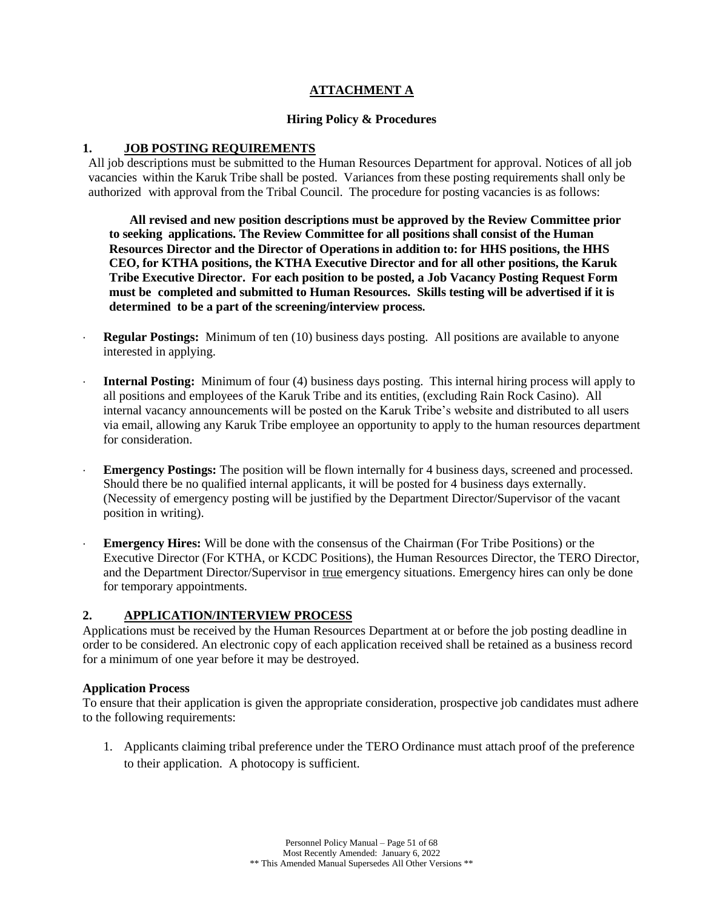## ATTACHMENT A

### Hiring Policy & Procedures

### 1. JOB POSTING REQUIREMENTS

All job descriptions must be submitted to the Human Resources Department for approval. Notices of all job vacancies within the Karuk Tribe shall be posted. Variances from these posting requirements shall only be authorized with approval from the Tribal Council. The procedure for posting vacancies is as follows:

**All revised and new position descriptions must be approved by the Review Committee prior to seeking applications. The Review Committee for all positions shall consist of the Human Resources Director and the Director of Operations in addition to: for HHS positions, the HHS CEO, for KTHA positions, the KTHA Executive Director and for all other positions, the Karuk Tribe Executive Director. For each position to be posted, a Job Vacancy Posting Request Form must be completed and submitted to Human Resources. Skills testing will be advertised if it is determined to be a part of the screening/interview process.**

- **Regular Postings:** Minimum of ten (10) business days posting. All positions are available to anyone interested in applying.
- **Internal Posting:** Minimum of four (4) business days posting. This internal hiring process will apply to all positions and employees of the Karuk Tribe and its entities, (excluding Rain Rock Casino). All internal vacancy announcements will be posted on the Karuk Tribe's website and distributed to all users via email, allowing any Karuk Tribe employee an opportunity to apply to the human resources department for consideration.
- **Emergency Postings:** The position will be flown internally for 4 business days, screened and processed. Should there be no qualified internal applicants, it will be posted for 4 business days externally. (Necessity of emergency posting will be justified by the Department Director/Supervisor of the vacant position in writing).
- **Emergency Hires:** Will be done with the consensus of the Chairman (For Tribe Positions) or the Executive Director (For KTHA, or KCDC Positions), the Human Resources Director, the TERO Director, and the Department Director/Supervisor in true emergency situations. Emergency hires can only be done for temporary appointments.

### 2. APPLICATION/INTERVIEW PROCESS

Applications must be received by the Human Resources Department at or before the job posting deadline in order to be considered. An electronic copy of each application received shall be retained as a business record for a minimum of one year before it may be destroyed.

**Application Process**

To ensure that their application is given the appropriate consideration, prospective job candidates must adhere to the following requirements:

1. Applicants claiming tribal preference under the TERO Ordinance must attach proof of the preference to their application. A photocopy is sufficient.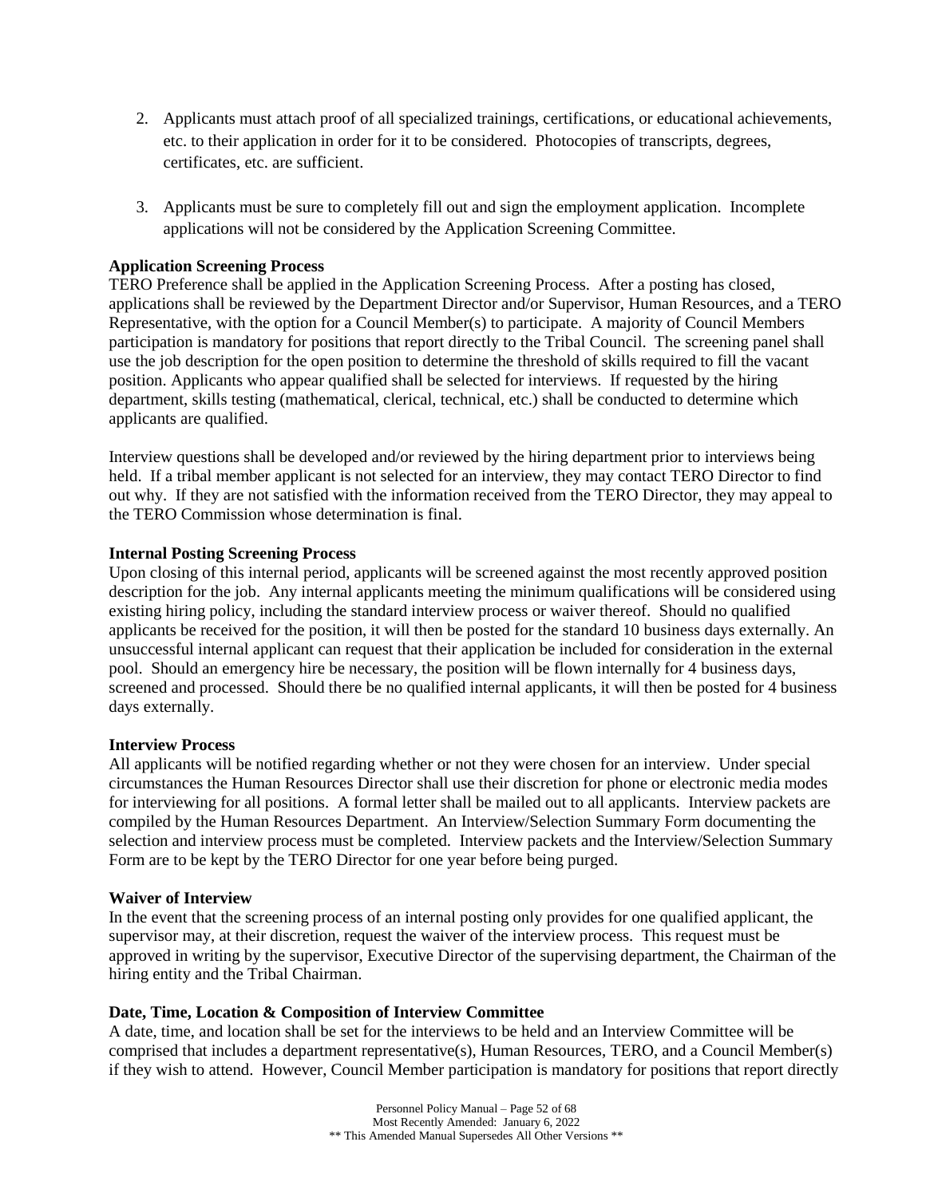2. Applicants must attach proof of all specialized trainings, certifications, or educational achievements, etc. to their application in order for it to be considered. Photocopies of transcripts, degrees, certificates, etc. are sufficient.

3. Applicants must be sure to completely fill out and sign the employment application. Incomplete applications will not be considered by the Application Screening Committee.

**Application Screening Process**

TERO Preference shall be applied in the Application Screening Process. After a posting has closed, applications shall be reviewed by the Department Director and/or Supervisor, Human Resources, and a TERO Representative, with the option for a Council Member(s) to participate. A majority of Council Members participation is mandatory for positions that report directly to the Tribal Council. The screening panel shall use the job description for the open position to determine the threshold of skills required to fill the vacant position. Applicants who appear qualified shall be selected for interviews. If requested by the hiring department, skills testing (mathematical, clerical, technical, etc.) shall be conducted to determine which applicants are qualified.

Interview questions shall be developed and/or reviewed by the hiring department prior to interviews being held. If a tribal member applicant is not selected for an interview, they may contact TERO Director to find out why. If they are not satisfied with the information received from the TERO Director, they may appeal to the TERO Commission whose determination is final.

**Internal Posting Screening Process**

Upon closing of this internal period, applicants will be screened against the most recently approved position description for the job. Any internal applicants meeting the minimum qualifications will be considered using existing hiring policy, including the standard interview process or waiver thereof. Should no qualified applicants be received for the position, it will then be posted for the standard 10 business days externally. An unsuccessful internal applicant can request that their application be included for consideration in the external pool. Should an emergency hire be necessary, the position will be flown internally for 4 business days, screened and processed. Should there be no qualified internal applicants, it will then be posted for 4 business days externally.

**Interview Process**

All applicants will be notified regarding whether or not they were chosen for an interview. Under special circumstances the Human Resources Director shall use their discretion for phone or electronic media modes for interviewing for all positions. A formal letter shall be mailed out to all applicants. Interview packets are compiled by the Human Resources Department. An Interview/Selection Summary Form documenting the selection and interview process must be completed. Interview packets and the Interview/Selection Summary Form are to be kept by the TERO Director for one year before being purged.

**Waiver of Interview**

In the event that the screening process of an internal posting only provides for one qualified applicant, the supervisor may, at their discretion, request the waiver of the interview process. This request must be approved in writing by the supervisor, Executive Director of the supervising department, the Chairman of the hiring entity and the Tribal Chairman.

**Date, Time, Location & Composition of Interview Committee**

A date, time, and location shall be set for the interviews to be held and an Interview Committee will be comprised that includes a department representative(s), Human Resources, TERO, and a Council Member(s) if they wish to attend. However, Council Member participation is mandatory for positions that report directly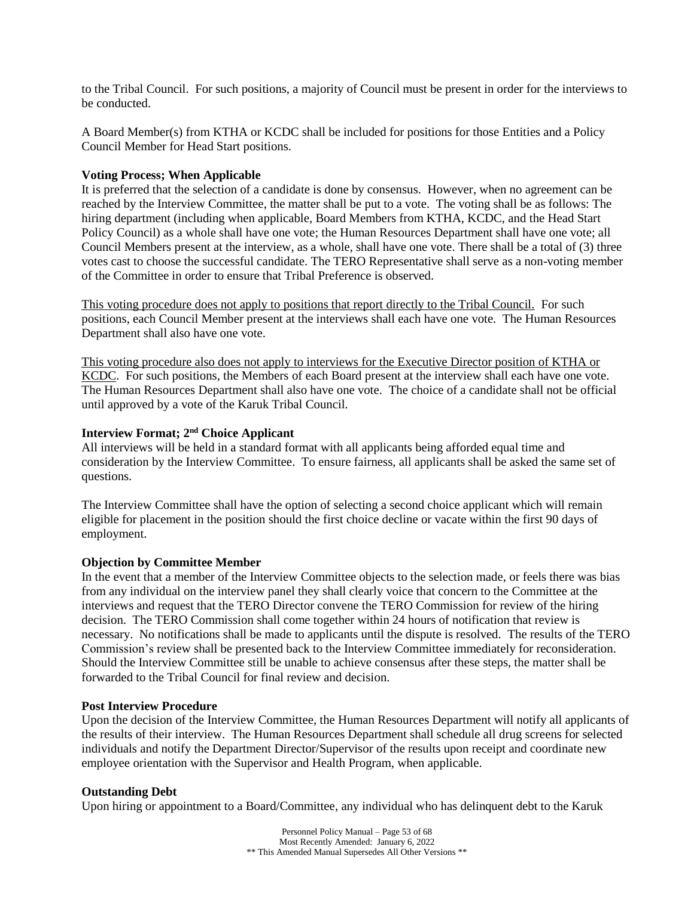to the Tribal Council. For such positions, a majority of Council must be present in order for the interviews to be conducted.

A Board Member(s) from KTHA or KCDC shall be included for positions for those Entities and a Policy Council Member for Head Start positions.

**Voting Process; When Applicable**

It is preferred that the selection of a candidate is done by consensus. However, when no agreement can be reached by the Interview Committee, the matter shall be put to a vote. The voting shall be as follows: The hiring department (including when applicable, Board Members from KTHA, KCDC, and the Head Start Policy Council) as a whole shall have one vote; the Human Resources Department shall have one vote; all Council Members present at the interview, as a whole, shall have one vote. There shall be a total of (3) three votes cast to choose the successful candidate. The TERO Representative shall serve as a non-voting member of the Committee in order to ensure that Tribal Preference is observed.

<u>This voting procedure does not apply to positions that report directly to the Tribal Council.</u> For such positions, each Council Member present at the interviews shall each have one vote. The Human Resources Department shall also have one vote.

<u>This voting procedure also does not apply to interviews for the Executive Director position of KTHA or KCDC</u>. For such positions, the Members of each Board present at the interview shall each have one vote. The Human Resources Department shall also have one vote. The choice of a candidate shall not be official until approved by a vote of the Karuk Tribal Council.

**Interview Format; 2nd Choice Applicant**

All interviews will be held in a standard format with all applicants being afforded equal time and consideration by the Interview Committee. To ensure fairness, all applicants shall be asked the same set of questions.

The Interview Committee shall have the option of selecting a second choice applicant which will remain eligible for placement in the position should the first choice decline or vacate within the first 90 days of employment.

**Objection by Committee Member**

In the event that a member of the Interview Committee objects to the selection made, or feels there was bias from any individual on the interview panel they shall clearly voice that concern to the Committee at the interviews and request that the TERO Director convene the TERO Commission for review of the hiring decision. The TERO Commission shall come together within 24 hours of notification that review is necessary. No notifications shall be made to applicants until the dispute is resolved. The results of the TERO Commission's review shall be presented back to the Interview Committee immediately for reconsideration. Should the Interview Committee still be unable to achieve consensus after these steps, the matter shall be forwarded to the Tribal Council for final review and decision.

**Post Interview Procedure**

Upon the decision of the Interview Committee, the Human Resources Department will notify all applicants of the results of their interview. The Human Resources Department shall schedule all drug screens for selected individuals and notify the Department Director/Supervisor of the results upon receipt and coordinate new employee orientation with the Supervisor and Health Program, when applicable.

**Outstanding Debt**

Upon hiring or appointment to a Board/Committee, any individual who has delinquent debt to the Karuk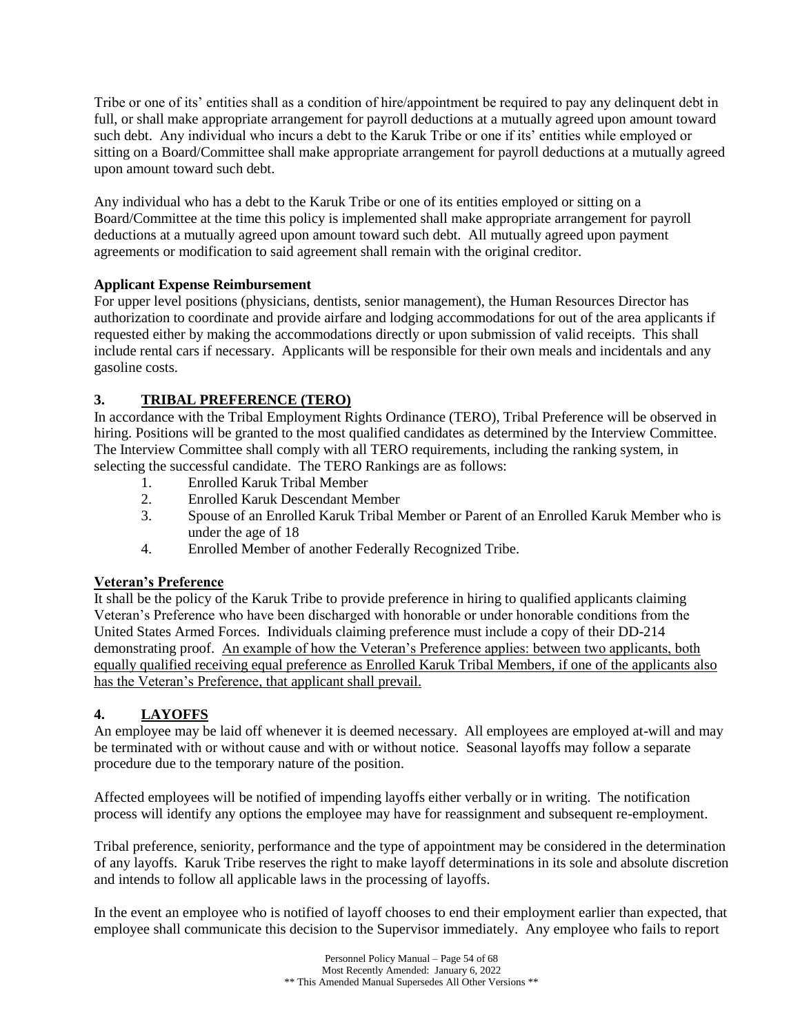Tribe or one of its' entities shall as a condition of hire/appointment be required to pay any delinquent debt in full, or shall make appropriate arrangement for payroll deductions at a mutually agreed upon amount toward such debt. Any individual who incurs a debt to the Karuk Tribe or one if its' entities while employed or sitting on a Board/Committee shall make appropriate arrangement for payroll deductions at a mutually agreed upon amount toward such debt.

Any individual who has a debt to the Karuk Tribe or one of its entities employed or sitting on a Board/Committee at the time this policy is implemented shall make appropriate arrangement for payroll deductions at a mutually agreed upon amount toward such debt. All mutually agreed upon payment agreements or modification to said agreement shall remain with the original creditor.

**Applicant Expense Reimbursement**

For upper level positions (physicians, dentists, senior management), the Human Resources Director has authorization to coordinate and provide airfare and lodging accommodations for out of the area applicants if requested either by making the accommodations directly or upon submission of valid receipts. This shall include rental cars if necessary. Applicants will be responsible for their own meals and incidentals and any gasoline costs.

## 3. TRIBAL PREFERENCE (TERO)

In accordance with the Tribal Employment Rights Ordinance (TERO), Tribal Preference will be observed in hiring. Positions will be granted to the most qualified candidates as determined by the Interview Committee. The Interview Committee shall comply with all TERO requirements, including the ranking system, in selecting the successful candidate. The TERO Rankings are as follows:

1. Enrolled Karuk Tribal Member
2. Enrolled Karuk Descendant Member
3. Spouse of an Enrolled Karuk Tribal Member or Parent of an Enrolled Karuk Member who is under the age of 18
4. Enrolled Member of another Federally Recognized Tribe.

**Veteran's Preference**

It shall be the policy of the Karuk Tribe to provide preference in hiring to qualified applicants claiming Veteran's Preference who have been discharged with honorable or under honorable conditions from the United States Armed Forces. Individuals claiming preference must include a copy of their DD-214 demonstrating proof. An example of how the Veteran's Preference applies: between two applicants, both equally qualified receiving equal preference as Enrolled Karuk Tribal Members, if one of the applicants also has the Veteran's Preference, that applicant shall prevail.

## 4. LAYOFFS

An employee may be laid off whenever it is deemed necessary. All employees are employed at-will and may be terminated with or without cause and with or without notice. Seasonal layoffs may follow a separate procedure due to the temporary nature of the position.

Affected employees will be notified of impending layoffs either verbally or in writing. The notification process will identify any options the employee may have for reassignment and subsequent re-employment.

Tribal preference, seniority, performance and the type of appointment may be considered in the determination of any layoffs. Karuk Tribe reserves the right to make layoff determinations in its sole and absolute discretion and intends to follow all applicable laws in the processing of layoffs.

In the event an employee who is notified of layoff chooses to end their employment earlier than expected, that employee shall communicate this decision to the Supervisor immediately. Any employee who fails to report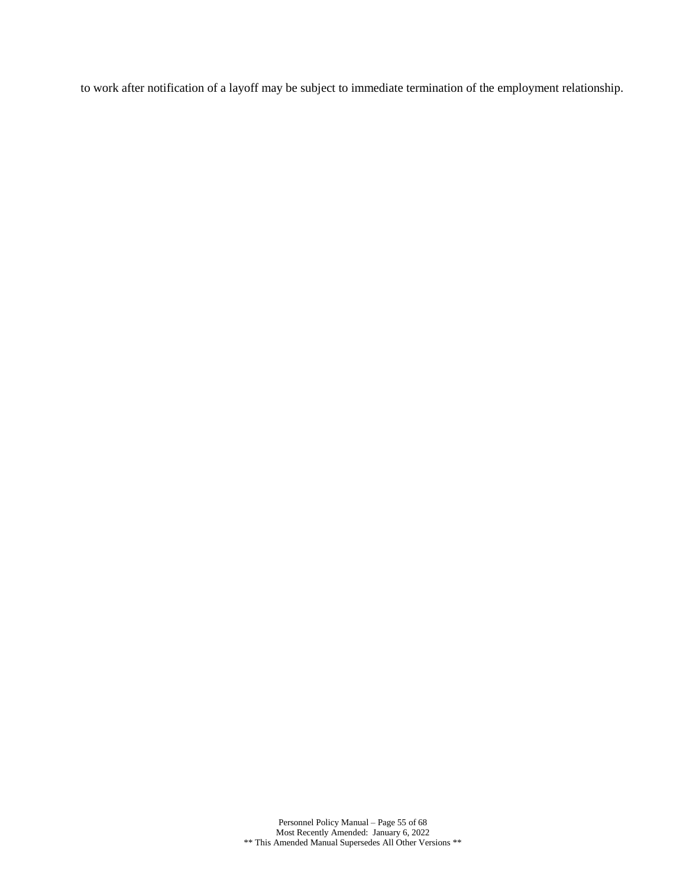to work after notification of a layoff may be subject to immediate termination of the employment relationship.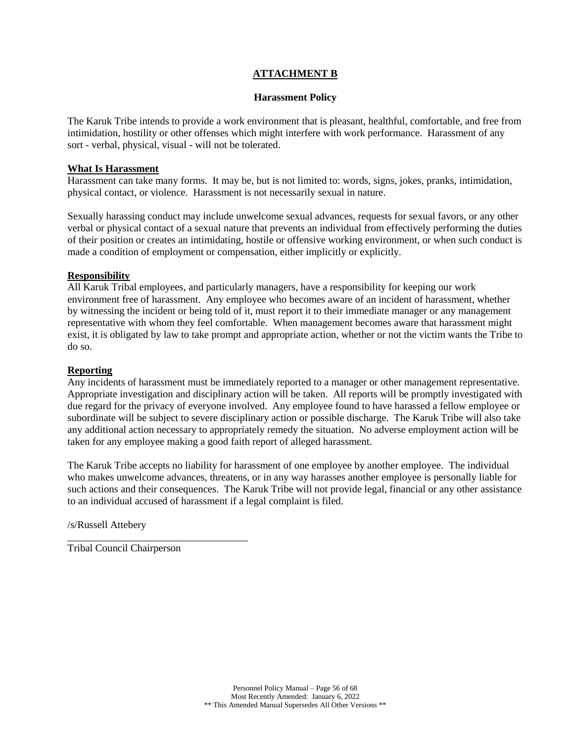# ATTACHMENT B

## Harassment Policy

The Karuk Tribe intends to provide a work environment that is pleasant, healthful, comfortable, and free from intimidation, hostility or other offenses which might interfere with work performance. Harassment of any sort - verbal, physical, visual - will not be tolerated.

### What Is Harassment

Harassment can take many forms. It may be, but is not limited to: words, signs, jokes, pranks, intimidation, physical contact, or violence. Harassment is not necessarily sexual in nature.

Sexually harassing conduct may include unwelcome sexual advances, requests for sexual favors, or any other verbal or physical contact of a sexual nature that prevents an individual from effectively performing the duties of their position or creates an intimidating, hostile or offensive working environment, or when such conduct is made a condition of employment or compensation, either implicitly or explicitly.

### Responsibility

All Karuk Tribal employees, and particularly managers, have a responsibility for keeping our work environment free of harassment. Any employee who becomes aware of an incident of harassment, whether by witnessing the incident or being told of it, must report it to their immediate manager or any management representative with whom they feel comfortable. When management becomes aware that harassment might exist, it is obligated by law to take prompt and appropriate action, whether or not the victim wants the Tribe to do so.

### Reporting

Any incidents of harassment must be immediately reported to a manager or other management representative. Appropriate investigation and disciplinary action will be taken. All reports will be promptly investigated with due regard for the privacy of everyone involved. Any employee found to have harassed a fellow employee or subordinate will be subject to severe disciplinary action or possible discharge. The Karuk Tribe will also take any additional action necessary to appropriately remedy the situation. No adverse employment action will be taken for any employee making a good faith report of alleged harassment.

The Karuk Tribe accepts no liability for harassment of one employee by another employee. The individual who makes unwelcome advances, threatens, or in any way harasses another employee is personally liable for such actions and their consequences. The Karuk Tribe will not provide legal, financial or any other assistance to an individual accused of harassment if a legal complaint is filed.

/s/Russell Attebery

___________________________________

Tribal Council Chairperson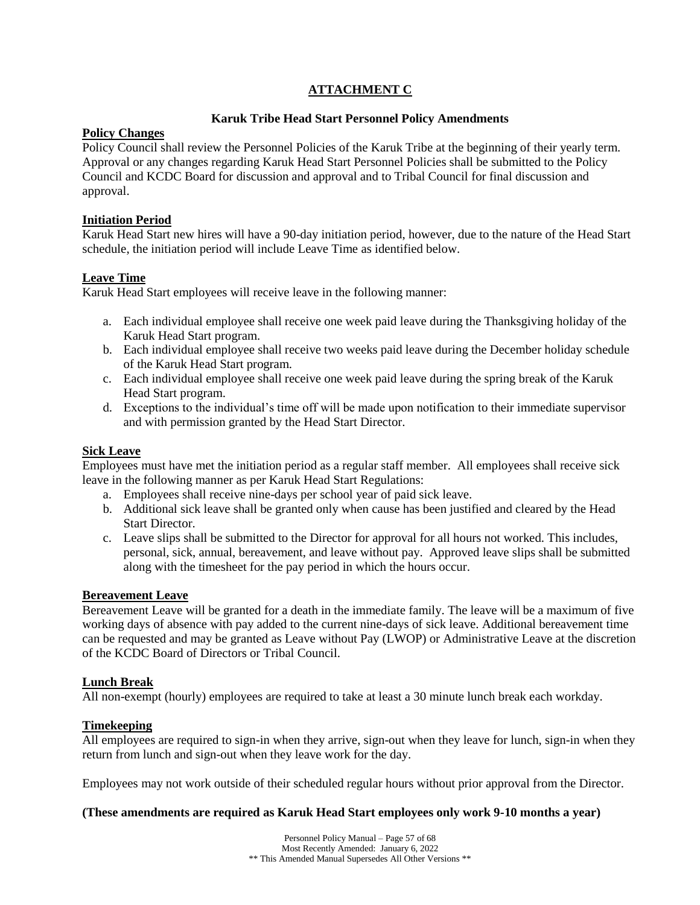# ATTACHMENT C

### Karuk Tribe Head Start Personnel Policy Amendments

**Policy Changes**

Policy Council shall review the Personnel Policies of the Karuk Tribe at the beginning of their yearly term. Approval or any changes regarding Karuk Head Start Personnel Policies shall be submitted to the Policy Council and KCDC Board for discussion and approval and to Tribal Council for final discussion and approval.

**Initiation Period**

Karuk Head Start new hires will have a 90-day initiation period, however, due to the nature of the Head Start schedule, the initiation period will include Leave Time as identified below.

**Leave Time**

Karuk Head Start employees will receive leave in the following manner:

a. Each individual employee shall receive one week paid leave during the Thanksgiving holiday of the Karuk Head Start program.
b. Each individual employee shall receive two weeks paid leave during the December holiday schedule of the Karuk Head Start program.
c. Each individual employee shall receive one week paid leave during the spring break of the Karuk Head Start program.
d. Exceptions to the individual's time off will be made upon notification to their immediate supervisor and with permission granted by the Head Start Director.

**Sick Leave**

Employees must have met the initiation period as a regular staff member. All employees shall receive sick leave in the following manner as per Karuk Head Start Regulations:

a. Employees shall receive nine-days per school year of paid sick leave.
b. Additional sick leave shall be granted only when cause has been justified and cleared by the Head Start Director.
c. Leave slips shall be submitted to the Director for approval for all hours not worked. This includes, personal, sick, annual, bereavement, and leave without pay. Approved leave slips shall be submitted along with the timesheet for the pay period in which the hours occur.

**Bereavement Leave**

Bereavement Leave will be granted for a death in the immediate family. The leave will be a maximum of five working days of absence with pay added to the current nine-days of sick leave. Additional bereavement time can be requested and may be granted as Leave without Pay (LWOP) or Administrative Leave at the discretion of the KCDC Board of Directors or Tribal Council.

**Lunch Break**

All non-exempt (hourly) employees are required to take at least a 30 minute lunch break each workday.

**Timekeeping**

All employees are required to sign-in when they arrive, sign-out when they leave for lunch, sign-in when they return from lunch and sign-out when they leave work for the day.

Employees may not work outside of their scheduled regular hours without prior approval from the Director.

**(These amendments are required as Karuk Head Start employees only work 9-10 months a year)**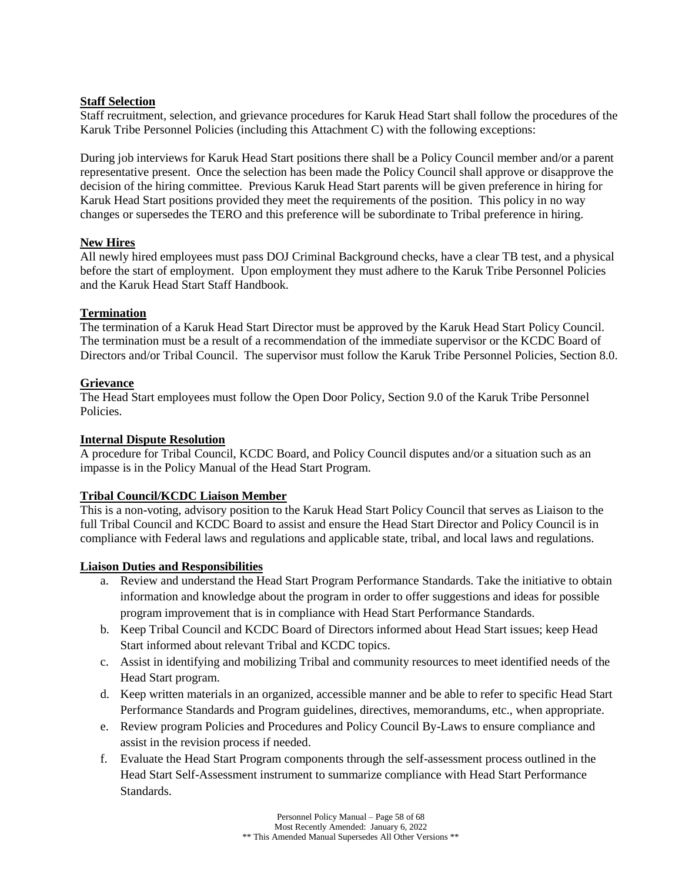**Staff Selection**

Staff recruitment, selection, and grievance procedures for Karuk Head Start shall follow the procedures of the Karuk Tribe Personnel Policies (including this Attachment C) with the following exceptions:

During job interviews for Karuk Head Start positions there shall be a Policy Council member and/or a parent representative present. Once the selection has been made the Policy Council shall approve or disapprove the decision of the hiring committee. Previous Karuk Head Start parents will be given preference in hiring for Karuk Head Start positions provided they meet the requirements of the position. This policy in no way changes or supersedes the TERO and this preference will be subordinate to Tribal preference in hiring.

**New Hires**

All newly hired employees must pass DOJ Criminal Background checks, have a clear TB test, and a physical before the start of employment. Upon employment they must adhere to the Karuk Tribe Personnel Policies and the Karuk Head Start Staff Handbook.

**Termination**

The termination of a Karuk Head Start Director must be approved by the Karuk Head Start Policy Council. The termination must be a result of a recommendation of the immediate supervisor or the KCDC Board of Directors and/or Tribal Council. The supervisor must follow the Karuk Tribe Personnel Policies, Section 8.0.

**Grievance**

The Head Start employees must follow the Open Door Policy, Section 9.0 of the Karuk Tribe Personnel Policies.

**Internal Dispute Resolution**

A procedure for Tribal Council, KCDC Board, and Policy Council disputes and/or a situation such as an impasse is in the Policy Manual of the Head Start Program.

**Tribal Council/KCDC Liaison Member**

This is a non-voting, advisory position to the Karuk Head Start Policy Council that serves as Liaison to the full Tribal Council and KCDC Board to assist and ensure the Head Start Director and Policy Council is in compliance with Federal laws and regulations and applicable state, tribal, and local laws and regulations.

**Liaison Duties and Responsibilities**

a. Review and understand the Head Start Program Performance Standards. Take the initiative to obtain information and knowledge about the program in order to offer suggestions and ideas for possible program improvement that is in compliance with Head Start Performance Standards.
b. Keep Tribal Council and KCDC Board of Directors informed about Head Start issues; keep Head Start informed about relevant Tribal and KCDC topics.
c. Assist in identifying and mobilizing Tribal and community resources to meet identified needs of the Head Start program.
d. Keep written materials in an organized, accessible manner and be able to refer to specific Head Start Performance Standards and Program guidelines, directives, memorandums, etc., when appropriate.
e. Review program Policies and Procedures and Policy Council By-Laws to ensure compliance and assist in the revision process if needed.
f. Evaluate the Head Start Program components through the self-assessment process outlined in the Head Start Self-Assessment instrument to summarize compliance with Head Start Performance Standards.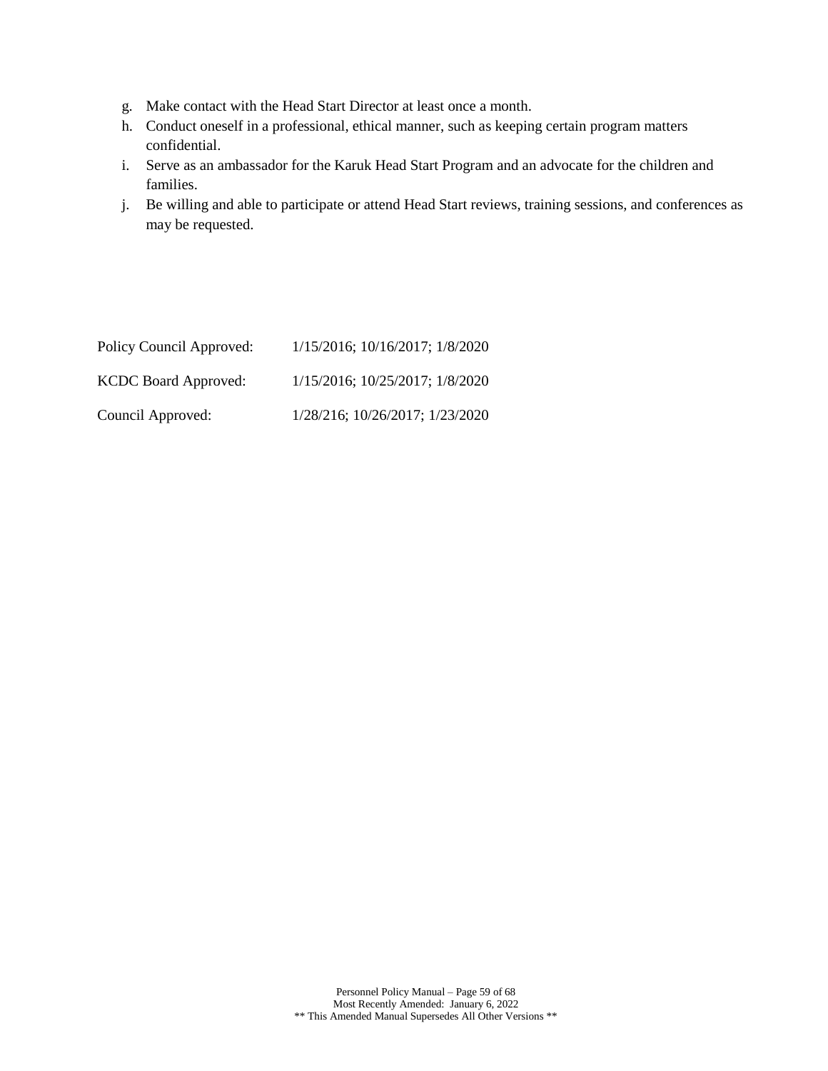g. Make contact with the Head Start Director at least once a month.
h. Conduct oneself in a professional, ethical manner, such as keeping certain program matters confidential.
i. Serve as an ambassador for the Karuk Head Start Program and an advocate for the children and families.
j. Be willing and able to participate or attend Head Start reviews, training sessions, and conferences as may be requested.

Policy Council Approved: 1/15/2016; 10/16/2017; 1/8/2020

KCDC Board Approved: 1/15/2016; 10/25/2017; 1/8/2020

Council Approved: 1/28/216; 10/26/2017; 1/23/2020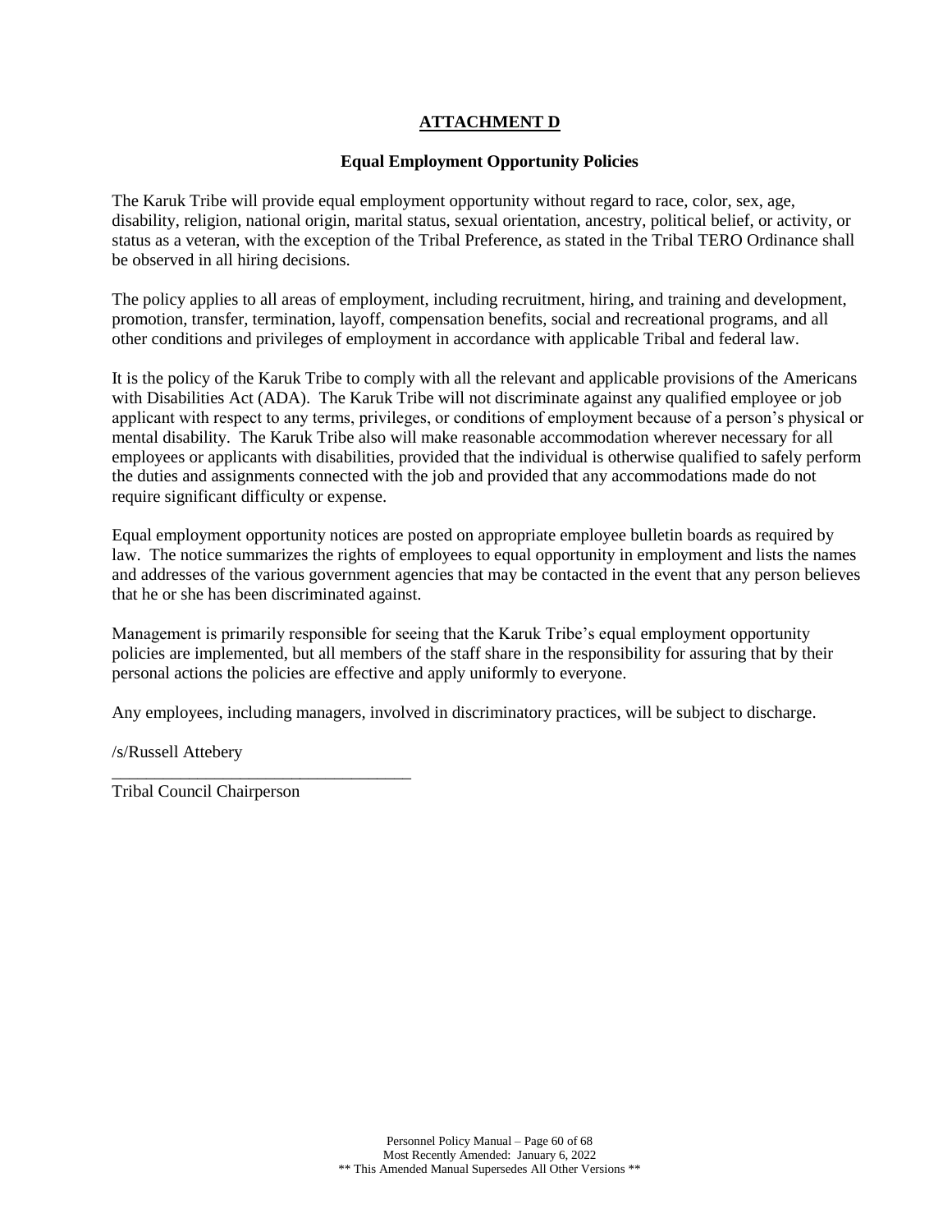# ATTACHMENT D

## Equal Employment Opportunity Policies

The Karuk Tribe will provide equal employment opportunity without regard to race, color, sex, age, disability, religion, national origin, marital status, sexual orientation, ancestry, political belief, or activity, or status as a veteran, with the exception of the Tribal Preference, as stated in the Tribal TERO Ordinance shall be observed in all hiring decisions.

The policy applies to all areas of employment, including recruitment, hiring, and training and development, promotion, transfer, termination, layoff, compensation benefits, social and recreational programs, and all other conditions and privileges of employment in accordance with applicable Tribal and federal law.

It is the policy of the Karuk Tribe to comply with all the relevant and applicable provisions of the Americans with Disabilities Act (ADA). The Karuk Tribe will not discriminate against any qualified employee or job applicant with respect to any terms, privileges, or conditions of employment because of a person's physical or mental disability. The Karuk Tribe also will make reasonable accommodation wherever necessary for all employees or applicants with disabilities, provided that the individual is otherwise qualified to safely perform the duties and assignments connected with the job and provided that any accommodations made do not require significant difficulty or expense.

Equal employment opportunity notices are posted on appropriate employee bulletin boards as required by law. The notice summarizes the rights of employees to equal opportunity in employment and lists the names and addresses of the various government agencies that may be contacted in the event that any person believes that he or she has been discriminated against.

Management is primarily responsible for seeing that the Karuk Tribe's equal employment opportunity policies are implemented, but all members of the staff share in the responsibility for assuring that by their personal actions the policies are effective and apply uniformly to everyone.

Any employees, including managers, involved in discriminatory practices, will be subject to discharge.

/s/Russell Attebery

___________________________________

Tribal Council Chairperson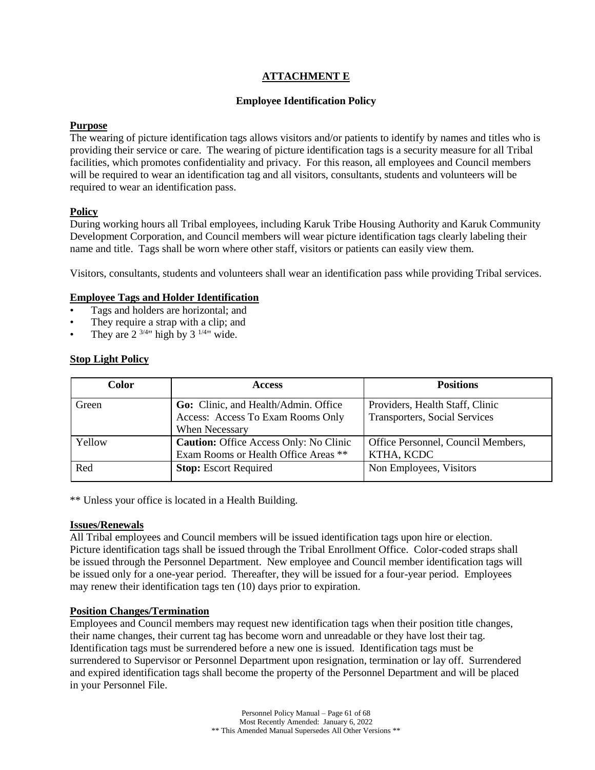## ATTACHMENT E

### Employee Identification Policy

**Purpose**

The wearing of picture identification tags allows visitors and/or patients to identify by names and titles who is providing their service or care. The wearing of picture identification tags is a security measure for all Tribal facilities, which promotes confidentiality and privacy. For this reason, all employees and Council members will be required to wear an identification tag and all visitors, consultants, students and volunteers will be required to wear an identification pass.

**Policy**

During working hours all Tribal employees, including Karuk Tribe Housing Authority and Karuk Community Development Corporation, and Council members will wear picture identification tags clearly labeling their name and title. Tags shall be worn where other staff, visitors or patients can easily view them.

Visitors, consultants, students and volunteers shall wear an identification pass while providing Tribal services.

**Employee Tags and Holder Identification**

- Tags and holders are horizontal; and
- They require a strap with a clip; and
- They are 2 3/4" high by 3 1/4" wide.

**Stop Light Policy**

| Color | Access | Positions |
|---|---|---|
| Green | **Go:** Clinic, and Health/Admin. Office Access: Access To Exam Rooms Only When Necessary | Providers, Health Staff, Clinic Transporters, Social Services |
| Yellow | **Caution:** Office Access Only: No Clinic Exam Rooms or Health Office Areas ** | Office Personnel, Council Members, KTHA, KCDC |
| Red | **Stop:** Escort Required | Non Employees, Visitors |

** Unless your office is located in a Health Building.

**Issues/Renewals**

All Tribal employees and Council members will be issued identification tags upon hire or election. Picture identification tags shall be issued through the Tribal Enrollment Office. Color-coded straps shall be issued through the Personnel Department. New employee and Council member identification tags will be issued only for a one-year period. Thereafter, they will be issued for a four-year period. Employees may renew their identification tags ten (10) days prior to expiration.

**Position Changes/Termination**

Employees and Council members may request new identification tags when their position title changes, their name changes, their current tag has become worn and unreadable or they have lost their tag. Identification tags must be surrendered before a new one is issued. Identification tags must be surrendered to Supervisor or Personnel Department upon resignation, termination or lay off. Surrendered and expired identification tags shall become the property of the Personnel Department and will be placed in your Personnel File.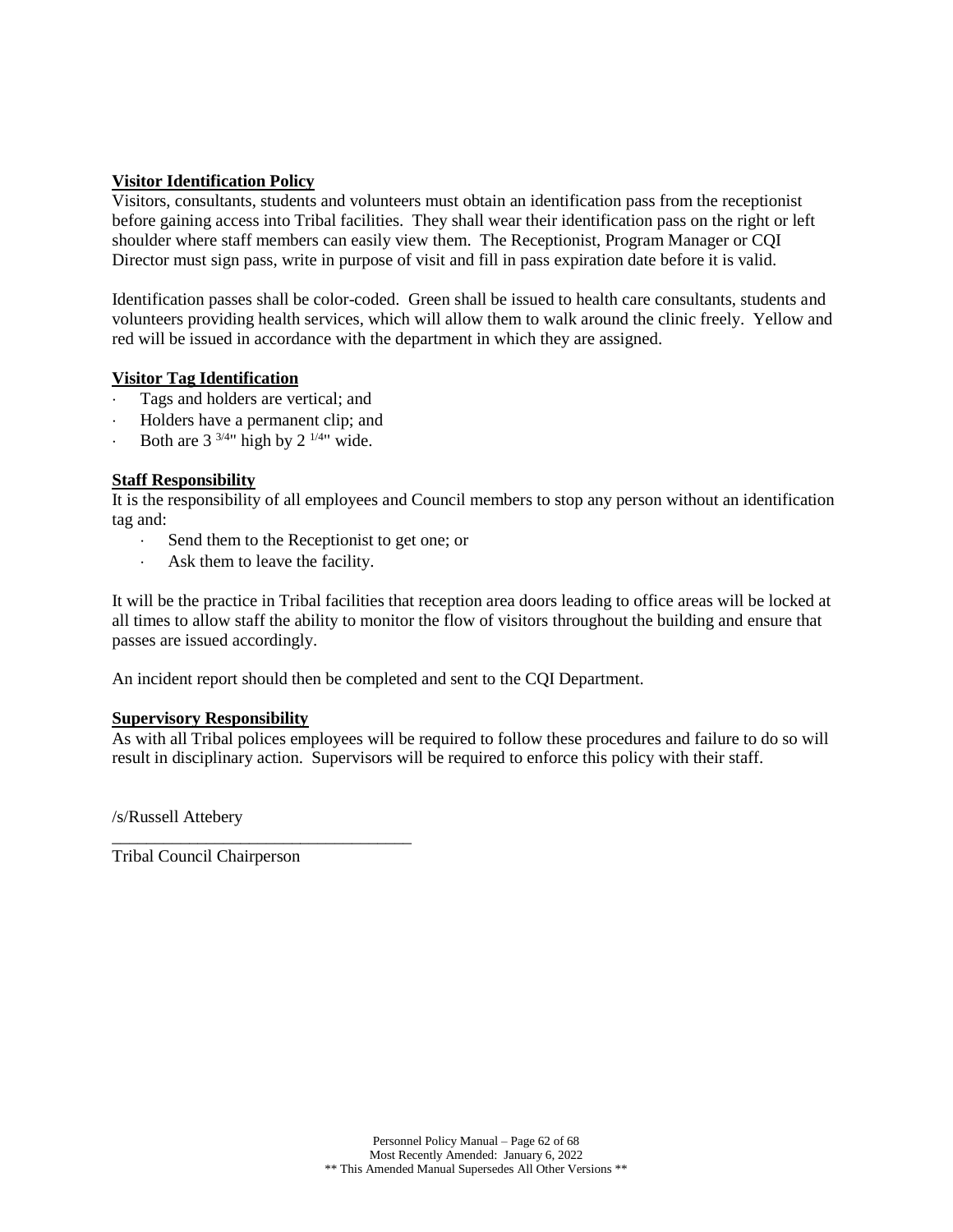**Visitor Identification Policy**

Visitors, consultants, students and volunteers must obtain an identification pass from the receptionist before gaining access into Tribal facilities. They shall wear their identification pass on the right or left shoulder where staff members can easily view them. The Receptionist, Program Manager or CQI Director must sign pass, write in purpose of visit and fill in pass expiration date before it is valid.

Identification passes shall be color-coded. Green shall be issued to health care consultants, students and volunteers providing health services, which will allow them to walk around the clinic freely. Yellow and red will be issued in accordance with the department in which they are assigned.

**Visitor Tag Identification**

- Tags and holders are vertical; and
- Holders have a permanent clip; and
- Both are 3 3/4" high by 2 1/4" wide.

**Staff Responsibility**

It is the responsibility of all employees and Council members to stop any person without an identification tag and:

- Send them to the Receptionist to get one; or
- Ask them to leave the facility.

It will be the practice in Tribal facilities that reception area doors leading to office areas will be locked at all times to allow staff the ability to monitor the flow of visitors throughout the building and ensure that passes are issued accordingly.

An incident report should then be completed and sent to the CQI Department.

**Supervisory Responsibility**

As with all Tribal polices employees will be required to follow these procedures and failure to do so will result in disciplinary action. Supervisors will be required to enforce this policy with their staff.

/s/Russell Attebery

___________________________________

Tribal Council Chairperson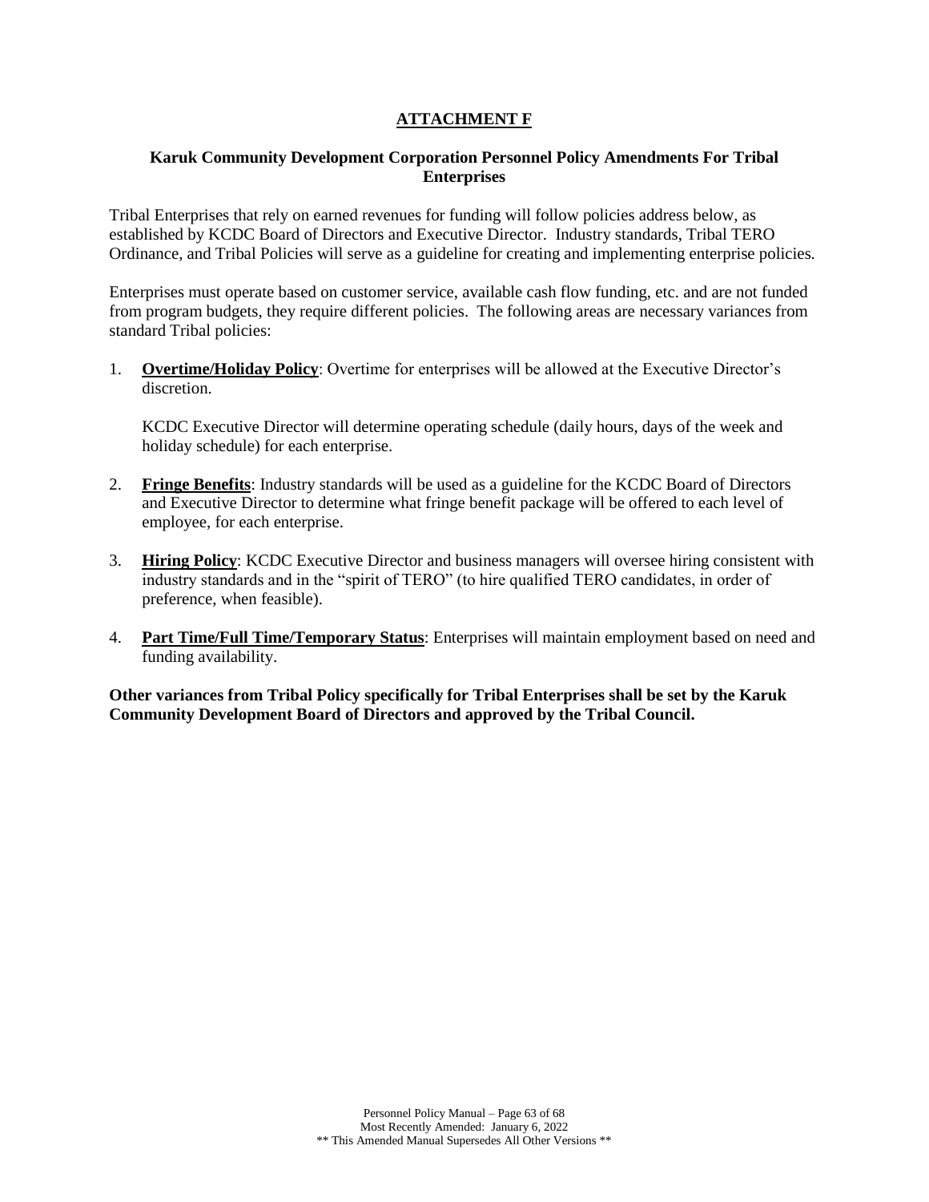# ATTACHMENT F

## Karuk Community Development Corporation Personnel Policy Amendments For Tribal Enterprises

Tribal Enterprises that rely on earned revenues for funding will follow policies address below, as established by KCDC Board of Directors and Executive Director. Industry standards, Tribal TERO Ordinance, and Tribal Policies will serve as a guideline for creating and implementing enterprise policies.

Enterprises must operate based on customer service, available cash flow funding, etc. and are not funded from program budgets, they require different policies. The following areas are necessary variances from standard Tribal policies:

1. **Overtime/Holiday Policy**: Overtime for enterprises will be allowed at the Executive Director's discretion.

   KCDC Executive Director will determine operating schedule (daily hours, days of the week and holiday schedule) for each enterprise.

2. **Fringe Benefits**: Industry standards will be used as a guideline for the KCDC Board of Directors and Executive Director to determine what fringe benefit package will be offered to each level of employee, for each enterprise.

3. **Hiring Policy**: KCDC Executive Director and business managers will oversee hiring consistent with industry standards and in the "spirit of TERO" (to hire qualified TERO candidates, in order of preference, when feasible).

4. **Part Time/Full Time/Temporary Status**: Enterprises will maintain employment based on need and funding availability.

**Other variances from Tribal Policy specifically for Tribal Enterprises shall be set by the Karuk Community Development Board of Directors and approved by the Tribal Council.**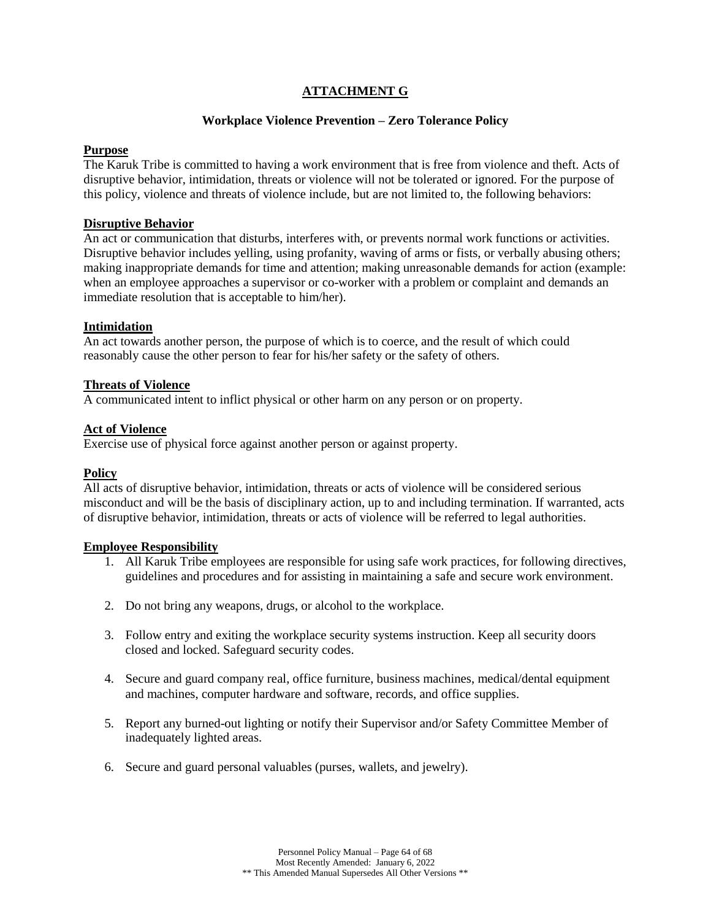# ATTACHMENT G

## Workplace Violence Prevention – Zero Tolerance Policy

### Purpose

The Karuk Tribe is committed to having a work environment that is free from violence and theft. Acts of disruptive behavior, intimidation, threats or violence will not be tolerated or ignored. For the purpose of this policy, violence and threats of violence include, but are not limited to, the following behaviors:

### Disruptive Behavior

An act or communication that disturbs, interferes with, or prevents normal work functions or activities. Disruptive behavior includes yelling, using profanity, waving of arms or fists, or verbally abusing others; making inappropriate demands for time and attention; making unreasonable demands for action (example: when an employee approaches a supervisor or co-worker with a problem or complaint and demands an immediate resolution that is acceptable to him/her).

### Intimidation

An act towards another person, the purpose of which is to coerce, and the result of which could reasonably cause the other person to fear for his/her safety or the safety of others.

### Threats of Violence

A communicated intent to inflict physical or other harm on any person or on property.

### Act of Violence

Exercise use of physical force against another person or against property.

### Policy

All acts of disruptive behavior, intimidation, threats or acts of violence will be considered serious misconduct and will be the basis of disciplinary action, up to and including termination. If warranted, acts of disruptive behavior, intimidation, threats or acts of violence will be referred to legal authorities.

### Employee Responsibility

1. All Karuk Tribe employees are responsible for using safe work practices, for following directives, guidelines and procedures and for assisting in maintaining a safe and secure work environment.

2. Do not bring any weapons, drugs, or alcohol to the workplace.

3. Follow entry and exiting the workplace security systems instruction. Keep all security doors closed and locked. Safeguard security codes.

4. Secure and guard company real, office furniture, business machines, medical/dental equipment and machines, computer hardware and software, records, and office supplies.

5. Report any burned-out lighting or notify their Supervisor and/or Safety Committee Member of inadequately lighted areas.

6. Secure and guard personal valuables (purses, wallets, and jewelry).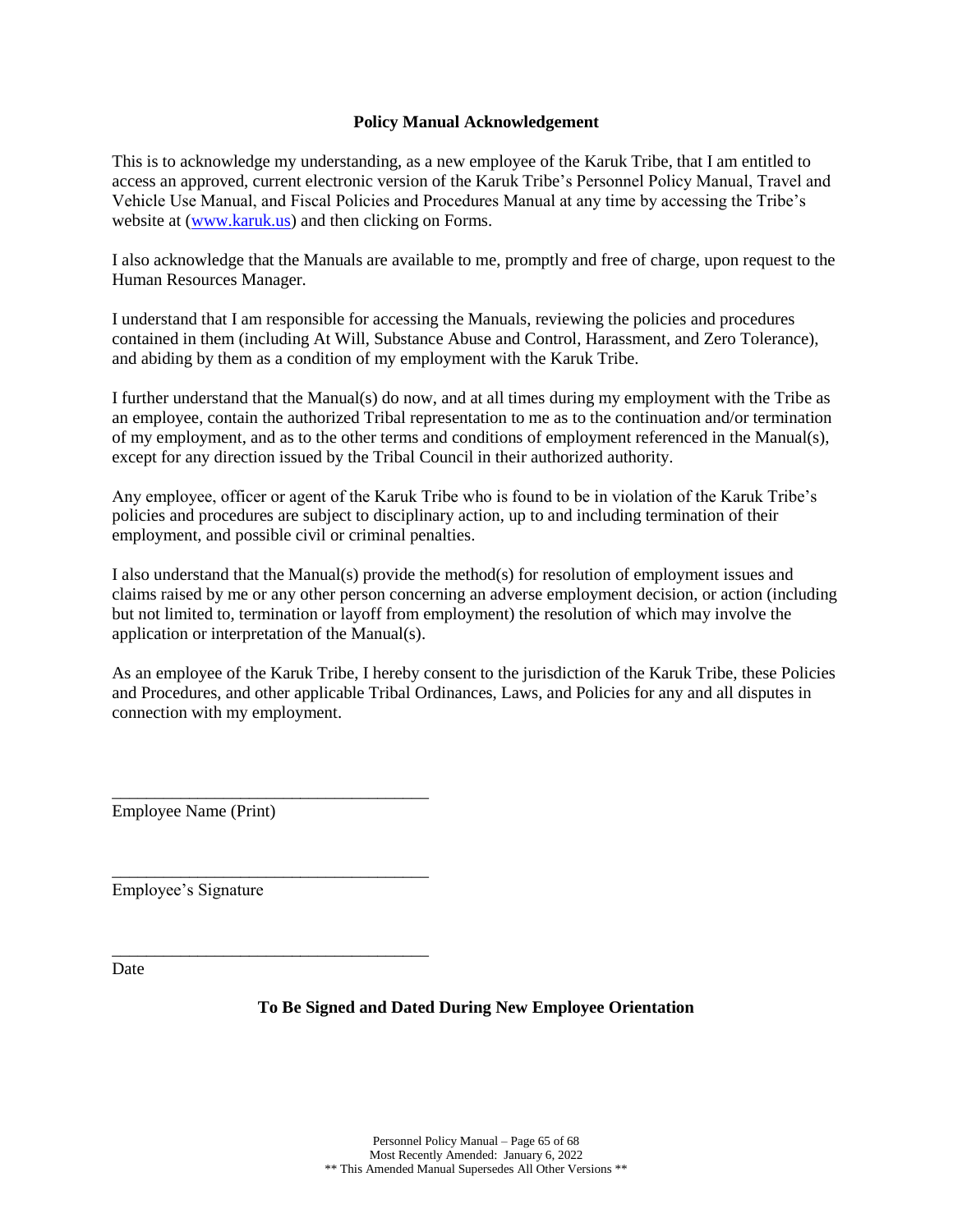## Policy Manual Acknowledgement

This is to acknowledge my understanding, as a new employee of the Karuk Tribe, that I am entitled to access an approved, current electronic version of the Karuk Tribe's Personnel Policy Manual, Travel and Vehicle Use Manual, and Fiscal Policies and Procedures Manual at any time by accessing the Tribe's website at ([www.karuk.us](http://www.karuk.us)) and then clicking on Forms.

I also acknowledge that the Manuals are available to me, promptly and free of charge, upon request to the Human Resources Manager.

I understand that I am responsible for accessing the Manuals, reviewing the policies and procedures contained in them (including At Will, Substance Abuse and Control, Harassment, and Zero Tolerance), and abiding by them as a condition of my employment with the Karuk Tribe.

I further understand that the Manual(s) do now, and at all times during my employment with the Tribe as an employee, contain the authorized Tribal representation to me as to the continuation and/or termination of my employment, and as to the other terms and conditions of employment referenced in the Manual(s), except for any direction issued by the Tribal Council in their authorized authority.

Any employee, officer or agent of the Karuk Tribe who is found to be in violation of the Karuk Tribe's policies and procedures are subject to disciplinary action, up to and including termination of their employment, and possible civil or criminal penalties.

I also understand that the Manual(s) provide the method(s) for resolution of employment issues and claims raised by me or any other person concerning an adverse employment decision, or action (including but not limited to, termination or layoff from employment) the resolution of which may involve the application or interpretation of the Manual(s).

As an employee of the Karuk Tribe, I hereby consent to the jurisdiction of the Karuk Tribe, these Policies and Procedures, and other applicable Tribal Ordinances, Laws, and Policies for any and all disputes in connection with my employment.

_____________________________________
Employee Name (Print)

_____________________________________
Employee's Signature

_____________________________________
Date

**To Be Signed and Dated During New Employee Orientation**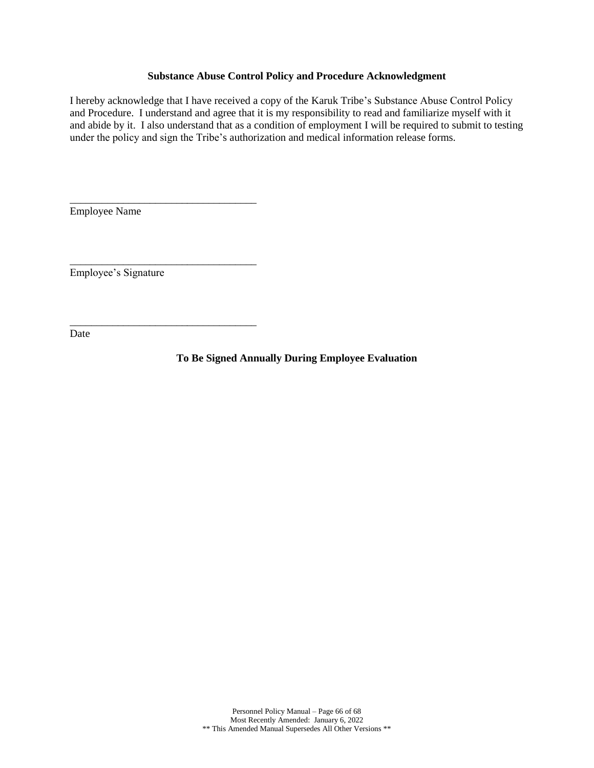**Substance Abuse Control Policy and Procedure Acknowledgment**

I hereby acknowledge that I have received a copy of the Karuk Tribe's Substance Abuse Control Policy and Procedure. I understand and agree that it is my responsibility to read and familiarize myself with it and abide by it. I also understand that as a condition of employment I will be required to submit to testing under the policy and sign the Tribe's authorization and medical information release forms.

___________________________________
Employee Name

___________________________________
Employee's Signature

___________________________________
Date

**To Be Signed Annually During Employee Evaluation**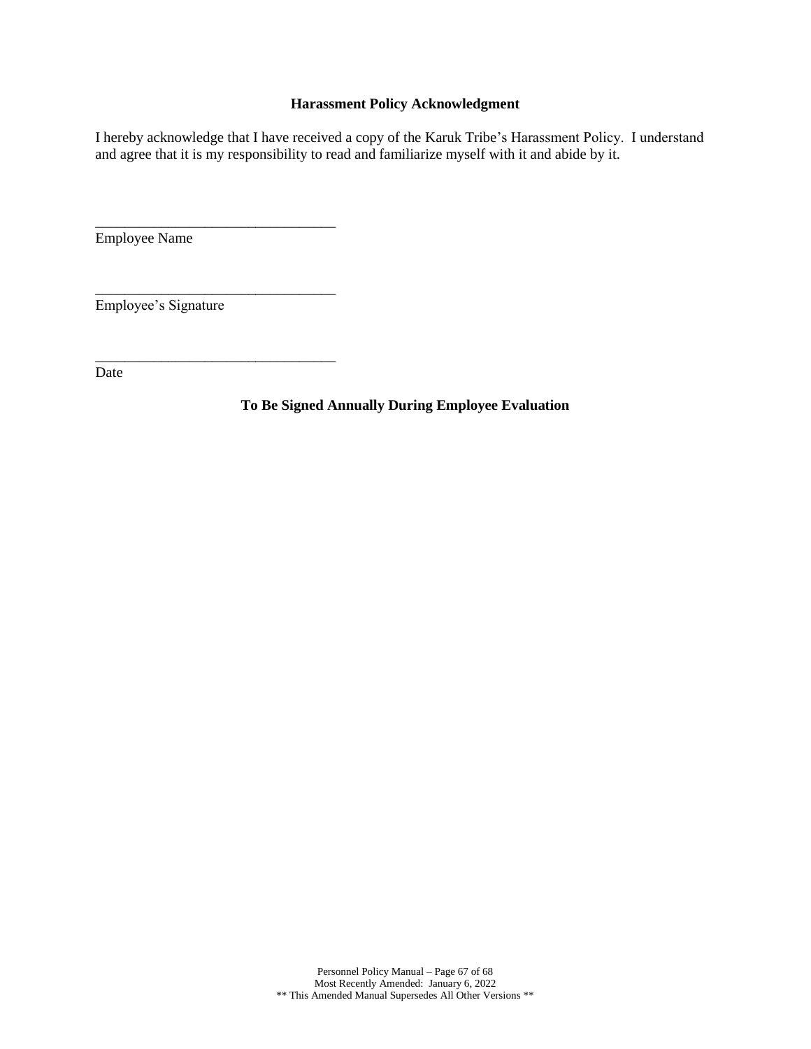## Harassment Policy Acknowledgment

I hereby acknowledge that I have received a copy of the Karuk Tribe's Harassment Policy. I understand and agree that it is my responsibility to read and familiarize myself with it and abide by it.

_________________________________
Employee Name

_________________________________
Employee's Signature

_________________________________
Date

**To Be Signed Annually During Employee Evaluation**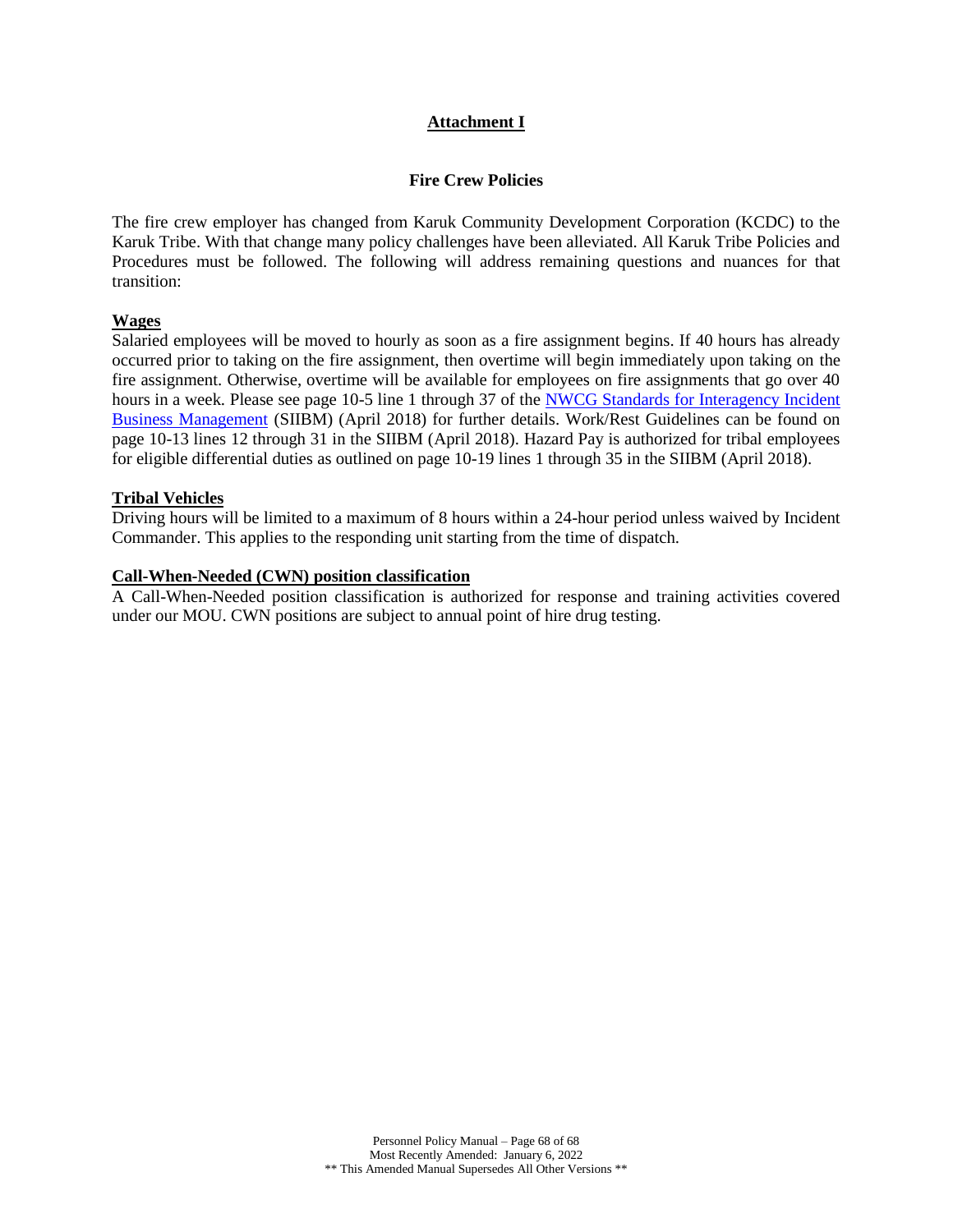# Attachment I

## Fire Crew Policies

The fire crew employer has changed from Karuk Community Development Corporation (KCDC) to the Karuk Tribe. With that change many policy challenges have been alleviated. All Karuk Tribe Policies and Procedures must be followed. The following will address remaining questions and nuances for that transition:

### Wages

Salaried employees will be moved to hourly as soon as a fire assignment begins. If 40 hours has already occurred prior to taking on the fire assignment, then overtime will begin immediately upon taking on the fire assignment. Otherwise, overtime will be available for employees on fire assignments that go over 40 hours in a week. Please see page 10-5 line 1 through 37 of the NWCG Standards for Interagency Incident Business Management (SIIBM) (April 2018) for further details. Work/Rest Guidelines can be found on page 10-13 lines 12 through 31 in the SIIBM (April 2018). Hazard Pay is authorized for tribal employees for eligible differential duties as outlined on page 10-19 lines 1 through 35 in the SIIBM (April 2018).

### Tribal Vehicles

Driving hours will be limited to a maximum of 8 hours within a 24-hour period unless waived by Incident Commander. This applies to the responding unit starting from the time of dispatch.

### Call-When-Needed (CWN) position classification

A Call-When-Needed position classification is authorized for response and training activities covered under our MOU. CWN positions are subject to annual point of hire drug testing.